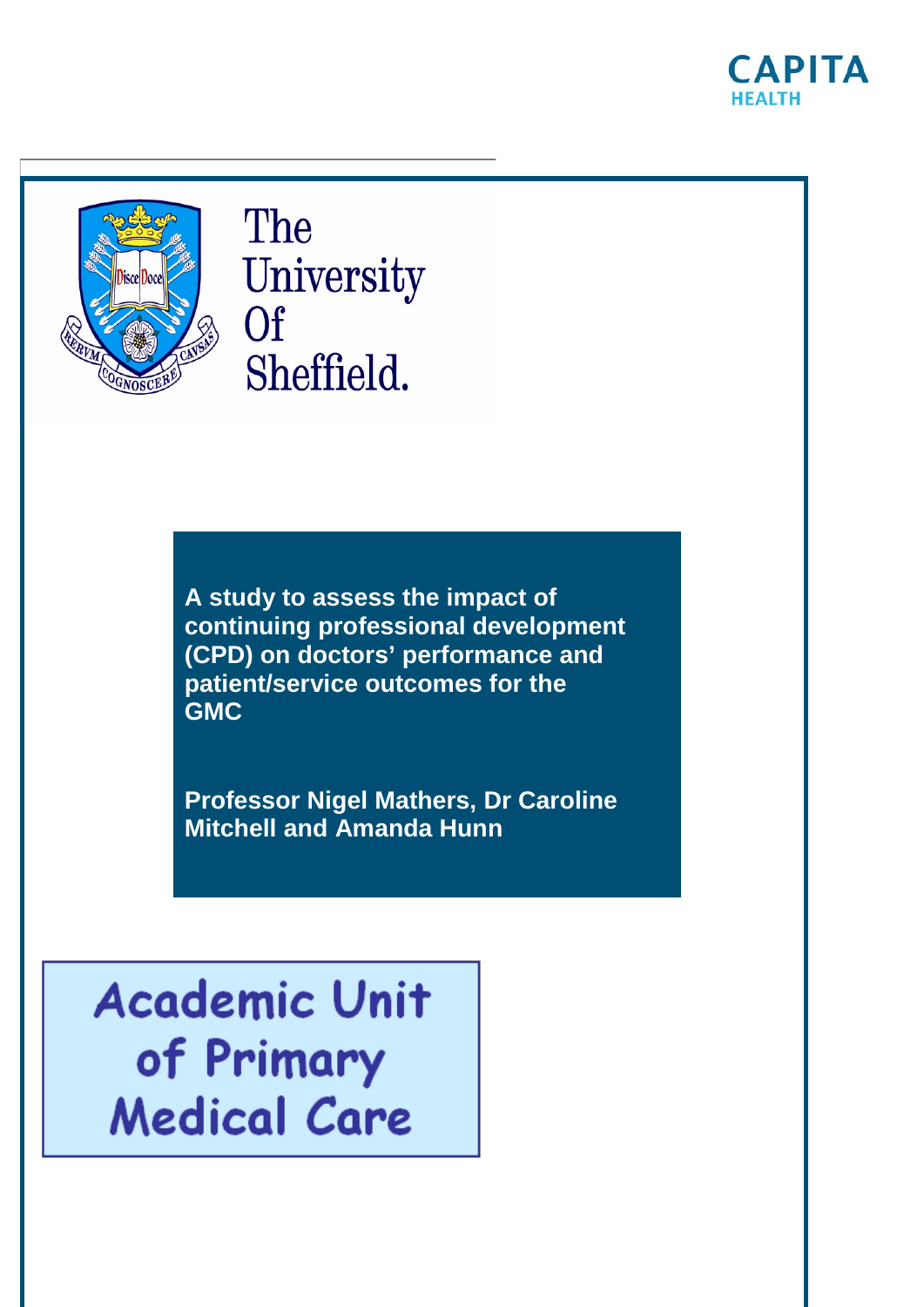CAPITA HEALTH

The University Of Sheffield.

# A study to assess the impact of continuing professional development (CPD) on doctors' performance and patient/service outcomes for the GMC

**Professor Nigel Mathers, Dr Caroline Mitchell and Amanda Hunn**

Academic Unit of Primary Medical Care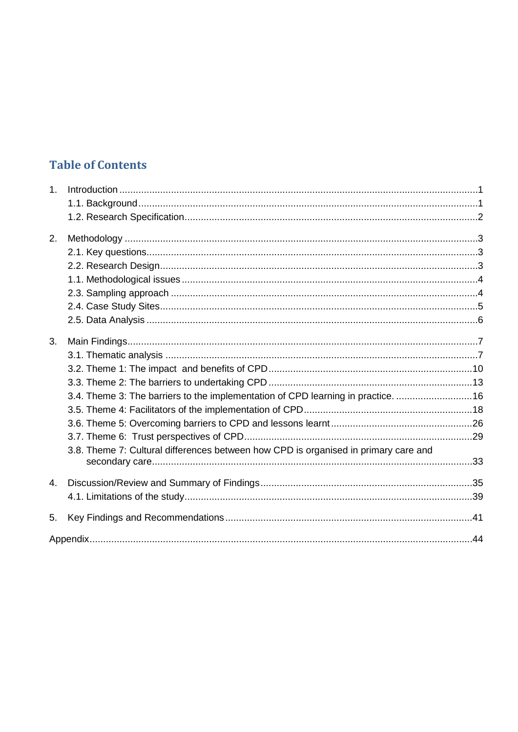## Table of Contents

1. Introduction ....................................................................................................................................1
   - 1.1. Background ............................................................................................................................1
   - 1.2. Research Specification............................................................................................................2
2. Methodology .................................................................................................................................3
   - 2.1. Key questions..........................................................................................................................3
   - 2.2. Research Design......................................................................................................................3
   - 1.1. Methodological issues .............................................................................................................4
   - 2.3. Sampling approach .................................................................................................................4
   - 2.4. Case Study Sites......................................................................................................................5
   - 2.5. Data Analysis ..........................................................................................................................6
3. Main Findings................................................................................................................................7
   - 3.1. Thematic analysis ...................................................................................................................7
   - 3.2. Theme 1: The impact and benefits of CPD ...........................................................................10
   - 3.3. Theme 2: The barriers to undertaking CPD ..........................................................................13
   - 3.4. Theme 3: The barriers to the implementation of CPD learning in practice. ............................16
   - 3.5. Theme 4: Facilitators of the implementation of CPD..............................................................18
   - 3.6. Theme 5: Overcoming barriers to CPD and lessons learnt ....................................................26
   - 3.7. Theme 6: Trust perspectives of CPD.....................................................................................29
   - 3.8. Theme 7: Cultural differences between how CPD is organised in primary care and secondary care......................................................................................................................33
4. Discussion/Review and Summary of Findings..............................................................................35
   - 4.1. Limitations of the study...........................................................................................................39
5. Key Findings and Recommendations...........................................................................................41

Appendix.............................................................................................................................................44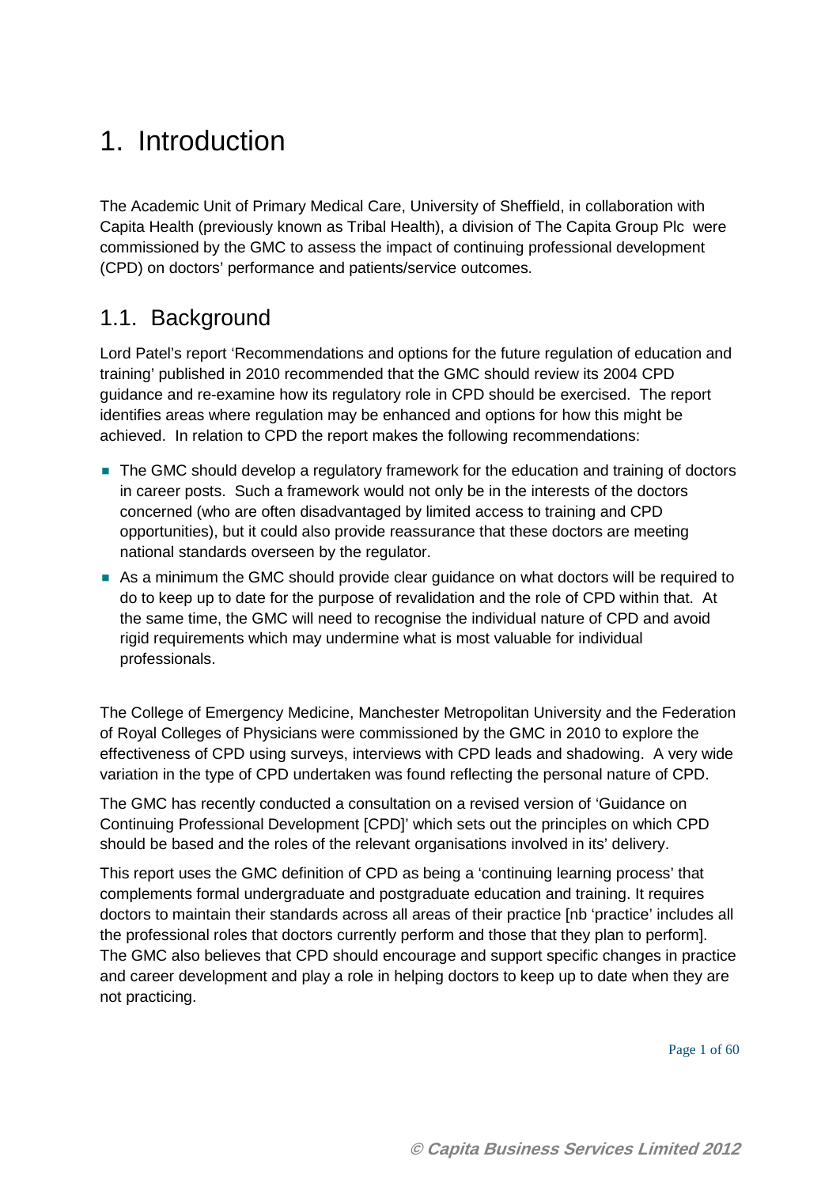# 1. Introduction

The Academic Unit of Primary Medical Care, University of Sheffield, in collaboration with Capita Health (previously known as Tribal Health), a division of The Capita Group Plc were commissioned by the GMC to assess the impact of continuing professional development (CPD) on doctors' performance and patients/service outcomes.

## 1.1. Background

Lord Patel's report 'Recommendations and options for the future regulation of education and training' published in 2010 recommended that the GMC should review its 2004 CPD guidance and re-examine how its regulatory role in CPD should be exercised. The report identifies areas where regulation may be enhanced and options for how this might be achieved. In relation to CPD the report makes the following recommendations:

- The GMC should develop a regulatory framework for the education and training of doctors in career posts. Such a framework would not only be in the interests of the doctors concerned (who are often disadvantaged by limited access to training and CPD opportunities), but it could also provide reassurance that these doctors are meeting national standards overseen by the regulator.
- As a minimum the GMC should provide clear guidance on what doctors will be required to do to keep up to date for the purpose of revalidation and the role of CPD within that. At the same time, the GMC will need to recognise the individual nature of CPD and avoid rigid requirements which may undermine what is most valuable for individual professionals.

The College of Emergency Medicine, Manchester Metropolitan University and the Federation of Royal Colleges of Physicians were commissioned by the GMC in 2010 to explore the effectiveness of CPD using surveys, interviews with CPD leads and shadowing. A very wide variation in the type of CPD undertaken was found reflecting the personal nature of CPD.

The GMC has recently conducted a consultation on a revised version of 'Guidance on Continuing Professional Development [CPD]' which sets out the principles on which CPD should be based and the roles of the relevant organisations involved in its' delivery.

This report uses the GMC definition of CPD as being a 'continuing learning process' that complements formal undergraduate and postgraduate education and training. It requires doctors to maintain their standards across all areas of their practice [nb 'practice' includes all the professional roles that doctors currently perform and those that they plan to perform]. The GMC also believes that CPD should encourage and support specific changes in practice and career development and play a role in helping doctors to keep up to date when they are not practicing.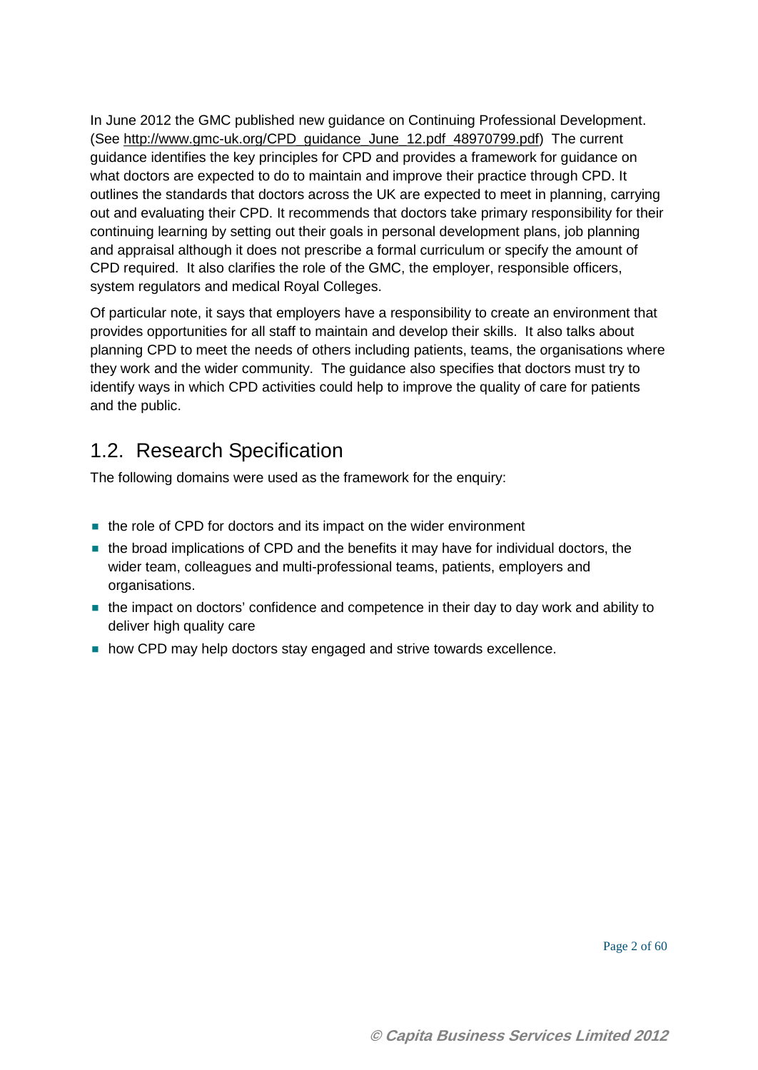In June 2012 the GMC published new guidance on Continuing Professional Development. (See http://www.gmc-uk.org/CPD_guidance_June_12.pdf_48970799.pdf) The current guidance identifies the key principles for CPD and provides a framework for guidance on what doctors are expected to do to maintain and improve their practice through CPD. It outlines the standards that doctors across the UK are expected to meet in planning, carrying out and evaluating their CPD. It recommends that doctors take primary responsibility for their continuing learning by setting out their goals in personal development plans, job planning and appraisal although it does not prescribe a formal curriculum or specify the amount of CPD required. It also clarifies the role of the GMC, the employer, responsible officers, system regulators and medical Royal Colleges.

Of particular note, it says that employers have a responsibility to create an environment that provides opportunities for all staff to maintain and develop their skills. It also talks about planning CPD to meet the needs of others including patients, teams, the organisations where they work and the wider community. The guidance also specifies that doctors must try to identify ways in which CPD activities could help to improve the quality of care for patients and the public.

## 1.2. Research Specification

The following domains were used as the framework for the enquiry:

- the role of CPD for doctors and its impact on the wider environment
- the broad implications of CPD and the benefits it may have for individual doctors, the wider team, colleagues and multi-professional teams, patients, employers and organisations.
- the impact on doctors' confidence and competence in their day to day work and ability to deliver high quality care
- how CPD may help doctors stay engaged and strive towards excellence.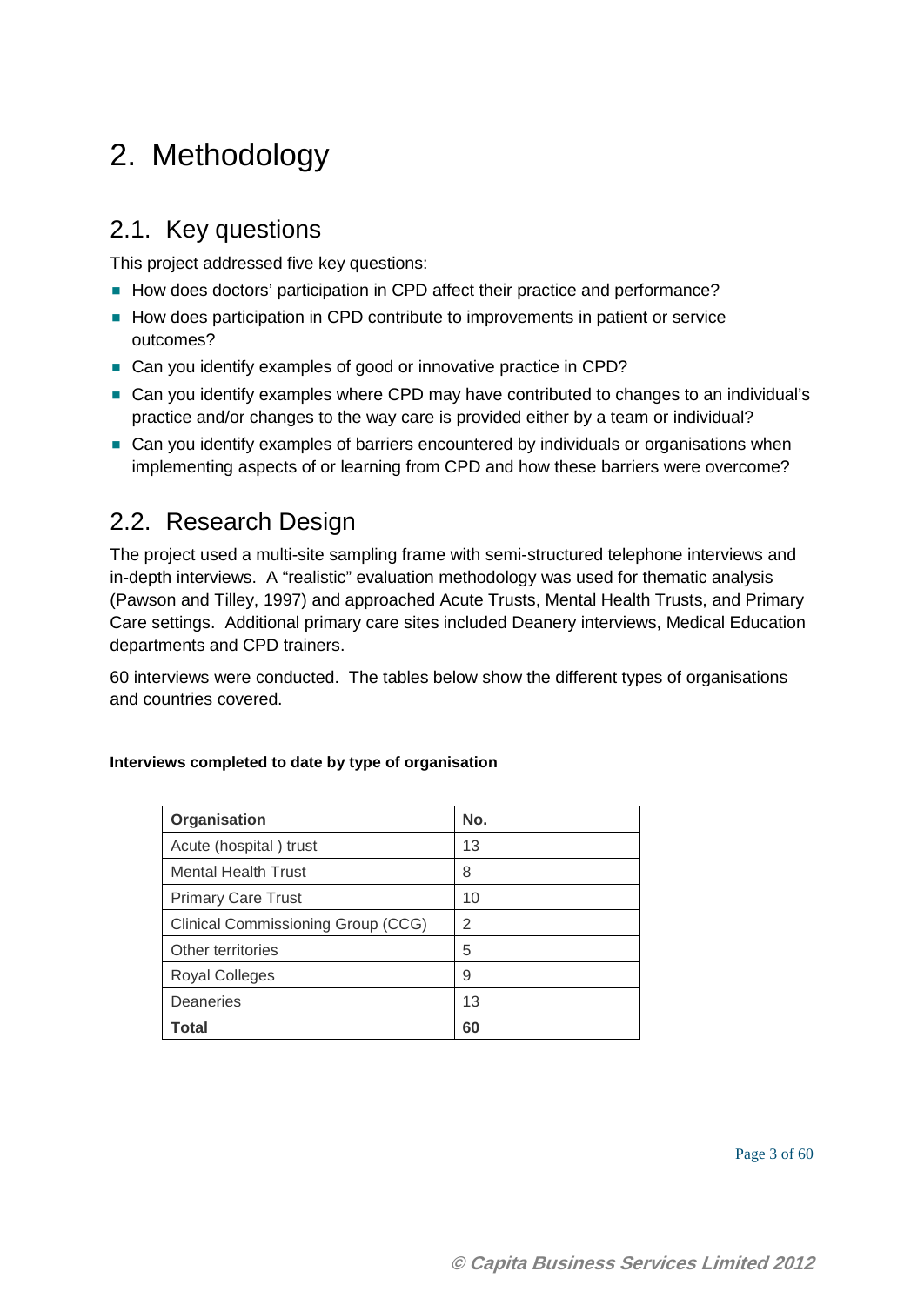# 2. Methodology

## 2.1. Key questions

This project addressed five key questions:

- How does doctors' participation in CPD affect their practice and performance?
- How does participation in CPD contribute to improvements in patient or service outcomes?
- Can you identify examples of good or innovative practice in CPD?
- Can you identify examples where CPD may have contributed to changes to an individual's practice and/or changes to the way care is provided either by a team or individual?
- Can you identify examples of barriers encountered by individuals or organisations when implementing aspects of or learning from CPD and how these barriers were overcome?

## 2.2. Research Design

The project used a multi-site sampling frame with semi-structured telephone interviews and in-depth interviews. A "realistic" evaluation methodology was used for thematic analysis (Pawson and Tilley, 1997) and approached Acute Trusts, Mental Health Trusts, and Primary Care settings. Additional primary care sites included Deanery interviews, Medical Education departments and CPD trainers.

60 interviews were conducted. The tables below show the different types of organisations and countries covered.

**Interviews completed to date by type of organisation**

| Organisation | No. |
|---|---|
| Acute (hospital ) trust | 13 |
| Mental Health Trust | 8 |
| Primary Care Trust | 10 |
| Clinical Commissioning Group (CCG) | 2 |
| Other territories | 5 |
| Royal Colleges | 9 |
| Deaneries | 13 |
| **Total** | **60** |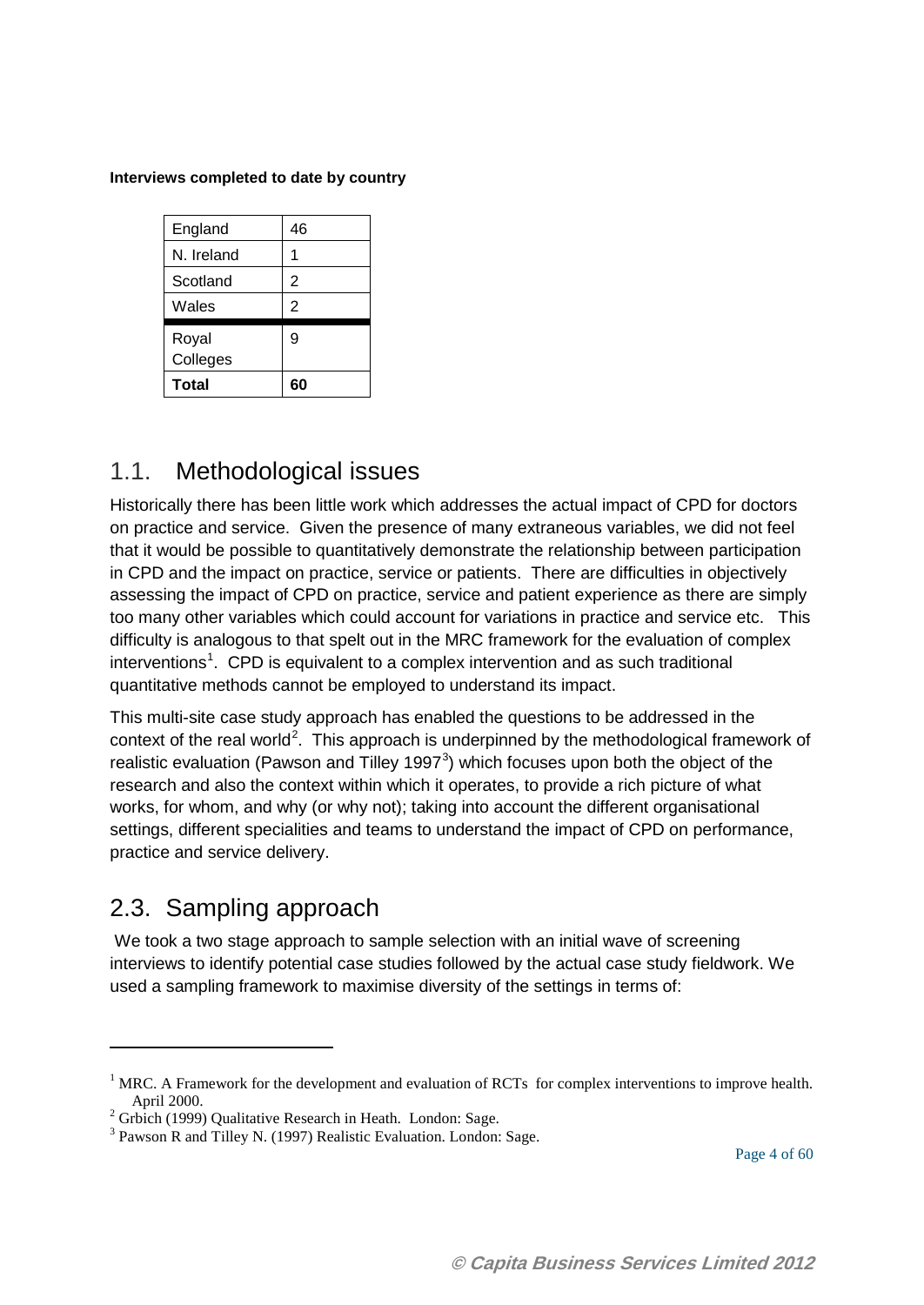**Interviews completed to date by country**

| England | 46 |
| --- | --- |
| N. Ireland | 1 |
| Scotland | 2 |
| Wales | 2 |
| Royal Colleges | 9 |
| **Total** | **60** |

## 1.1. Methodological issues

Historically there has been little work which addresses the actual impact of CPD for doctors on practice and service. Given the presence of many extraneous variables, we did not feel that it would be possible to quantitatively demonstrate the relationship between participation in CPD and the impact on practice, service or patients. There are difficulties in objectively assessing the impact of CPD on practice, service and patient experience as there are simply too many other variables which could account for variations in practice and service etc. This difficulty is analogous to that spelt out in the MRC framework for the evaluation of complex interventions[1]. CPD is equivalent to a complex intervention and as such traditional quantitative methods cannot be employed to understand its impact.

This multi-site case study approach has enabled the questions to be addressed in the context of the real world[2]. This approach is underpinned by the methodological framework of realistic evaluation (Pawson and Tilley 1997[3]) which focuses upon both the object of the research and also the context within which it operates, to provide a rich picture of what works, for whom, and why (or why not); taking into account the different organisational settings, different specialities and teams to understand the impact of CPD on performance, practice and service delivery.

## 2.3. Sampling approach

We took a two stage approach to sample selection with an initial wave of screening interviews to identify potential case studies followed by the actual case study fieldwork. We used a sampling framework to maximise diversity of the settings in terms of:

---

[1] MRC. A Framework for the development and evaluation of RCTs for complex interventions to improve health. April 2000.

[2] Grbich (1999) Qualitative Research in Heath. London: Sage.

[3] Pawson R and Tilley N. (1997) Realistic Evaluation. London: Sage.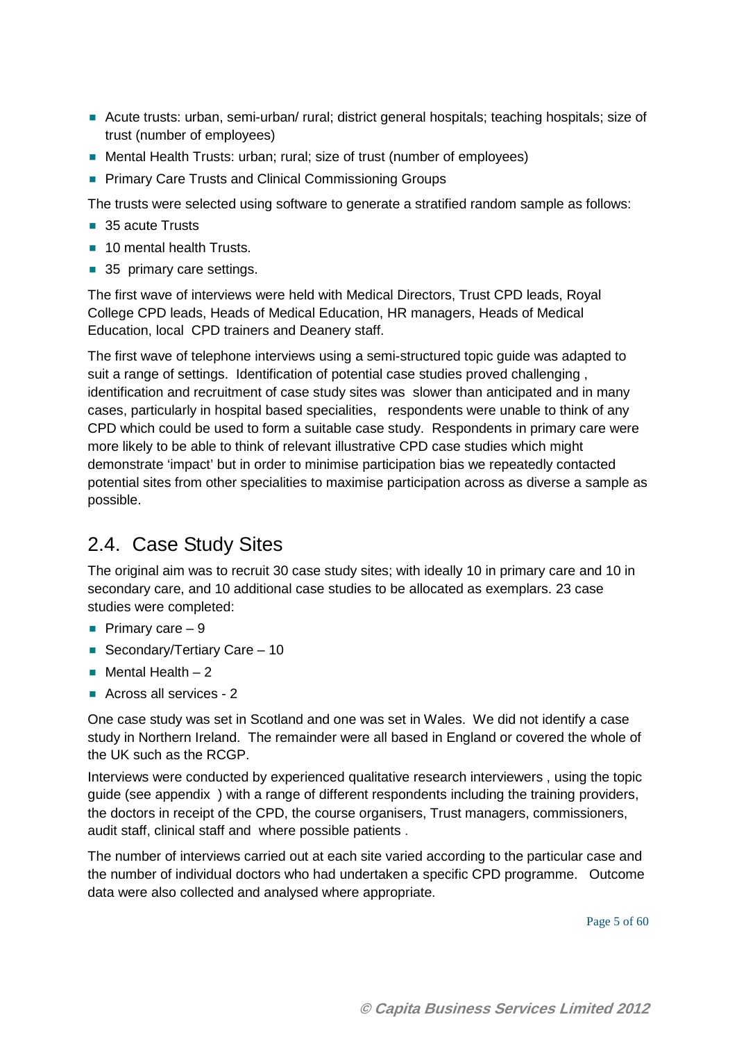- Acute trusts: urban, semi-urban/ rural; district general hospitals; teaching hospitals; size of trust (number of employees)
- Mental Health Trusts: urban; rural; size of trust (number of employees)
- Primary Care Trusts and Clinical Commissioning Groups

The trusts were selected using software to generate a stratified random sample as follows:

- 35 acute Trusts
- 10 mental health Trusts.
- 35 primary care settings.

The first wave of interviews were held with Medical Directors, Trust CPD leads, Royal College CPD leads, Heads of Medical Education, HR managers, Heads of Medical Education, local CPD trainers and Deanery staff.

The first wave of telephone interviews using a semi-structured topic guide was adapted to suit a range of settings. Identification of potential case studies proved challenging , identification and recruitment of case study sites was slower than anticipated and in many cases, particularly in hospital based specialities, respondents were unable to think of any CPD which could be used to form a suitable case study. Respondents in primary care were more likely to be able to think of relevant illustrative CPD case studies which might demonstrate 'impact' but in order to minimise participation bias we repeatedly contacted potential sites from other specialities to maximise participation across as diverse a sample as possible.

## 2.4. Case Study Sites

The original aim was to recruit 30 case study sites; with ideally 10 in primary care and 10 in secondary care, and 10 additional case studies to be allocated as exemplars. 23 case studies were completed:

- Primary care – 9
- Secondary/Tertiary Care – 10
- Mental Health – 2
- Across all services - 2

One case study was set in Scotland and one was set in Wales. We did not identify a case study in Northern Ireland. The remainder were all based in England or covered the whole of the UK such as the RCGP.

Interviews were conducted by experienced qualitative research interviewers , using the topic guide (see appendix ) with a range of different respondents including the training providers, the doctors in receipt of the CPD, the course organisers, Trust managers, commissioners, audit staff, clinical staff and where possible patients .

The number of interviews carried out at each site varied according to the particular case and the number of individual doctors who had undertaken a specific CPD programme. Outcome data were also collected and analysed where appropriate.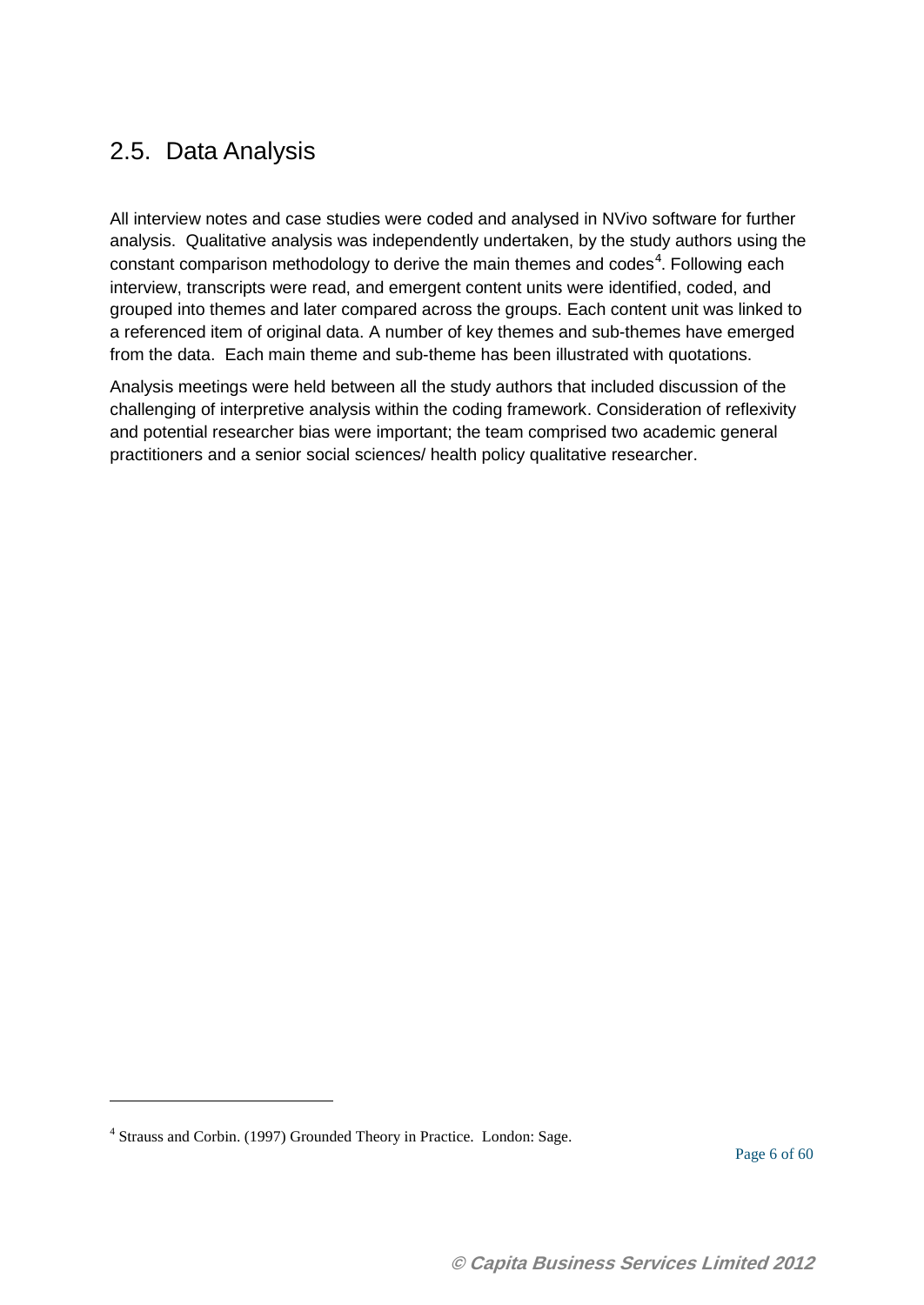## 2.5. Data Analysis

All interview notes and case studies were coded and analysed in NVivo software for further analysis. Qualitative analysis was independently undertaken, by the study authors using the constant comparison methodology to derive the main themes and codes[4]. Following each interview, transcripts were read, and emergent content units were identified, coded, and grouped into themes and later compared across the groups. Each content unit was linked to a referenced item of original data. A number of key themes and sub-themes have emerged from the data. Each main theme and sub-theme has been illustrated with quotations.

Analysis meetings were held between all the study authors that included discussion of the challenging of interpretive analysis within the coding framework. Consideration of reflexivity and potential researcher bias were important; the team comprised two academic general practitioners and a senior social sciences/ health policy qualitative researcher.

---

[4] Strauss and Corbin. (1997) Grounded Theory in Practice. London: Sage.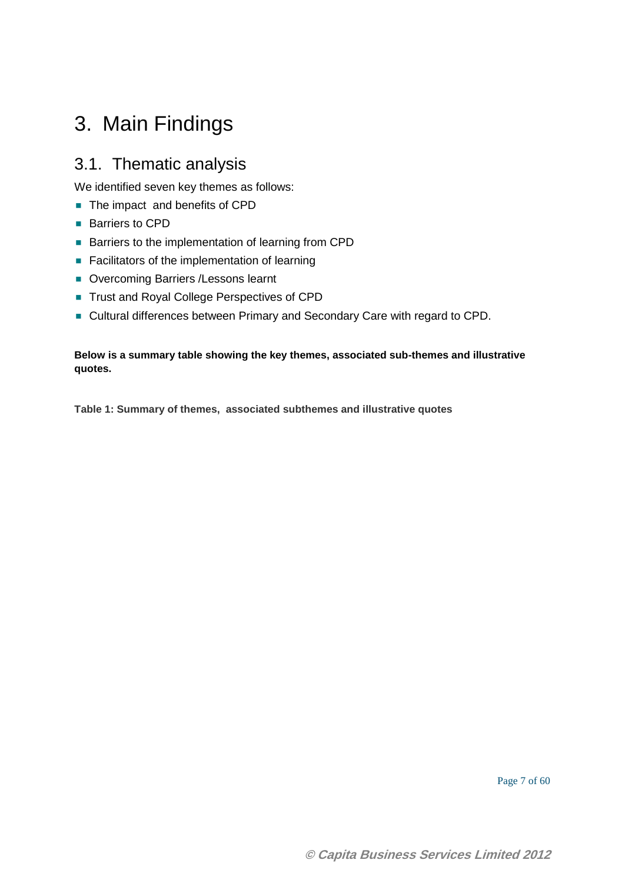# 3. Main Findings

## 3.1. Thematic analysis

We identified seven key themes as follows:

- The impact and benefits of CPD
- Barriers to CPD
- Barriers to the implementation of learning from CPD
- Facilitators of the implementation of learning
- Overcoming Barriers /Lessons learnt
- Trust and Royal College Perspectives of CPD
- Cultural differences between Primary and Secondary Care with regard to CPD.

**Below is a summary table showing the key themes, associated sub-themes and illustrative quotes.**

**Table 1: Summary of themes, associated subthemes and illustrative quotes**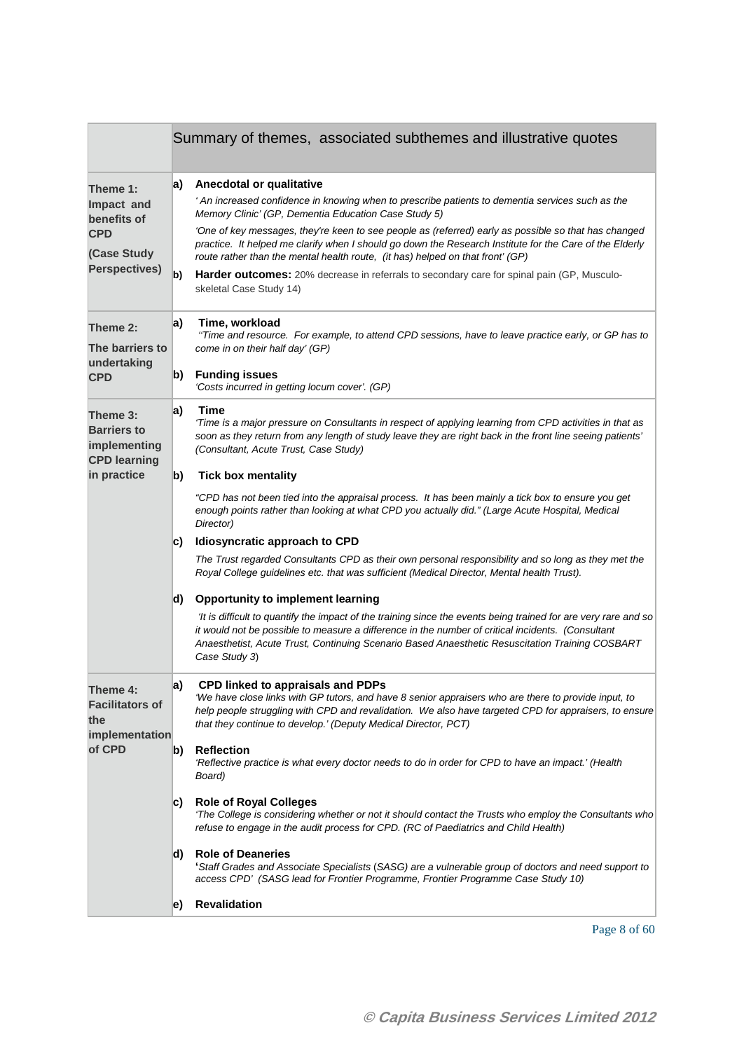| | Summary of themes, associated subthemes and illustrative quotes |
|---|---|
| **Theme 1: Impact and benefits of CPD (Case Study Perspectives)** | **a) Anecdotal or qualitative**<br>*' An increased confidence in knowing when to prescribe patients to dementia services such as the Memory Clinic' (GP, Dementia Education Case Study 5)*<br>*'One of key messages, they're keen to see people as (referred) early as possible so that has changed practice. It helped me clarify when I should go down the Research Institute for the Care of the Elderly route rather than the mental health route, (it has) helped on that front' (GP)*<br>**b) Harder outcomes:** 20% decrease in referrals to secondary care for spinal pain (GP, Musculo-skeletal Case Study 14) |
| **Theme 2: The barriers to undertaking CPD** | **a) Time, workload**<br>*''Time and resource. For example, to attend CPD sessions, have to leave practice early, or GP has to come in on their half day' (GP)*<br>**b) Funding issues**<br>*'Costs incurred in getting locum cover'. (GP)* |
| **Theme 3: Barriers to implementing CPD learning in practice** | **a) Time**<br>*'Time is a major pressure on Consultants in respect of applying learning from CPD activities in that as soon as they return from any length of study leave they are right back in the front line seeing patients' (Consultant, Acute Trust, Case Study)*<br>**b) Tick box mentality**<br>*"CPD has not been tied into the appraisal process. It has been mainly a tick box to ensure you get enough points rather than looking at what CPD you actually did." (Large Acute Hospital, Medical Director)*<br>**c) Idiosyncratic approach to CPD**<br>*The Trust regarded Consultants CPD as their own personal responsibility and so long as they met the Royal College guidelines etc. that was sufficient (Medical Director, Mental health Trust).*<br>**d) Opportunity to implement learning**<br>*'It is difficult to quantify the impact of the training since the events being trained for are very rare and so it would not be possible to measure a difference in the number of critical incidents. (Consultant Anaesthetist, Acute Trust, Continuing Scenario Based Anaesthetic Resuscitation Training COSBART Case Study 3)* |
| **Theme 4: Facilitators of the implementation of CPD** | **a) CPD linked to appraisals and PDPs**<br>*'We have close links with GP tutors, and have 8 senior appraisers who are there to provide input, to help people struggling with CPD and revalidation. We also have targeted CPD for appraisers, to ensure that they continue to develop.' (Deputy Medical Director, PCT)*<br>**b) Reflection**<br>*'Reflective practice is what every doctor needs to do in order for CPD to have an impact.' (Health Board)*<br>**c) Role of Royal Colleges**<br>*'The College is considering whether or not it should contact the Trusts who employ the Consultants who refuse to engage in the audit process for CPD. (RC of Paediatrics and Child Health)*<br>**d) Role of Deaneries**<br>*'Staff Grades and Associate Specialists (SASG) are a vulnerable group of doctors and need support to access CPD' (SASG lead for Frontier Programme, Frontier Programme Case Study 10)*<br>**e) Revalidation** |

**© Capita Business Services Limited 2012**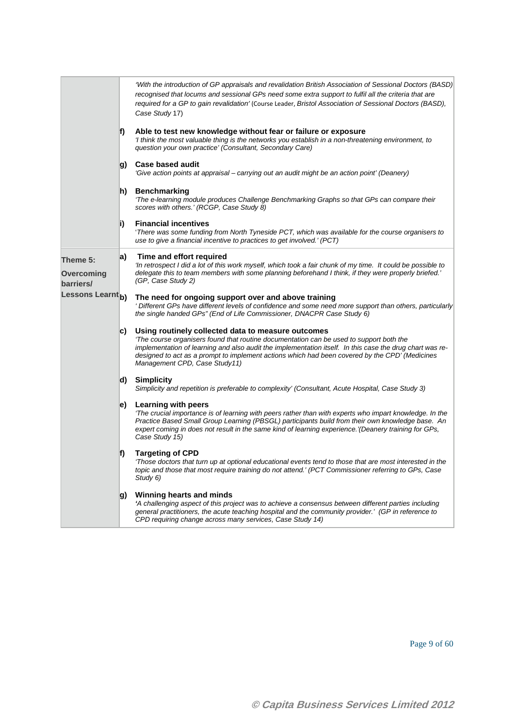| | | |
|---|---|---|
| | | *'With the introduction of GP appraisals and revalidation British Association of Sessional Doctors (BASD) recognised that locums and sessional GPs need some extra support to fulfil all the criteria that are required for a GP to gain revalidation'* (Course Leader*, Bristol Association of Sessional Doctors (BASD), Case Study* 17) |
| | f) | **Able to test new knowledge without fear or failure or exposure**<br>*'I think the most valuable thing is the networks you establish in a non-threatening environment, to question your own practice' (Consultant, Secondary Care)* |
| | g) | **Case based audit**<br>*'Give action points at appraisal – carrying out an audit might be an action point' (Deanery)* |
| | h) | **Benchmarking**<br>*'The e-learning module produces Challenge Benchmarking Graphs so that GPs can compare their scores with others.' (RCGP, Case Study 8)* |
| | i) | **Financial incentives**<br>*'There was some funding from North Tyneside PCT, which was available for the course organisers to use to give a financial incentive to practices to get involved.' (PCT)* |
| **Theme 5: Overcoming barriers/ Lessons Learnt** | a) | **Time and effort required**<br>*'In retrospect I did a lot of this work myself, which took a fair chunk of my time. It could be possible to delegate this to team members with some planning beforehand I think, if they were properly briefed.' (GP, Case Study 2)* |
| | b) | **The need for ongoing support over and above training**<br>*' Different GPs have different levels of confidence and some need more support than others, particularly the single handed GPs" (End of Life Commissioner, DNACPR Case Study 6)* |
| | c) | **Using routinely collected data to measure outcomes**<br>*'The course organisers found that routine documentation can be used to support both the implementation of learning and also audit the implementation itself. In this case the drug chart was re-designed to act as a prompt to implement actions which had been covered by the CPD' (Medicines Management CPD, Case Study11)* |
| | d) | **Simplicity**<br>*Simplicity and repetition is preferable to complexity' (Consultant, Acute Hospital, Case Study 3)* |
| | e) | **Learning with peers**<br>*'The crucial importance is of learning with peers rather than with experts who impart knowledge. In the Practice Based Small Group Learning (PBSGL) participants build from their own knowledge base. An expert coming in does not result in the same kind of learning experience.'(Deanery training for GPs, Case Study 15)* |
| | f) | **Targeting of CPD**<br>*'Those doctors that turn up at optional educational events tend to those that are most interested in the topic and those that most require training do not attend.' (PCT Commissioner referring to GPs, Case Study 6)* |
| | g) | **Winning hearts and minds**<br>*'A challenging aspect of this project was to achieve a consensus between different parties including general practitioners, the acute teaching hospital and the community provider.' (GP in reference to CPD requiring change across many services, Case Study 14)* |

© Capita Business Services Limited 2012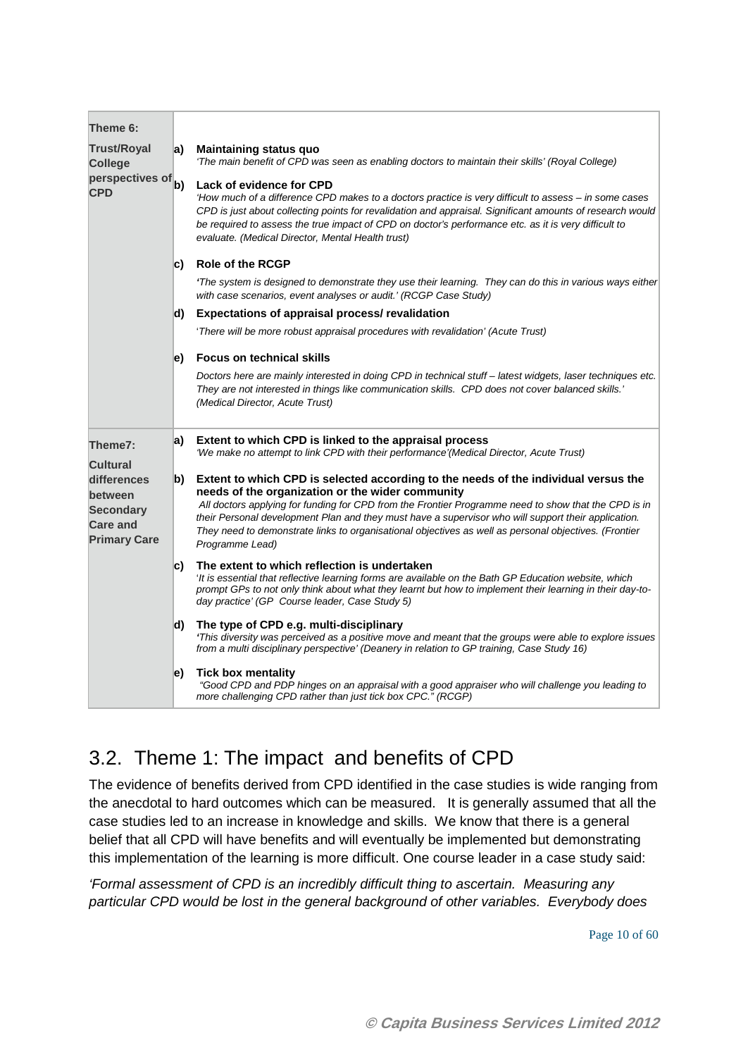| Theme | | |
|---|---|---|
| **Theme 6:** **Trust/Royal College perspectives of CPD** | **a)** | **Maintaining status quo** *'The main benefit of CPD was seen as enabling doctors to maintain their skills' (Royal College)* |
| | **b)** | **Lack of evidence for CPD** *'How much of a difference CPD makes to a doctors practice is very difficult to assess – in some cases CPD is just about collecting points for revalidation and appraisal. Significant amounts of research would be required to assess the true impact of CPD on doctor's performance etc. as it is very difficult to evaluate. (Medical Director, Mental Health trust)* |
| | **c)** | **Role of the RCGP** *'The system is designed to demonstrate they use their learning. They can do this in various ways either with case scenarios, event analyses or audit.' (RCGP Case Study)* |
| | **d)** | **Expectations of appraisal process/ revalidation** *'There will be more robust appraisal procedures with revalidation' (Acute Trust)* |
| | **e)** | **Focus on technical skills** *Doctors here are mainly interested in doing CPD in technical stuff – latest widgets, laser techniques etc. They are not interested in things like communication skills. CPD does not cover balanced skills.' (Medical Director, Acute Trust)* |
| **Theme7:** **Cultural differences between Secondary Care and Primary Care** | **a)** | **Extent to which CPD is linked to the appraisal process** *'We make no attempt to link CPD with their performance'(Medical Director, Acute Trust)* |
| | **b)** | **Extent to which CPD is selected according to the needs of the individual versus the needs of the organization or the wider community** *All doctors applying for funding for CPD from the Frontier Programme need to show that the CPD is in their Personal development Plan and they must have a supervisor who will support their application. They need to demonstrate links to organisational objectives as well as personal objectives. (Frontier Programme Lead)* |
| | **c)** | **The extent to which reflection is undertaken** *'It is essential that reflective learning forms are available on the Bath GP Education website, which prompt GPs to not only think about what they learnt but how to implement their learning in their day-to-day practice' (GP Course leader, Case Study 5)* |
| | **d)** | **The type of CPD e.g. multi-disciplinary** *'This diversity was perceived as a positive move and meant that the groups were able to explore issues from a multi disciplinary perspective' (Deanery in relation to GP training, Case Study 16)* |
| | **e)** | **Tick box mentality** *"Good CPD and PDP hinges on an appraisal with a good appraiser who will challenge you leading to more challenging CPD rather than just tick box CPC." (RCGP)* |

## 3.2. Theme 1: The impact and benefits of CPD

The evidence of benefits derived from CPD identified in the case studies is wide ranging from the anecdotal to hard outcomes which can be measured. It is generally assumed that all the case studies led to an increase in knowledge and skills. We know that there is a general belief that all CPD will have benefits and will eventually be implemented but demonstrating this implementation of the learning is more difficult. One course leader in a case study said:

*'Formal assessment of CPD is an incredibly difficult thing to ascertain. Measuring any particular CPD would be lost in the general background of other variables. Everybody does*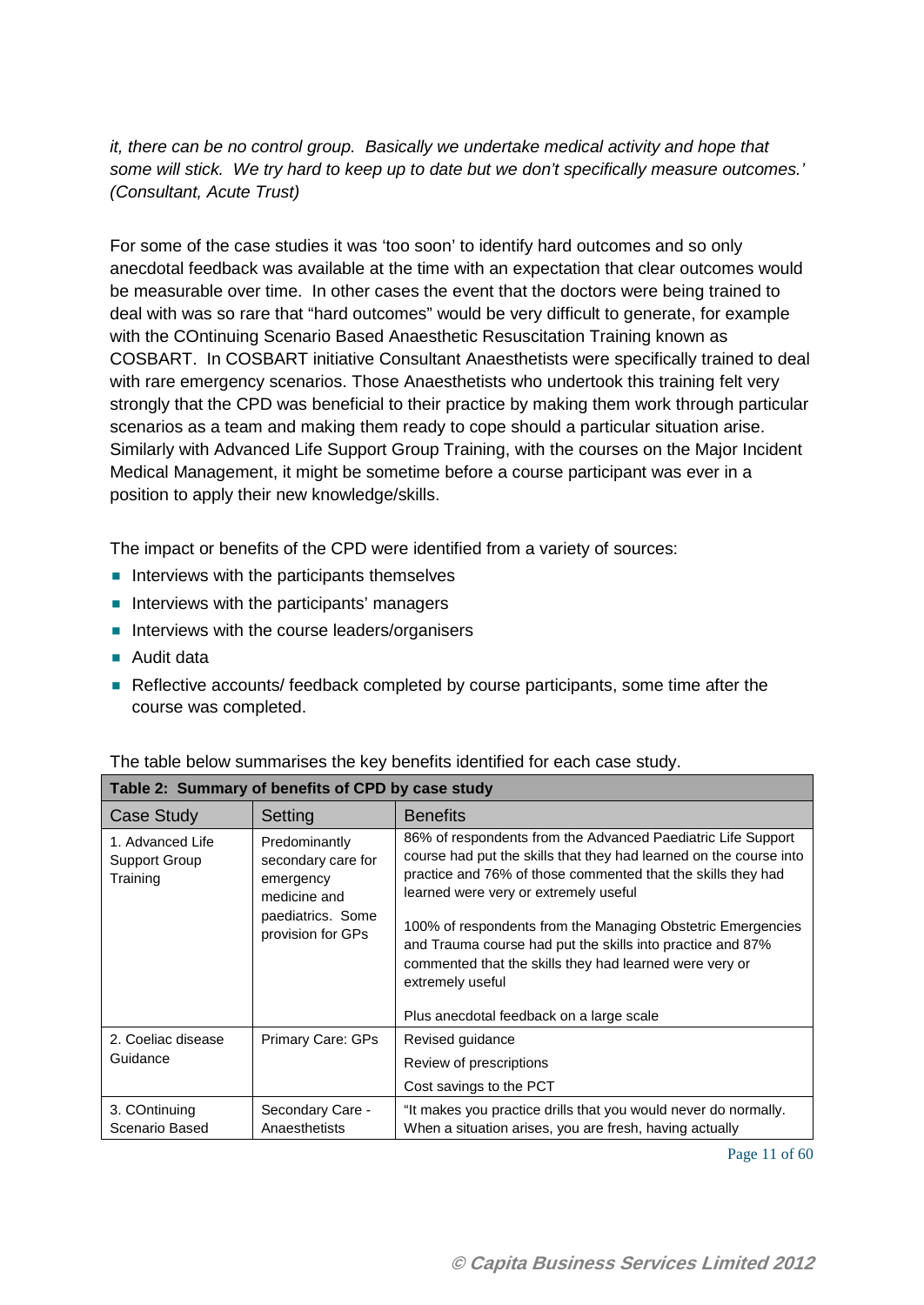*it, there can be no control group. Basically we undertake medical activity and hope that some will stick. We try hard to keep up to date but we don't specifically measure outcomes.' (Consultant, Acute Trust)*

For some of the case studies it was 'too soon' to identify hard outcomes and so only anecdotal feedback was available at the time with an expectation that clear outcomes would be measurable over time. In other cases the event that the doctors were being trained to deal with was so rare that "hard outcomes" would be very difficult to generate, for example with the COntinuing Scenario Based Anaesthetic Resuscitation Training known as COSBART. In COSBART initiative Consultant Anaesthetists were specifically trained to deal with rare emergency scenarios. Those Anaesthetists who undertook this training felt very strongly that the CPD was beneficial to their practice by making them work through particular scenarios as a team and making them ready to cope should a particular situation arise. Similarly with Advanced Life Support Group Training, with the courses on the Major Incident Medical Management, it might be sometime before a course participant was ever in a position to apply their new knowledge/skills.

The impact or benefits of the CPD were identified from a variety of sources:

- Interviews with the participants themselves
- Interviews with the participants' managers
- Interviews with the course leaders/organisers
- Audit data
- Reflective accounts/ feedback completed by course participants, some time after the course was completed.

The table below summarises the key benefits identified for each case study.

**Table 2: Summary of benefits of CPD by case study**

| Case Study | Setting | Benefits |
|---|---|---|
| 1. Advanced Life Support Group Training | Predominantly secondary care for emergency medicine and paediatrics. Some provision for GPs | 86% of respondents from the Advanced Paediatric Life Support course had put the skills that they had learned on the course into practice and 76% of those commented that the skills they had learned were very or extremely useful<br><br>100% of respondents from the Managing Obstetric Emergencies and Trauma course had put the skills into practice and 87% commented that the skills they had learned were very or extremely useful<br><br>Plus anecdotal feedback on a large scale |
| 2. Coeliac disease Guidance | Primary Care: GPs | Revised guidance<br>Review of prescriptions<br>Cost savings to the PCT |
| 3. COntinuing Scenario Based | Secondary Care - Anaesthetists | "It makes you practice drills that you would never do normally. When a situation arises, you are fresh, having actually |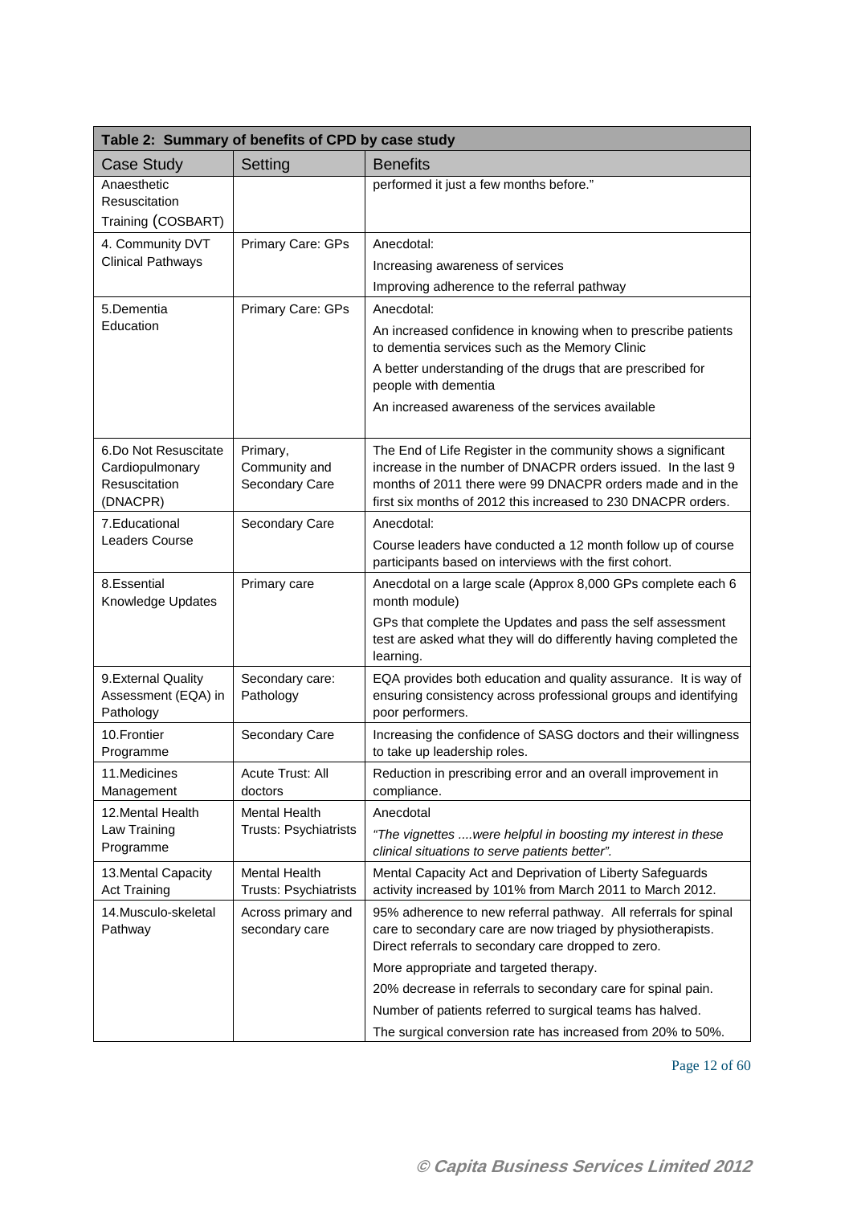| Table 2: Summary of benefits of CPD by case study | | |
|---|---|---|
| Case Study | Setting | Benefits |
| Anaesthetic Resuscitation Training (COSBART) | | performed it just a few months before." |
| 4. Community DVT Clinical Pathways | Primary Care: GPs | Anecdotal:<br>Increasing awareness of services<br>Improving adherence to the referral pathway |
| 5.Dementia Education | Primary Care: GPs | Anecdotal:<br>An increased confidence in knowing when to prescribe patients to dementia services such as the Memory Clinic<br>A better understanding of the drugs that are prescribed for people with dementia<br>An increased awareness of the services available |
| 6.Do Not Resuscitate Cardiopulmonary Resuscitation (DNACPR) | Primary, Community and Secondary Care | The End of Life Register in the community shows a significant increase in the number of DNACPR orders issued. In the last 9 months of 2011 there were 99 DNACPR orders made and in the first six months of 2012 this increased to 230 DNACPR orders. |
| 7.Educational Leaders Course | Secondary Care | Anecdotal:<br>Course leaders have conducted a 12 month follow up of course participants based on interviews with the first cohort. |
| 8.Essential Knowledge Updates | Primary care | Anecdotal on a large scale (Approx 8,000 GPs complete each 6 month module)<br>GPs that complete the Updates and pass the self assessment test are asked what they will do differently having completed the learning. |
| 9.External Quality Assessment (EQA) in Pathology | Secondary care: Pathology | EQA provides both education and quality assurance. It is way of ensuring consistency across professional groups and identifying poor performers. |
| 10.Frontier Programme | Secondary Care | Increasing the confidence of SASG doctors and their willingness to take up leadership roles. |
| 11.Medicines Management | Acute Trust: All doctors | Reduction in prescribing error and an overall improvement in compliance. |
| 12.Mental Health Law Training Programme | Mental Health Trusts: Psychiatrists | Anecdotal<br>*"The vignettes ....were helpful in boosting my interest in these clinical situations to serve patients better".* |
| 13.Mental Capacity Act Training | Mental Health Trusts: Psychiatrists | Mental Capacity Act and Deprivation of Liberty Safeguards activity increased by 101% from March 2011 to March 2012. |
| 14.Musculo-skeletal Pathway | Across primary and secondary care | 95% adherence to new referral pathway. All referrals for spinal care to secondary care are now triaged by physiotherapists. Direct referrals to secondary care dropped to zero.<br>More appropriate and targeted therapy.<br>20% decrease in referrals to secondary care for spinal pain.<br>Number of patients referred to surgical teams has halved.<br>The surgical conversion rate has increased from 20% to 50%. |

© Capita Business Services Limited 2012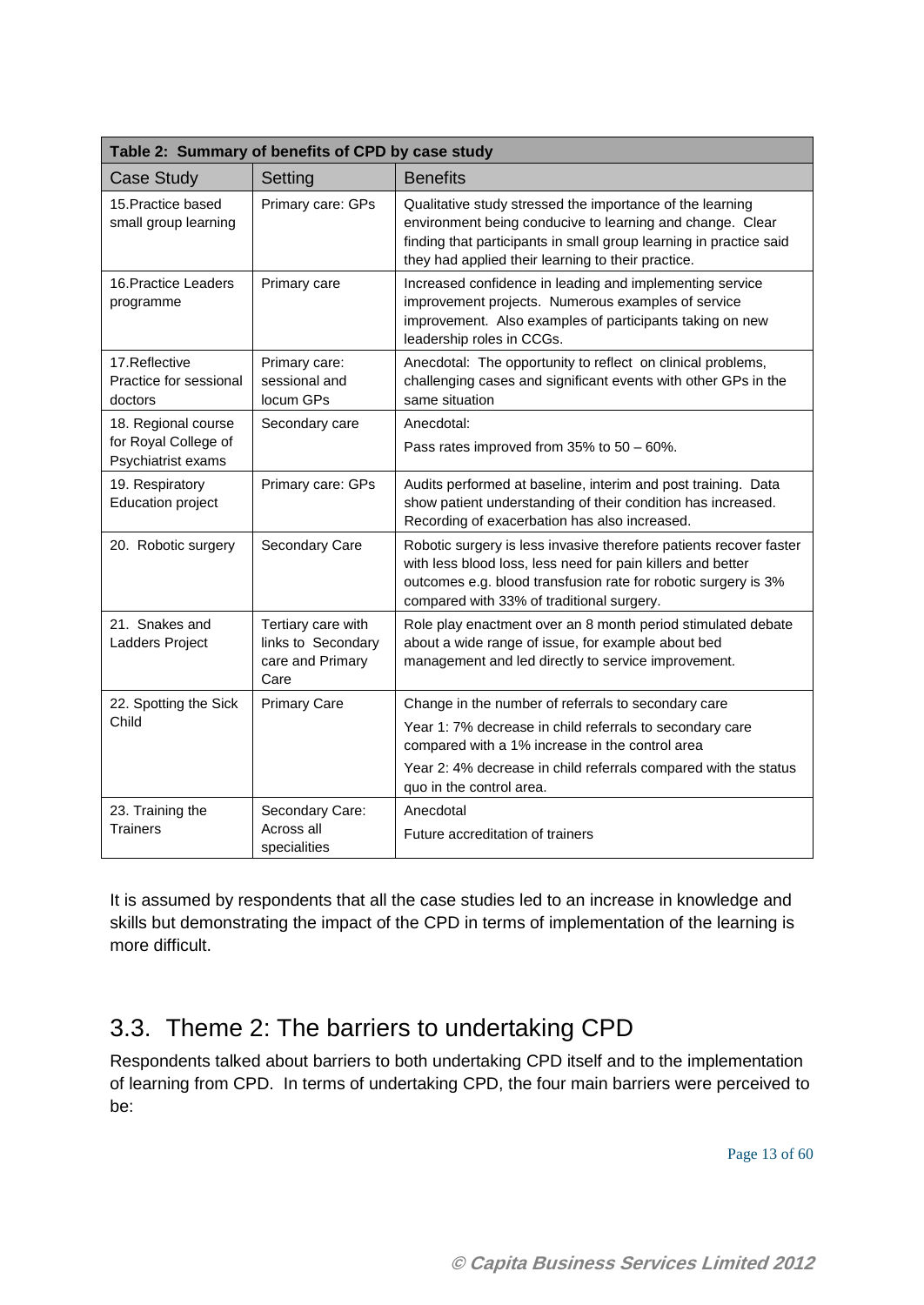| Table 2: Summary of benefits of CPD by case study | | |
|---|---|---|
| Case Study | Setting | Benefits |
| 15. Practice based small group learning | Primary care: GPs | Qualitative study stressed the importance of the learning environment being conducive to learning and change. Clear finding that participants in small group learning in practice said they had applied their learning to their practice. |
| 16. Practice Leaders programme | Primary care | Increased confidence in leading and implementing service improvement projects. Numerous examples of service improvement. Also examples of participants taking on new leadership roles in CCGs. |
| 17. Reflective Practice for sessional doctors | Primary care: sessional and locum GPs | Anecdotal: The opportunity to reflect on clinical problems, challenging cases and significant events with other GPs in the same situation |
| 18. Regional course for Royal College of Psychiatrist exams | Secondary care | Anecdotal: Pass rates improved from 35% to 50 – 60%. |
| 19. Respiratory Education project | Primary care: GPs | Audits performed at baseline, interim and post training. Data show patient understanding of their condition has increased. Recording of exacerbation has also increased. |
| 20. Robotic surgery | Secondary Care | Robotic surgery is less invasive therefore patients recover faster with less blood loss, less need for pain killers and better outcomes e.g. blood transfusion rate for robotic surgery is 3% compared with 33% of traditional surgery. |
| 21. Snakes and Ladders Project | Tertiary care with links to Secondary care and Primary Care | Role play enactment over an 8 month period stimulated debate about a wide range of issue, for example about bed management and led directly to service improvement. |
| 22. Spotting the Sick Child | Primary Care | Change in the number of referrals to secondary care<br>Year 1: 7% decrease in child referrals to secondary care compared with a 1% increase in the control area<br>Year 2: 4% decrease in child referrals compared with the status quo in the control area. |
| 23. Training the Trainers | Secondary Care: Across all specialities | Anecdotal<br>Future accreditation of trainers |

It is assumed by respondents that all the case studies led to an increase in knowledge and skills but demonstrating the impact of the CPD in terms of implementation of the learning is more difficult.

## 3.3. Theme 2: The barriers to undertaking CPD

Respondents talked about barriers to both undertaking CPD itself and to the implementation of learning from CPD. In terms of undertaking CPD, the four main barriers were perceived to be: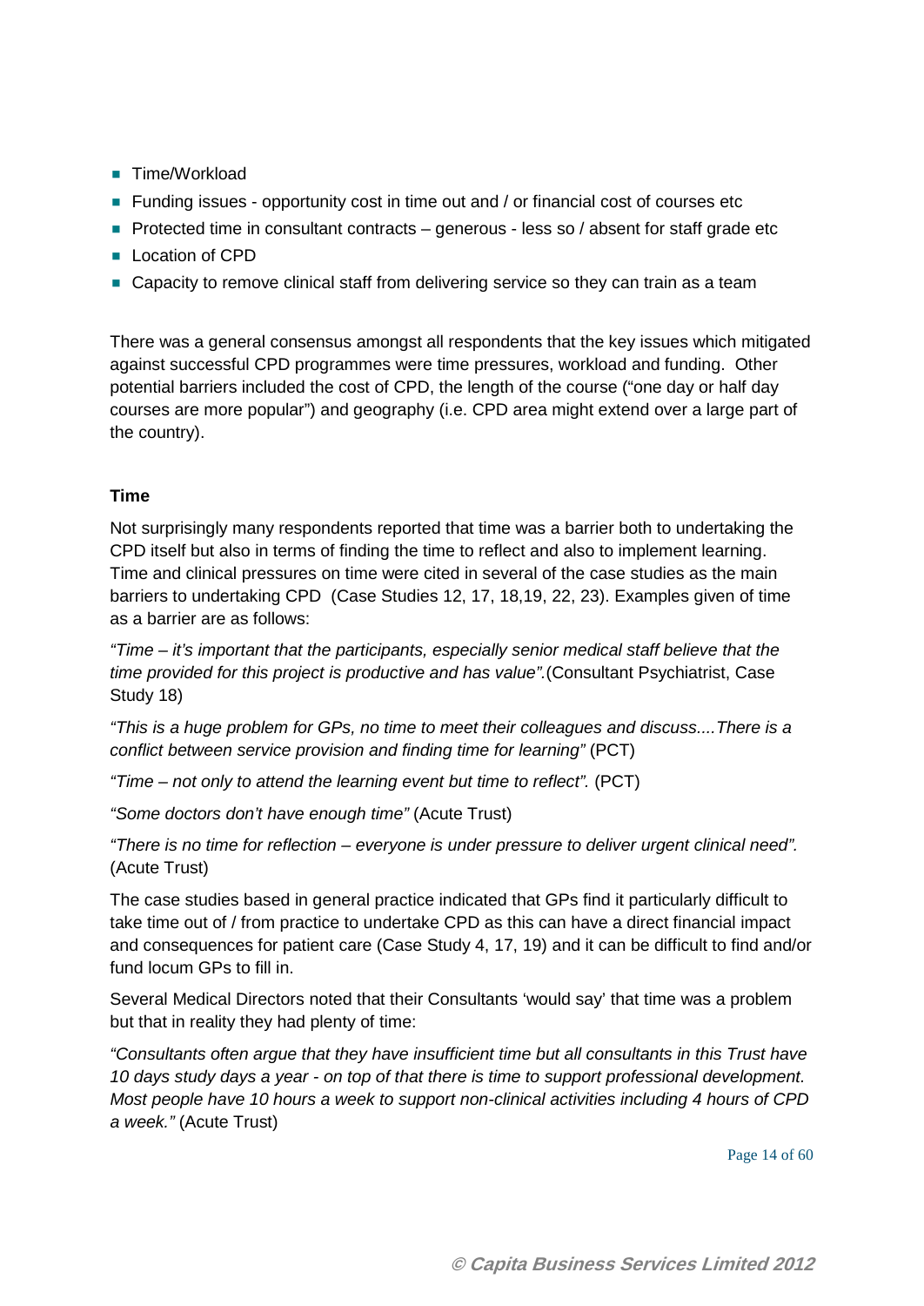- Time/Workload
- Funding issues - opportunity cost in time out and / or financial cost of courses etc
- Protected time in consultant contracts – generous - less so / absent for staff grade etc
- Location of CPD
- Capacity to remove clinical staff from delivering service so they can train as a team

There was a general consensus amongst all respondents that the key issues which mitigated against successful CPD programmes were time pressures, workload and funding. Other potential barriers included the cost of CPD, the length of the course ("one day or half day courses are more popular") and geography (i.e. CPD area might extend over a large part of the country).

**Time**

Not surprisingly many respondents reported that time was a barrier both to undertaking the CPD itself but also in terms of finding the time to reflect and also to implement learning. Time and clinical pressures on time were cited in several of the case studies as the main barriers to undertaking CPD (Case Studies 12, 17, 18,19, 22, 23). Examples given of time as a barrier are as follows:

*"Time – it's important that the participants, especially senior medical staff believe that the time provided for this project is productive and has value".*(Consultant Psychiatrist, Case Study 18)

*"This is a huge problem for GPs, no time to meet their colleagues and discuss....There is a conflict between service provision and finding time for learning"* (PCT)

*"Time – not only to attend the learning event but time to reflect".* (PCT)

*"Some doctors don't have enough time"* (Acute Trust)

*"There is no time for reflection – everyone is under pressure to deliver urgent clinical need".* (Acute Trust)

The case studies based in general practice indicated that GPs find it particularly difficult to take time out of / from practice to undertake CPD as this can have a direct financial impact and consequences for patient care (Case Study 4, 17, 19) and it can be difficult to find and/or fund locum GPs to fill in.

Several Medical Directors noted that their Consultants 'would say' that time was a problem but that in reality they had plenty of time:

*"Consultants often argue that they have insufficient time but all consultants in this Trust have 10 days study days a year - on top of that there is time to support professional development. Most people have 10 hours a week to support non-clinical activities including 4 hours of CPD a week."* (Acute Trust)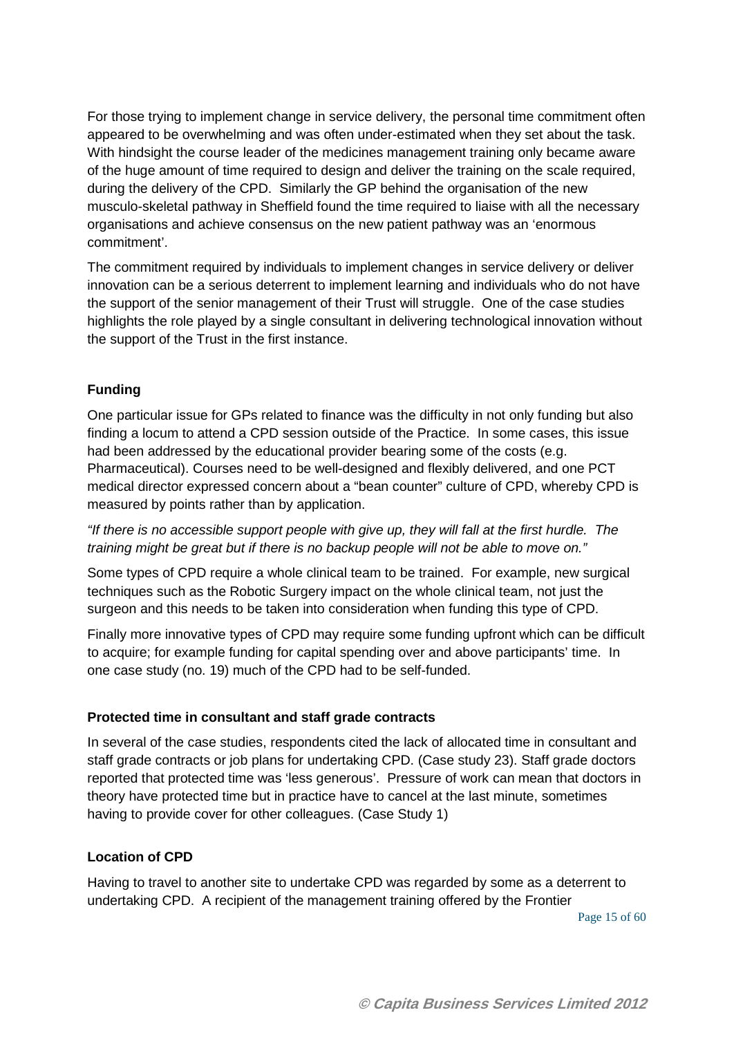For those trying to implement change in service delivery, the personal time commitment often appeared to be overwhelming and was often under-estimated when they set about the task. With hindsight the course leader of the medicines management training only became aware of the huge amount of time required to design and deliver the training on the scale required, during the delivery of the CPD. Similarly the GP behind the organisation of the new musculo-skeletal pathway in Sheffield found the time required to liaise with all the necessary organisations and achieve consensus on the new patient pathway was an 'enormous commitment'.

The commitment required by individuals to implement changes in service delivery or deliver innovation can be a serious deterrent to implement learning and individuals who do not have the support of the senior management of their Trust will struggle. One of the case studies highlights the role played by a single consultant in delivering technological innovation without the support of the Trust in the first instance.

**Funding**

One particular issue for GPs related to finance was the difficulty in not only funding but also finding a locum to attend a CPD session outside of the Practice. In some cases, this issue had been addressed by the educational provider bearing some of the costs (e.g. Pharmaceutical). Courses need to be well-designed and flexibly delivered, and one PCT medical director expressed concern about a "bean counter" culture of CPD, whereby CPD is measured by points rather than by application.

*"If there is no accessible support people with give up, they will fall at the first hurdle. The training might be great but if there is no backup people will not be able to move on."*

Some types of CPD require a whole clinical team to be trained. For example, new surgical techniques such as the Robotic Surgery impact on the whole clinical team, not just the surgeon and this needs to be taken into consideration when funding this type of CPD.

Finally more innovative types of CPD may require some funding upfront which can be difficult to acquire; for example funding for capital spending over and above participants' time. In one case study (no. 19) much of the CPD had to be self-funded.

**Protected time in consultant and staff grade contracts**

In several of the case studies, respondents cited the lack of allocated time in consultant and staff grade contracts or job plans for undertaking CPD. (Case study 23). Staff grade doctors reported that protected time was 'less generous'. Pressure of work can mean that doctors in theory have protected time but in practice have to cancel at the last minute, sometimes having to provide cover for other colleagues. (Case Study 1)

**Location of CPD**

Having to travel to another site to undertake CPD was regarded by some as a deterrent to undertaking CPD. A recipient of the management training offered by the Frontier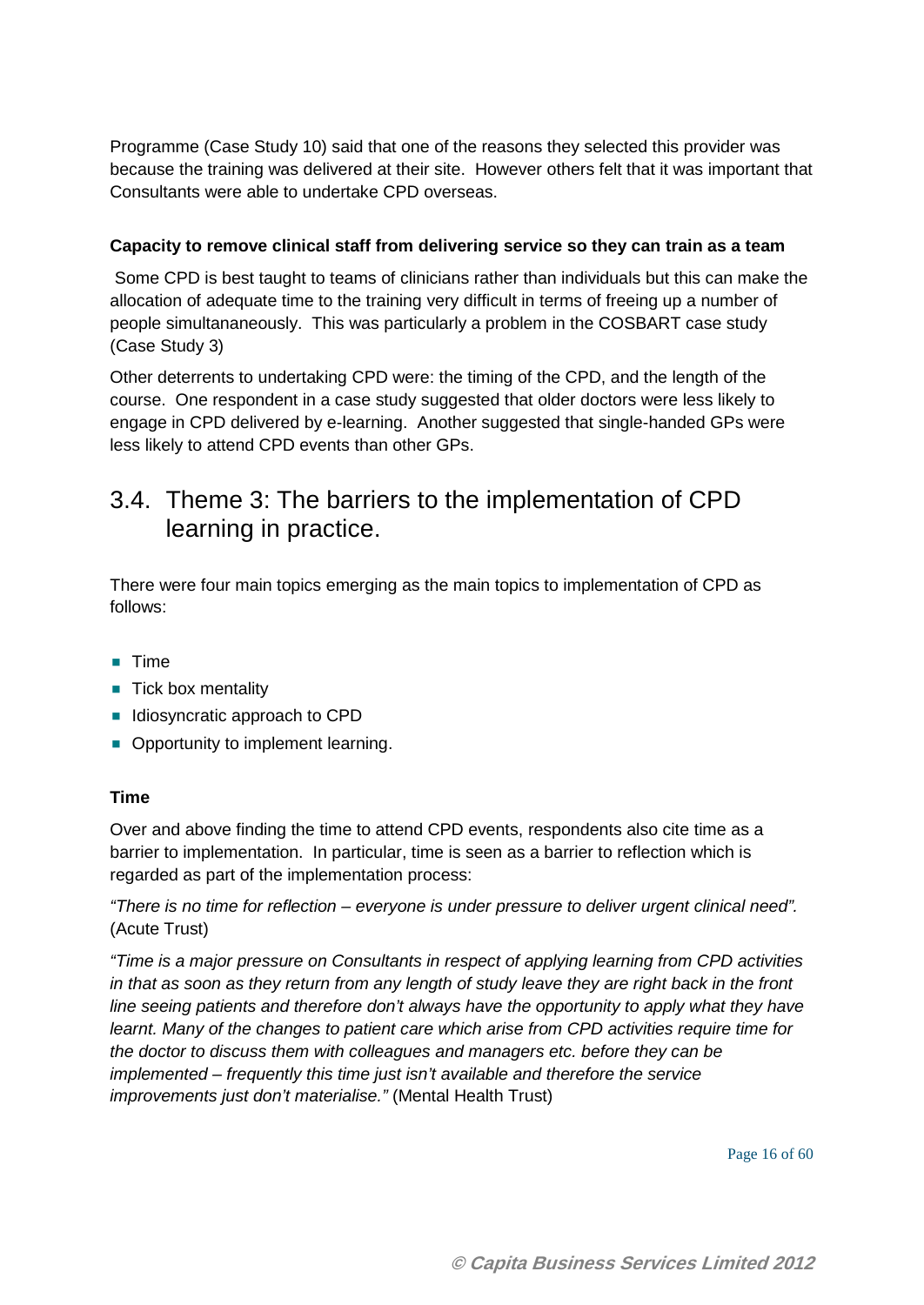Programme (Case Study 10) said that one of the reasons they selected this provider was because the training was delivered at their site. However others felt that it was important that Consultants were able to undertake CPD overseas.

**Capacity to remove clinical staff from delivering service so they can train as a team**

Some CPD is best taught to teams of clinicians rather than individuals but this can make the allocation of adequate time to the training very difficult in terms of freeing up a number of people simultananeously. This was particularly a problem in the COSBART case study (Case Study 3)

Other deterrents to undertaking CPD were: the timing of the CPD, and the length of the course. One respondent in a case study suggested that older doctors were less likely to engage in CPD delivered by e-learning. Another suggested that single-handed GPs were less likely to attend CPD events than other GPs.

## 3.4. Theme 3: The barriers to the implementation of CPD learning in practice.

There were four main topics emerging as the main topics to implementation of CPD as follows:

- Time
- Tick box mentality
- Idiosyncratic approach to CPD
- Opportunity to implement learning.

**Time**

Over and above finding the time to attend CPD events, respondents also cite time as a barrier to implementation. In particular, time is seen as a barrier to reflection which is regarded as part of the implementation process:

*"There is no time for reflection – everyone is under pressure to deliver urgent clinical need".* (Acute Trust)

*"Time is a major pressure on Consultants in respect of applying learning from CPD activities in that as soon as they return from any length of study leave they are right back in the front line seeing patients and therefore don't always have the opportunity to apply what they have learnt. Many of the changes to patient care which arise from CPD activities require time for the doctor to discuss them with colleagues and managers etc. before they can be implemented – frequently this time just isn't available and therefore the service improvements just don't materialise."* (Mental Health Trust)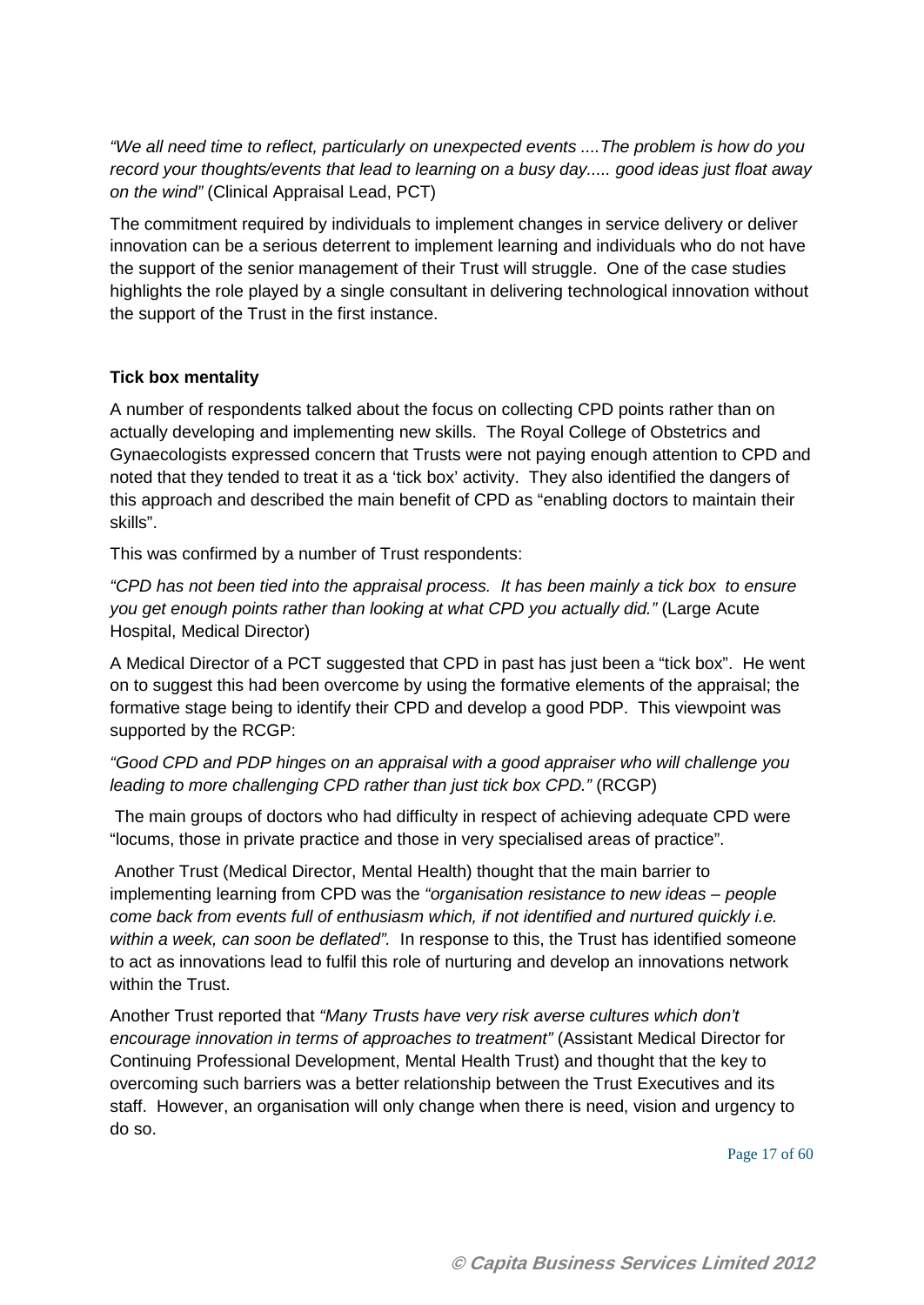*"We all need time to reflect, particularly on unexpected events ....The problem is how do you record your thoughts/events that lead to learning on a busy day..... good ideas just float away on the wind"* (Clinical Appraisal Lead, PCT)

The commitment required by individuals to implement changes in service delivery or deliver innovation can be a serious deterrent to implement learning and individuals who do not have the support of the senior management of their Trust will struggle. One of the case studies highlights the role played by a single consultant in delivering technological innovation without the support of the Trust in the first instance.

**Tick box mentality**

A number of respondents talked about the focus on collecting CPD points rather than on actually developing and implementing new skills. The Royal College of Obstetrics and Gynaecologists expressed concern that Trusts were not paying enough attention to CPD and noted that they tended to treat it as a 'tick box' activity. They also identified the dangers of this approach and described the main benefit of CPD as "enabling doctors to maintain their skills".

This was confirmed by a number of Trust respondents:

*"CPD has not been tied into the appraisal process. It has been mainly a tick box to ensure you get enough points rather than looking at what CPD you actually did."* (Large Acute Hospital, Medical Director)

A Medical Director of a PCT suggested that CPD in past has just been a "tick box". He went on to suggest this had been overcome by using the formative elements of the appraisal; the formative stage being to identify their CPD and develop a good PDP. This viewpoint was supported by the RCGP:

*"Good CPD and PDP hinges on an appraisal with a good appraiser who will challenge you leading to more challenging CPD rather than just tick box CPD."* (RCGP)

The main groups of doctors who had difficulty in respect of achieving adequate CPD were "locums, those in private practice and those in very specialised areas of practice".

Another Trust (Medical Director, Mental Health) thought that the main barrier to implementing learning from CPD was the *"organisation resistance to new ideas – people come back from events full of enthusiasm which, if not identified and nurtured quickly i.e. within a week, can soon be deflated".* In response to this, the Trust has identified someone to act as innovations lead to fulfil this role of nurturing and develop an innovations network within the Trust.

Another Trust reported that *"Many Trusts have very risk averse cultures which don't encourage innovation in terms of approaches to treatment"* (Assistant Medical Director for Continuing Professional Development, Mental Health Trust) and thought that the key to overcoming such barriers was a better relationship between the Trust Executives and its staff. However, an organisation will only change when there is need, vision and urgency to do so.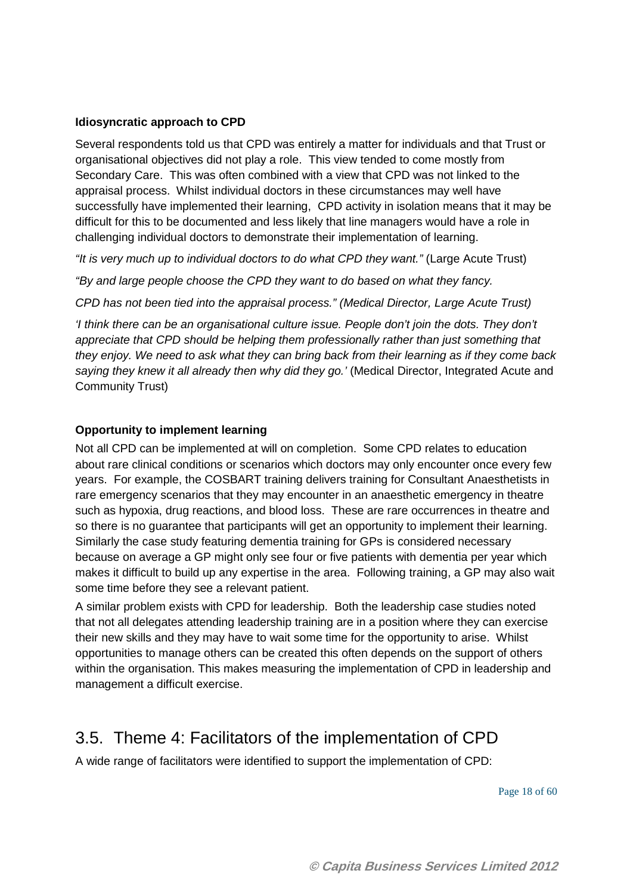**Idiosyncratic approach to CPD**

Several respondents told us that CPD was entirely a matter for individuals and that Trust or organisational objectives did not play a role. This view tended to come mostly from Secondary Care. This was often combined with a view that CPD was not linked to the appraisal process. Whilst individual doctors in these circumstances may well have successfully have implemented their learning, CPD activity in isolation means that it may be difficult for this to be documented and less likely that line managers would have a role in challenging individual doctors to demonstrate their implementation of learning.

*"It is very much up to individual doctors to do what CPD they want."* (Large Acute Trust)

*"By and large people choose the CPD they want to do based on what they fancy.*

*CPD has not been tied into the appraisal process." (Medical Director, Large Acute Trust)*

*'I think there can be an organisational culture issue. People don't join the dots. They don't appreciate that CPD should be helping them professionally rather than just something that they enjoy. We need to ask what they can bring back from their learning as if they come back saying they knew it all already then why did they go.'* (Medical Director, Integrated Acute and Community Trust)

**Opportunity to implement learning**

Not all CPD can be implemented at will on completion. Some CPD relates to education about rare clinical conditions or scenarios which doctors may only encounter once every few years. For example, the COSBART training delivers training for Consultant Anaesthetists in rare emergency scenarios that they may encounter in an anaesthetic emergency in theatre such as hypoxia, drug reactions, and blood loss. These are rare occurrences in theatre and so there is no guarantee that participants will get an opportunity to implement their learning. Similarly the case study featuring dementia training for GPs is considered necessary because on average a GP might only see four or five patients with dementia per year which makes it difficult to build up any expertise in the area. Following training, a GP may also wait some time before they see a relevant patient.

A similar problem exists with CPD for leadership. Both the leadership case studies noted that not all delegates attending leadership training are in a position where they can exercise their new skills and they may have to wait some time for the opportunity to arise. Whilst opportunities to manage others can be created this often depends on the support of others within the organisation. This makes measuring the implementation of CPD in leadership and management a difficult exercise.

## 3.5. Theme 4: Facilitators of the implementation of CPD

A wide range of facilitators were identified to support the implementation of CPD: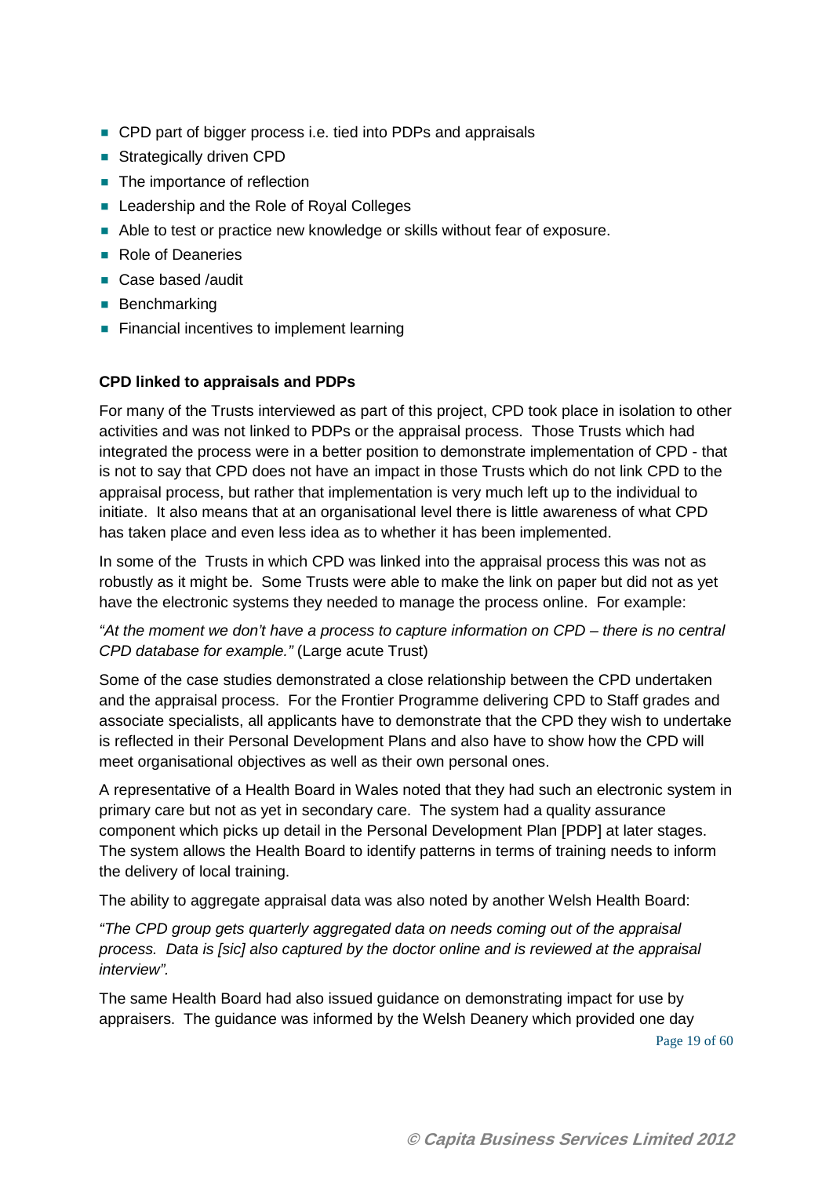- CPD part of bigger process i.e. tied into PDPs and appraisals
- Strategically driven CPD
- The importance of reflection
- Leadership and the Role of Royal Colleges
- Able to test or practice new knowledge or skills without fear of exposure.
- Role of Deaneries
- Case based /audit
- Benchmarking
- Financial incentives to implement learning

**CPD linked to appraisals and PDPs**

For many of the Trusts interviewed as part of this project, CPD took place in isolation to other activities and was not linked to PDPs or the appraisal process. Those Trusts which had integrated the process were in a better position to demonstrate implementation of CPD - that is not to say that CPD does not have an impact in those Trusts which do not link CPD to the appraisal process, but rather that implementation is very much left up to the individual to initiate. It also means that at an organisational level there is little awareness of what CPD has taken place and even less idea as to whether it has been implemented.

In some of the Trusts in which CPD was linked into the appraisal process this was not as robustly as it might be. Some Trusts were able to make the link on paper but did not as yet have the electronic systems they needed to manage the process online. For example:

*"At the moment we don't have a process to capture information on CPD – there is no central CPD database for example."* (Large acute Trust)

Some of the case studies demonstrated a close relationship between the CPD undertaken and the appraisal process. For the Frontier Programme delivering CPD to Staff grades and associate specialists, all applicants have to demonstrate that the CPD they wish to undertake is reflected in their Personal Development Plans and also have to show how the CPD will meet organisational objectives as well as their own personal ones.

A representative of a Health Board in Wales noted that they had such an electronic system in primary care but not as yet in secondary care. The system had a quality assurance component which picks up detail in the Personal Development Plan [PDP] at later stages. The system allows the Health Board to identify patterns in terms of training needs to inform the delivery of local training.

The ability to aggregate appraisal data was also noted by another Welsh Health Board:

*"The CPD group gets quarterly aggregated data on needs coming out of the appraisal process. Data is [sic] also captured by the doctor online and is reviewed at the appraisal interview".*

The same Health Board had also issued guidance on demonstrating impact for use by appraisers. The guidance was informed by the Welsh Deanery which provided one day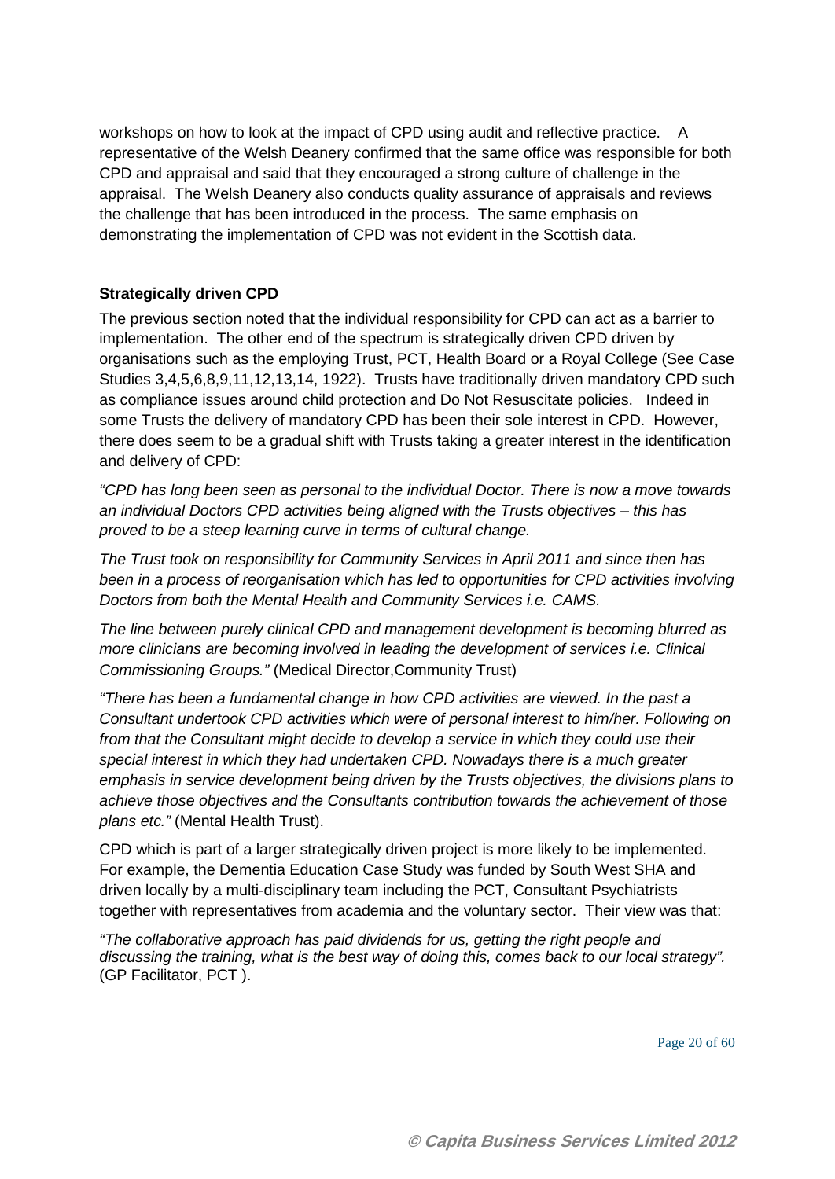workshops on how to look at the impact of CPD using audit and reflective practice. A representative of the Welsh Deanery confirmed that the same office was responsible for both CPD and appraisal and said that they encouraged a strong culture of challenge in the appraisal. The Welsh Deanery also conducts quality assurance of appraisals and reviews the challenge that has been introduced in the process. The same emphasis on demonstrating the implementation of CPD was not evident in the Scottish data.

**Strategically driven CPD**

The previous section noted that the individual responsibility for CPD can act as a barrier to implementation. The other end of the spectrum is strategically driven CPD driven by organisations such as the employing Trust, PCT, Health Board or a Royal College (See Case Studies 3,4,5,6,8,9,11,12,13,14, 1922). Trusts have traditionally driven mandatory CPD such as compliance issues around child protection and Do Not Resuscitate policies. Indeed in some Trusts the delivery of mandatory CPD has been their sole interest in CPD. However, there does seem to be a gradual shift with Trusts taking a greater interest in the identification and delivery of CPD:

*"CPD has long been seen as personal to the individual Doctor. There is now a move towards an individual Doctors CPD activities being aligned with the Trusts objectives – this has proved to be a steep learning curve in terms of cultural change.*

*The Trust took on responsibility for Community Services in April 2011 and since then has been in a process of reorganisation which has led to opportunities for CPD activities involving Doctors from both the Mental Health and Community Services i.e. CAMS.*

*The line between purely clinical CPD and management development is becoming blurred as more clinicians are becoming involved in leading the development of services i.e. Clinical Commissioning Groups."* (Medical Director,Community Trust)

*"There has been a fundamental change in how CPD activities are viewed. In the past a Consultant undertook CPD activities which were of personal interest to him/her. Following on from that the Consultant might decide to develop a service in which they could use their special interest in which they had undertaken CPD. Nowadays there is a much greater emphasis in service development being driven by the Trusts objectives, the divisions plans to achieve those objectives and the Consultants contribution towards the achievement of those plans etc."* (Mental Health Trust).

CPD which is part of a larger strategically driven project is more likely to be implemented. For example, the Dementia Education Case Study was funded by South West SHA and driven locally by a multi-disciplinary team including the PCT, Consultant Psychiatrists together with representatives from academia and the voluntary sector. Their view was that:

*"The collaborative approach has paid dividends for us, getting the right people and discussing the training, what is the best way of doing this, comes back to our local strategy".* (GP Facilitator, PCT ).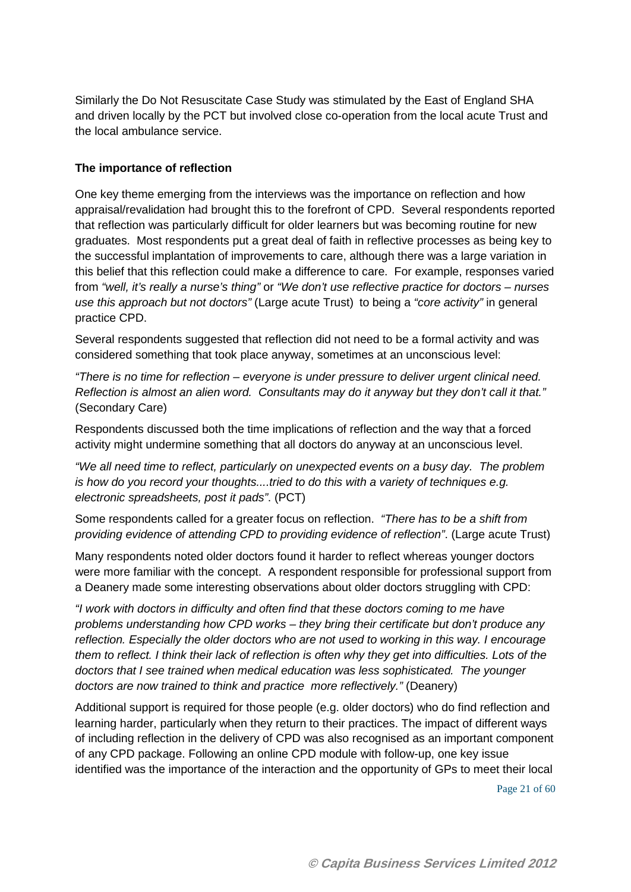Similarly the Do Not Resuscitate Case Study was stimulated by the East of England SHA and driven locally by the PCT but involved close co-operation from the local acute Trust and the local ambulance service.

**The importance of reflection**

One key theme emerging from the interviews was the importance on reflection and how appraisal/revalidation had brought this to the forefront of CPD. Several respondents reported that reflection was particularly difficult for older learners but was becoming routine for new graduates. Most respondents put a great deal of faith in reflective processes as being key to the successful implantation of improvements to care, although there was a large variation in this belief that this reflection could make a difference to care. For example, responses varied from *"well, it's really a nurse's thing"* or *"We don't use reflective practice for doctors – nurses use this approach but not doctors"* (Large acute Trust) to being a *"core activity"* in general practice CPD.

Several respondents suggested that reflection did not need to be a formal activity and was considered something that took place anyway, sometimes at an unconscious level:

*"There is no time for reflection – everyone is under pressure to deliver urgent clinical need. Reflection is almost an alien word. Consultants may do it anyway but they don't call it that."* (Secondary Care)

Respondents discussed both the time implications of reflection and the way that a forced activity might undermine something that all doctors do anyway at an unconscious level.

*"We all need time to reflect, particularly on unexpected events on a busy day. The problem is how do you record your thoughts....tried to do this with a variety of techniques e.g. electronic spreadsheets, post it pads"*. (PCT)

Some respondents called for a greater focus on reflection. *"There has to be a shift from providing evidence of attending CPD to providing evidence of reflection"*. (Large acute Trust)

Many respondents noted older doctors found it harder to reflect whereas younger doctors were more familiar with the concept. A respondent responsible for professional support from a Deanery made some interesting observations about older doctors struggling with CPD:

*"I work with doctors in difficulty and often find that these doctors coming to me have problems understanding how CPD works – they bring their certificate but don't produce any reflection. Especially the older doctors who are not used to working in this way. I encourage them to reflect. I think their lack of reflection is often why they get into difficulties. Lots of the doctors that I see trained when medical education was less sophisticated. The younger doctors are now trained to think and practice more reflectively."* (Deanery)

Additional support is required for those people (e.g. older doctors) who do find reflection and learning harder, particularly when they return to their practices. The impact of different ways of including reflection in the delivery of CPD was also recognised as an important component of any CPD package. Following an online CPD module with follow-up, one key issue identified was the importance of the interaction and the opportunity of GPs to meet their local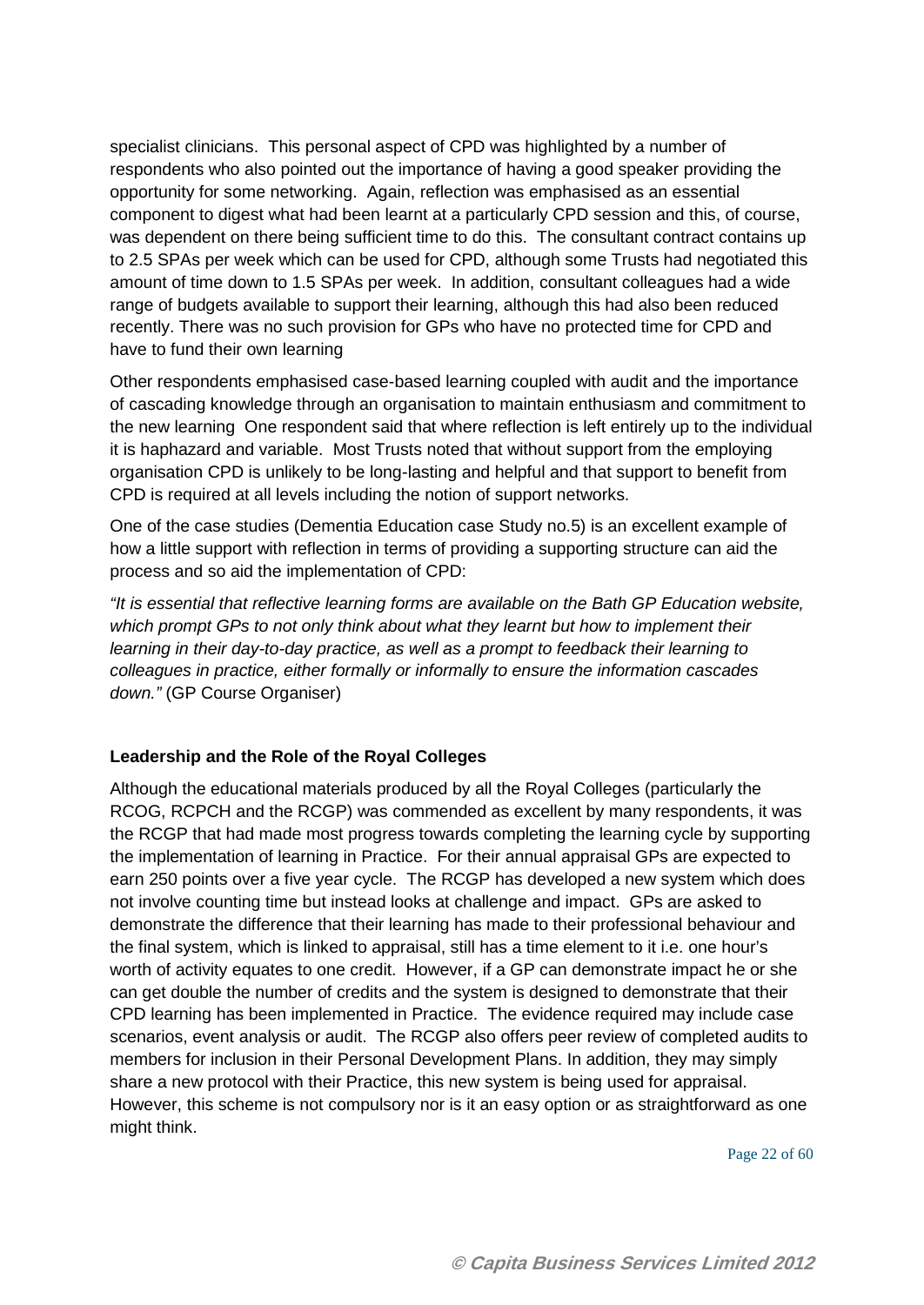specialist clinicians. This personal aspect of CPD was highlighted by a number of respondents who also pointed out the importance of having a good speaker providing the opportunity for some networking. Again, reflection was emphasised as an essential component to digest what had been learnt at a particularly CPD session and this, of course, was dependent on there being sufficient time to do this. The consultant contract contains up to 2.5 SPAs per week which can be used for CPD, although some Trusts had negotiated this amount of time down to 1.5 SPAs per week. In addition, consultant colleagues had a wide range of budgets available to support their learning, although this had also been reduced recently. There was no such provision for GPs who have no protected time for CPD and have to fund their own learning

Other respondents emphasised case-based learning coupled with audit and the importance of cascading knowledge through an organisation to maintain enthusiasm and commitment to the new learning One respondent said that where reflection is left entirely up to the individual it is haphazard and variable. Most Trusts noted that without support from the employing organisation CPD is unlikely to be long-lasting and helpful and that support to benefit from CPD is required at all levels including the notion of support networks.

One of the case studies (Dementia Education case Study no.5) is an excellent example of how a little support with reflection in terms of providing a supporting structure can aid the process and so aid the implementation of CPD:

*"It is essential that reflective learning forms are available on the Bath GP Education website, which prompt GPs to not only think about what they learnt but how to implement their learning in their day-to-day practice, as well as a prompt to feedback their learning to colleagues in practice, either formally or informally to ensure the information cascades down."* (GP Course Organiser)

**Leadership and the Role of the Royal Colleges**

Although the educational materials produced by all the Royal Colleges (particularly the RCOG, RCPCH and the RCGP) was commended as excellent by many respondents, it was the RCGP that had made most progress towards completing the learning cycle by supporting the implementation of learning in Practice. For their annual appraisal GPs are expected to earn 250 points over a five year cycle. The RCGP has developed a new system which does not involve counting time but instead looks at challenge and impact. GPs are asked to demonstrate the difference that their learning has made to their professional behaviour and the final system, which is linked to appraisal, still has a time element to it i.e. one hour's worth of activity equates to one credit. However, if a GP can demonstrate impact he or she can get double the number of credits and the system is designed to demonstrate that their CPD learning has been implemented in Practice. The evidence required may include case scenarios, event analysis or audit. The RCGP also offers peer review of completed audits to members for inclusion in their Personal Development Plans. In addition, they may simply share a new protocol with their Practice, this new system is being used for appraisal. However, this scheme is not compulsory nor is it an easy option or as straightforward as one might think.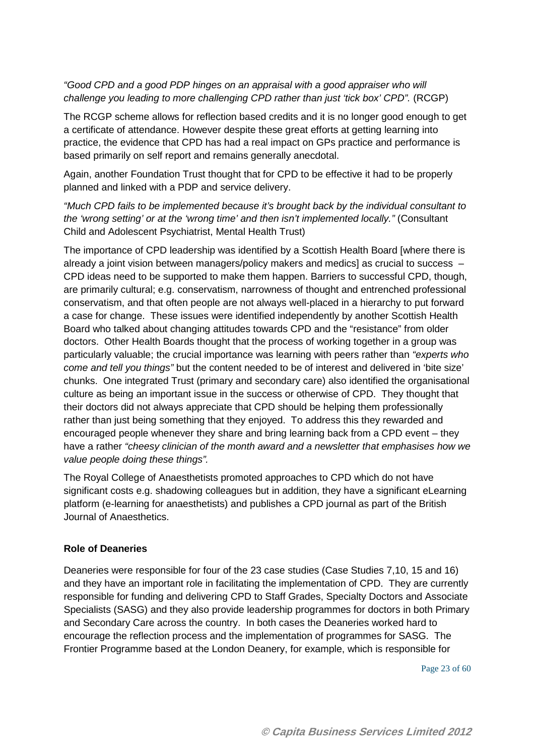*"Good CPD and a good PDP hinges on an appraisal with a good appraiser who will challenge you leading to more challenging CPD rather than just 'tick box' CPD".* (RCGP)

The RCGP scheme allows for reflection based credits and it is no longer good enough to get a certificate of attendance. However despite these great efforts at getting learning into practice, the evidence that CPD has had a real impact on GPs practice and performance is based primarily on self report and remains generally anecdotal.

Again, another Foundation Trust thought that for CPD to be effective it had to be properly planned and linked with a PDP and service delivery.

*"Much CPD fails to be implemented because it's brought back by the individual consultant to the 'wrong setting' or at the 'wrong time' and then isn't implemented locally."* (Consultant Child and Adolescent Psychiatrist, Mental Health Trust)

The importance of CPD leadership was identified by a Scottish Health Board [where there is already a joint vision between managers/policy makers and medics] as crucial to success – CPD ideas need to be supported to make them happen. Barriers to successful CPD, though, are primarily cultural; e.g. conservatism, narrowness of thought and entrenched professional conservatism, and that often people are not always well-placed in a hierarchy to put forward a case for change. These issues were identified independently by another Scottish Health Board who talked about changing attitudes towards CPD and the "resistance" from older doctors. Other Health Boards thought that the process of working together in a group was particularly valuable; the crucial importance was learning with peers rather than *"experts who come and tell you things"* but the content needed to be of interest and delivered in 'bite size' chunks. One integrated Trust (primary and secondary care) also identified the organisational culture as being an important issue in the success or otherwise of CPD. They thought that their doctors did not always appreciate that CPD should be helping them professionally rather than just being something that they enjoyed. To address this they rewarded and encouraged people whenever they share and bring learning back from a CPD event – they have a rather *"cheesy clinician of the month award and a newsletter that emphasises how we value people doing these things".*

The Royal College of Anaesthetists promoted approaches to CPD which do not have significant costs e.g. shadowing colleagues but in addition, they have a significant eLearning platform (e-learning for anaesthetists) and publishes a CPD journal as part of the British Journal of Anaesthetics.

**Role of Deaneries**

Deaneries were responsible for four of the 23 case studies (Case Studies 7,10, 15 and 16) and they have an important role in facilitating the implementation of CPD. They are currently responsible for funding and delivering CPD to Staff Grades, Specialty Doctors and Associate Specialists (SASG) and they also provide leadership programmes for doctors in both Primary and Secondary Care across the country. In both cases the Deaneries worked hard to encourage the reflection process and the implementation of programmes for SASG. The Frontier Programme based at the London Deanery, for example, which is responsible for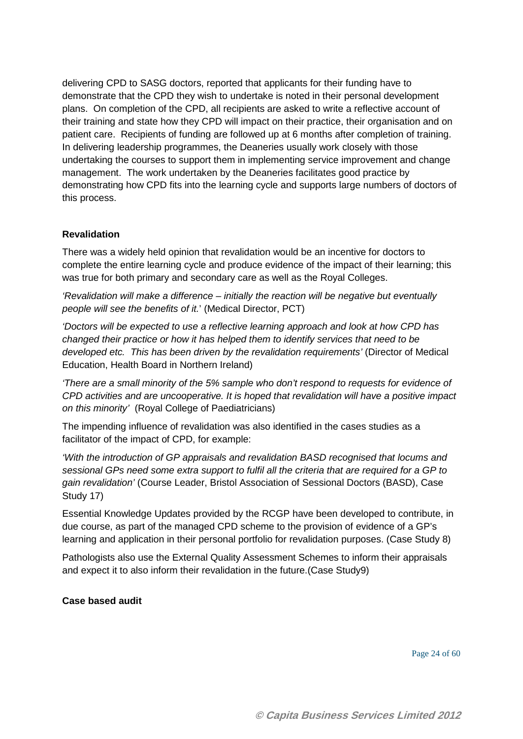delivering CPD to SASG doctors, reported that applicants for their funding have to demonstrate that the CPD they wish to undertake is noted in their personal development plans. On completion of the CPD, all recipients are asked to write a reflective account of their training and state how they CPD will impact on their practice, their organisation and on patient care. Recipients of funding are followed up at 6 months after completion of training. In delivering leadership programmes, the Deaneries usually work closely with those undertaking the courses to support them in implementing service improvement and change management. The work undertaken by the Deaneries facilitates good practice by demonstrating how CPD fits into the learning cycle and supports large numbers of doctors of this process.

**Revalidation**

There was a widely held opinion that revalidation would be an incentive for doctors to complete the entire learning cycle and produce evidence of the impact of their learning; this was true for both primary and secondary care as well as the Royal Colleges.

*'Revalidation will make a difference – initially the reaction will be negative but eventually people will see the benefits of it.'* (Medical Director, PCT)

*'Doctors will be expected to use a reflective learning approach and look at how CPD has changed their practice or how it has helped them to identify services that need to be developed etc. This has been driven by the revalidation requirements'* (Director of Medical Education, Health Board in Northern Ireland)

*'There are a small minority of the 5% sample who don't respond to requests for evidence of CPD activities and are uncooperative. It is hoped that revalidation will have a positive impact on this minority'* (Royal College of Paediatricians)

The impending influence of revalidation was also identified in the cases studies as a facilitator of the impact of CPD, for example:

*'With the introduction of GP appraisals and revalidation BASD recognised that locums and sessional GPs need some extra support to fulfil all the criteria that are required for a GP to gain revalidation'* (Course Leader, Bristol Association of Sessional Doctors (BASD), Case Study 17)

Essential Knowledge Updates provided by the RCGP have been developed to contribute, in due course, as part of the managed CPD scheme to the provision of evidence of a GP's learning and application in their personal portfolio for revalidation purposes. (Case Study 8)

Pathologists also use the External Quality Assessment Schemes to inform their appraisals and expect it to also inform their revalidation in the future.(Case Study9)

**Case based audit**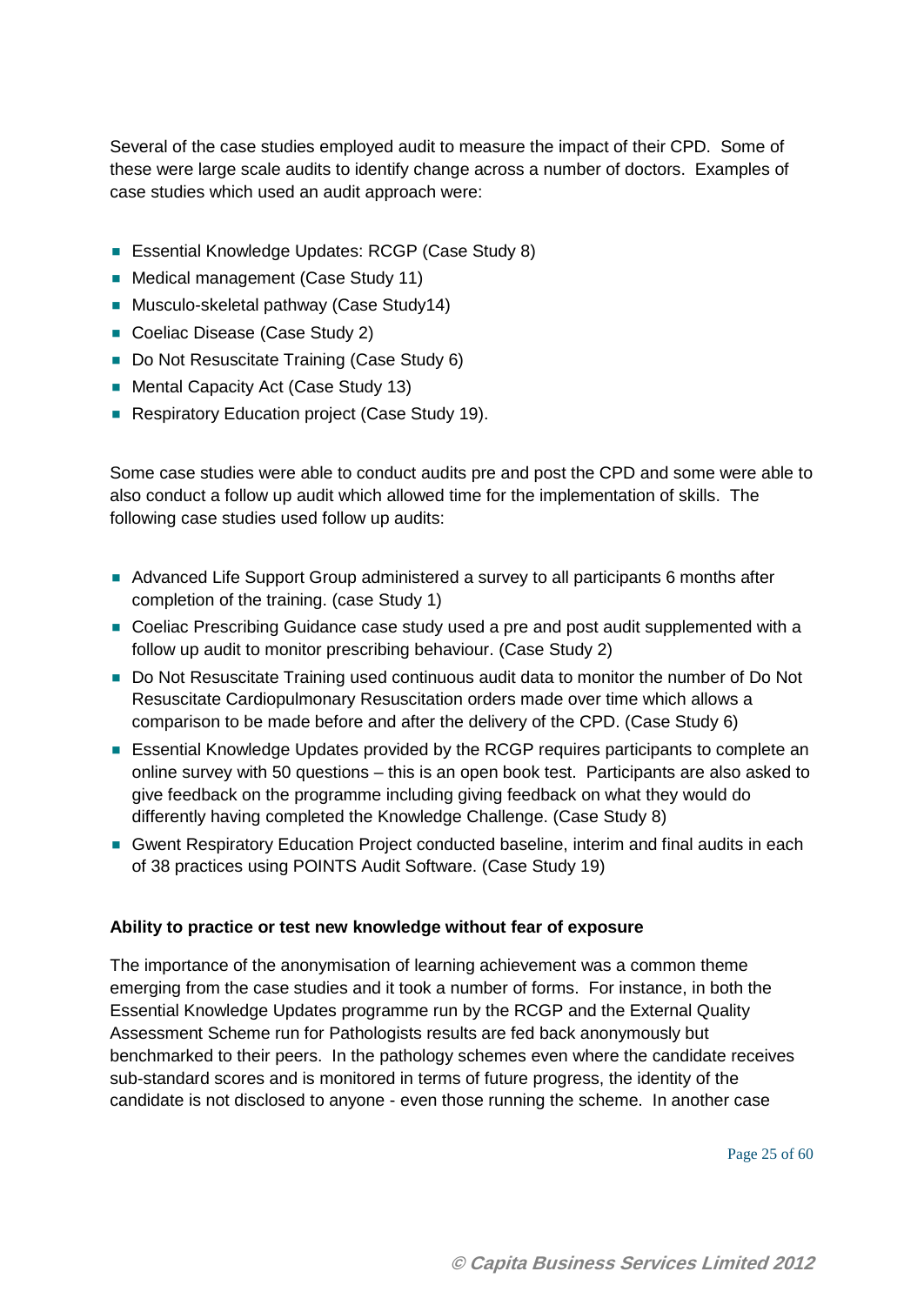Several of the case studies employed audit to measure the impact of their CPD. Some of these were large scale audits to identify change across a number of doctors. Examples of case studies which used an audit approach were:

- Essential Knowledge Updates: RCGP (Case Study 8)
- Medical management (Case Study 11)
- Musculo-skeletal pathway (Case Study14)
- Coeliac Disease (Case Study 2)
- Do Not Resuscitate Training (Case Study 6)
- Mental Capacity Act (Case Study 13)
- Respiratory Education project (Case Study 19).

Some case studies were able to conduct audits pre and post the CPD and some were able to also conduct a follow up audit which allowed time for the implementation of skills. The following case studies used follow up audits:

- Advanced Life Support Group administered a survey to all participants 6 months after completion of the training. (case Study 1)
- Coeliac Prescribing Guidance case study used a pre and post audit supplemented with a follow up audit to monitor prescribing behaviour. (Case Study 2)
- Do Not Resuscitate Training used continuous audit data to monitor the number of Do Not Resuscitate Cardiopulmonary Resuscitation orders made over time which allows a comparison to be made before and after the delivery of the CPD. (Case Study 6)
- Essential Knowledge Updates provided by the RCGP requires participants to complete an online survey with 50 questions – this is an open book test. Participants are also asked to give feedback on the programme including giving feedback on what they would do differently having completed the Knowledge Challenge. (Case Study 8)
- Gwent Respiratory Education Project conducted baseline, interim and final audits in each of 38 practices using POINTS Audit Software. (Case Study 19)

**Ability to practice or test new knowledge without fear of exposure**

The importance of the anonymisation of learning achievement was a common theme emerging from the case studies and it took a number of forms. For instance, in both the Essential Knowledge Updates programme run by the RCGP and the External Quality Assessment Scheme run for Pathologists results are fed back anonymously but benchmarked to their peers. In the pathology schemes even where the candidate receives sub-standard scores and is monitored in terms of future progress, the identity of the candidate is not disclosed to anyone - even those running the scheme. In another case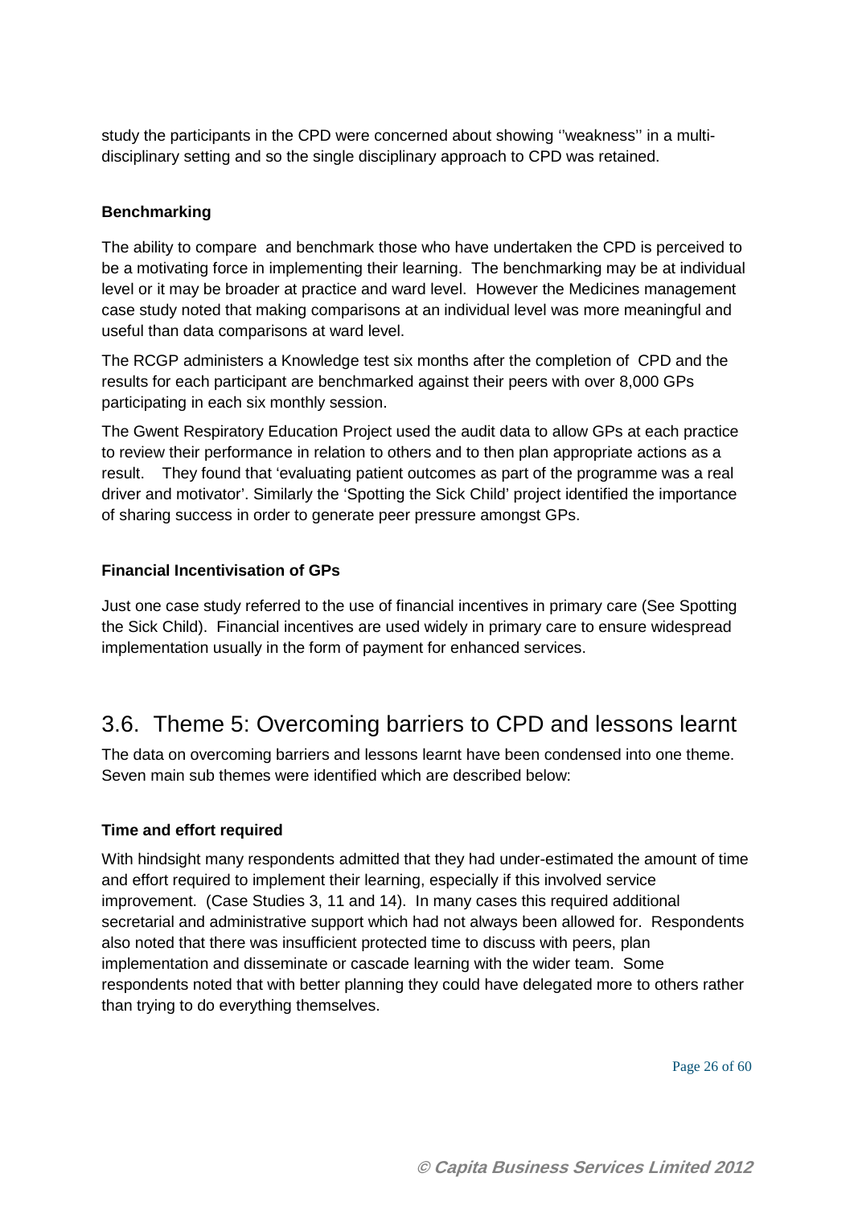study the participants in the CPD were concerned about showing ''weakness'' in a multi-disciplinary setting and so the single disciplinary approach to CPD was retained.

**Benchmarking**

The ability to compare and benchmark those who have undertaken the CPD is perceived to be a motivating force in implementing their learning. The benchmarking may be at individual level or it may be broader at practice and ward level. However the Medicines management case study noted that making comparisons at an individual level was more meaningful and useful than data comparisons at ward level.

The RCGP administers a Knowledge test six months after the completion of CPD and the results for each participant are benchmarked against their peers with over 8,000 GPs participating in each six monthly session.

The Gwent Respiratory Education Project used the audit data to allow GPs at each practice to review their performance in relation to others and to then plan appropriate actions as a result. They found that 'evaluating patient outcomes as part of the programme was a real driver and motivator'. Similarly the 'Spotting the Sick Child' project identified the importance of sharing success in order to generate peer pressure amongst GPs.

**Financial Incentivisation of GPs**

Just one case study referred to the use of financial incentives in primary care (See Spotting the Sick Child). Financial incentives are used widely in primary care to ensure widespread implementation usually in the form of payment for enhanced services.

## 3.6. Theme 5: Overcoming barriers to CPD and lessons learnt

The data on overcoming barriers and lessons learnt have been condensed into one theme. Seven main sub themes were identified which are described below:

**Time and effort required**

With hindsight many respondents admitted that they had under-estimated the amount of time and effort required to implement their learning, especially if this involved service improvement. (Case Studies 3, 11 and 14). In many cases this required additional secretarial and administrative support which had not always been allowed for. Respondents also noted that there was insufficient protected time to discuss with peers, plan implementation and disseminate or cascade learning with the wider team. Some respondents noted that with better planning they could have delegated more to others rather than trying to do everything themselves.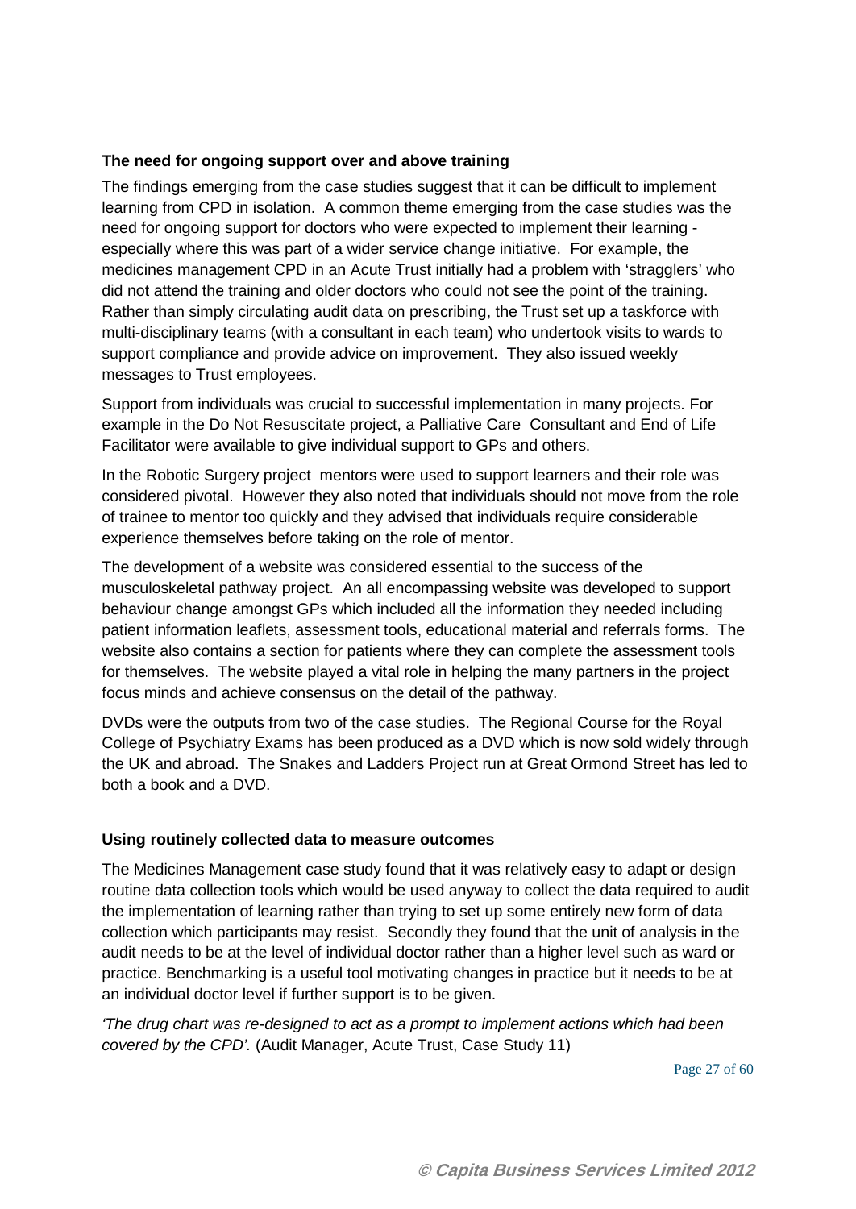**The need for ongoing support over and above training**

The findings emerging from the case studies suggest that it can be difficult to implement learning from CPD in isolation. A common theme emerging from the case studies was the need for ongoing support for doctors who were expected to implement their learning - especially where this was part of a wider service change initiative. For example, the medicines management CPD in an Acute Trust initially had a problem with 'stragglers' who did not attend the training and older doctors who could not see the point of the training. Rather than simply circulating audit data on prescribing, the Trust set up a taskforce with multi-disciplinary teams (with a consultant in each team) who undertook visits to wards to support compliance and provide advice on improvement. They also issued weekly messages to Trust employees.

Support from individuals was crucial to successful implementation in many projects. For example in the Do Not Resuscitate project, a Palliative Care Consultant and End of Life Facilitator were available to give individual support to GPs and others.

In the Robotic Surgery project mentors were used to support learners and their role was considered pivotal. However they also noted that individuals should not move from the role of trainee to mentor too quickly and they advised that individuals require considerable experience themselves before taking on the role of mentor.

The development of a website was considered essential to the success of the musculoskeletal pathway project. An all encompassing website was developed to support behaviour change amongst GPs which included all the information they needed including patient information leaflets, assessment tools, educational material and referrals forms. The website also contains a section for patients where they can complete the assessment tools for themselves. The website played a vital role in helping the many partners in the project focus minds and achieve consensus on the detail of the pathway.

DVDs were the outputs from two of the case studies. The Regional Course for the Royal College of Psychiatry Exams has been produced as a DVD which is now sold widely through the UK and abroad. The Snakes and Ladders Project run at Great Ormond Street has led to both a book and a DVD.

**Using routinely collected data to measure outcomes**

The Medicines Management case study found that it was relatively easy to adapt or design routine data collection tools which would be used anyway to collect the data required to audit the implementation of learning rather than trying to set up some entirely new form of data collection which participants may resist. Secondly they found that the unit of analysis in the audit needs to be at the level of individual doctor rather than a higher level such as ward or practice. Benchmarking is a useful tool motivating changes in practice but it needs to be at an individual doctor level if further support is to be given.

*'The drug chart was re-designed to act as a prompt to implement actions which had been covered by the CPD'.* (Audit Manager, Acute Trust, Case Study 11)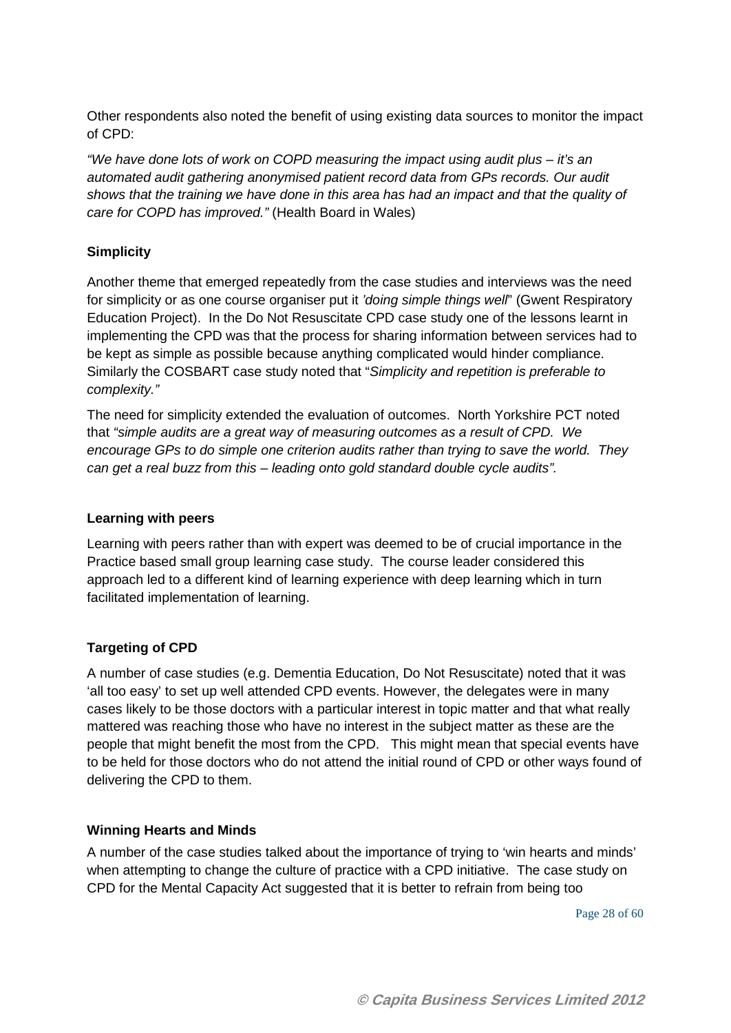Other respondents also noted the benefit of using existing data sources to monitor the impact of CPD:

*"We have done lots of work on COPD measuring the impact using audit plus – it's an automated audit gathering anonymised patient record data from GPs records. Our audit shows that the training we have done in this area has had an impact and that the quality of care for COPD has improved."* (Health Board in Wales)

**Simplicity**

Another theme that emerged repeatedly from the case studies and interviews was the need for simplicity or as one course organiser put it *'doing simple things well*" (Gwent Respiratory Education Project). In the Do Not Resuscitate CPD case study one of the lessons learnt in implementing the CPD was that the process for sharing information between services had to be kept as simple as possible because anything complicated would hinder compliance. Similarly the COSBART case study noted that "*Simplicity and repetition is preferable to complexity."*

The need for simplicity extended the evaluation of outcomes. North Yorkshire PCT noted that *"simple audits are a great way of measuring outcomes as a result of CPD. We encourage GPs to do simple one criterion audits rather than trying to save the world. They can get a real buzz from this – leading onto gold standard double cycle audits".*

**Learning with peers**

Learning with peers rather than with expert was deemed to be of crucial importance in the Practice based small group learning case study. The course leader considered this approach led to a different kind of learning experience with deep learning which in turn facilitated implementation of learning.

**Targeting of CPD**

A number of case studies (e.g. Dementia Education, Do Not Resuscitate) noted that it was 'all too easy' to set up well attended CPD events. However, the delegates were in many cases likely to be those doctors with a particular interest in topic matter and that what really mattered was reaching those who have no interest in the subject matter as these are the people that might benefit the most from the CPD. This might mean that special events have to be held for those doctors who do not attend the initial round of CPD or other ways found of delivering the CPD to them.

**Winning Hearts and Minds**

A number of the case studies talked about the importance of trying to 'win hearts and minds' when attempting to change the culture of practice with a CPD initiative. The case study on CPD for the Mental Capacity Act suggested that it is better to refrain from being too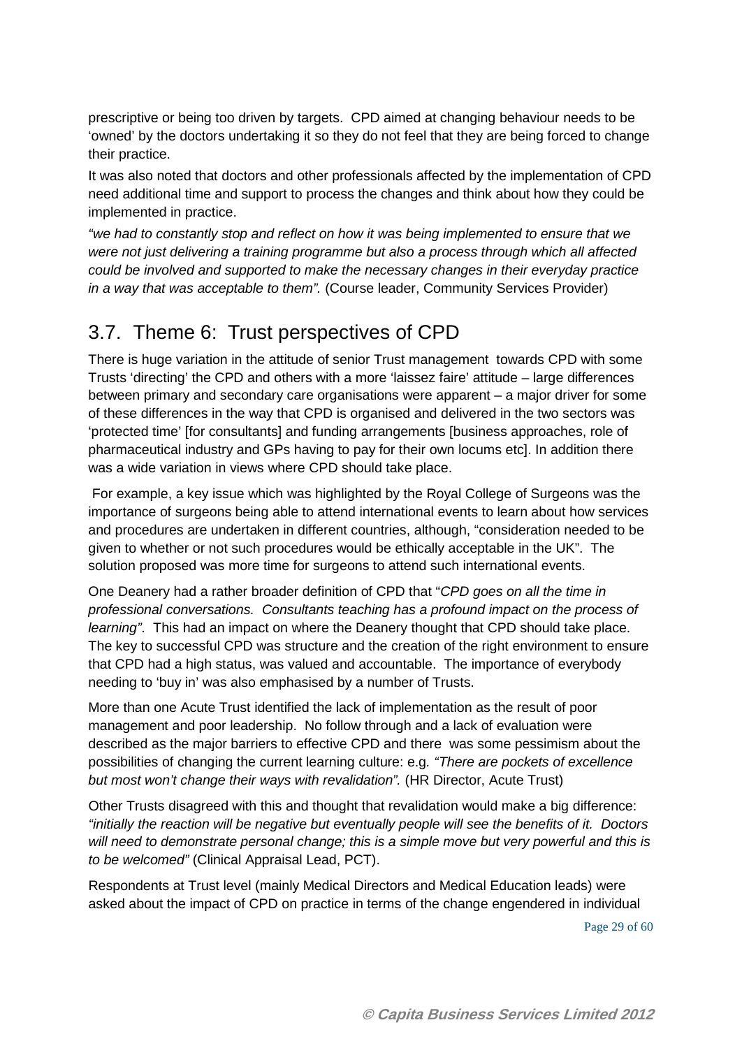prescriptive or being too driven by targets. CPD aimed at changing behaviour needs to be 'owned' by the doctors undertaking it so they do not feel that they are being forced to change their practice.

It was also noted that doctors and other professionals affected by the implementation of CPD need additional time and support to process the changes and think about how they could be implemented in practice.

*"we had to constantly stop and reflect on how it was being implemented to ensure that we were not just delivering a training programme but also a process through which all affected could be involved and supported to make the necessary changes in their everyday practice in a way that was acceptable to them".* (Course leader, Community Services Provider)

## 3.7. Theme 6: Trust perspectives of CPD

There is huge variation in the attitude of senior Trust management towards CPD with some Trusts 'directing' the CPD and others with a more 'laissez faire' attitude – large differences between primary and secondary care organisations were apparent – a major driver for some of these differences in the way that CPD is organised and delivered in the two sectors was 'protected time' [for consultants] and funding arrangements [business approaches, role of pharmaceutical industry and GPs having to pay for their own locums etc]. In addition there was a wide variation in views where CPD should take place.

For example, a key issue which was highlighted by the Royal College of Surgeons was the importance of surgeons being able to attend international events to learn about how services and procedures are undertaken in different countries, although, "consideration needed to be given to whether or not such procedures would be ethically acceptable in the UK". The solution proposed was more time for surgeons to attend such international events.

One Deanery had a rather broader definition of CPD that "*CPD goes on all the time in professional conversations. Consultants teaching has a profound impact on the process of learning"*. This had an impact on where the Deanery thought that CPD should take place. The key to successful CPD was structure and the creation of the right environment to ensure that CPD had a high status, was valued and accountable. The importance of everybody needing to 'buy in' was also emphasised by a number of Trusts.

More than one Acute Trust identified the lack of implementation as the result of poor management and poor leadership. No follow through and a lack of evaluation were described as the major barriers to effective CPD and there was some pessimism about the possibilities of changing the current learning culture: e.g. *"There are pockets of excellence but most won't change their ways with revalidation".* (HR Director, Acute Trust)

Other Trusts disagreed with this and thought that revalidation would make a big difference: *"initially the reaction will be negative but eventually people will see the benefits of it. Doctors will need to demonstrate personal change; this is a simple move but very powerful and this is to be welcomed"* (Clinical Appraisal Lead, PCT).

Respondents at Trust level (mainly Medical Directors and Medical Education leads) were asked about the impact of CPD on practice in terms of the change engendered in individual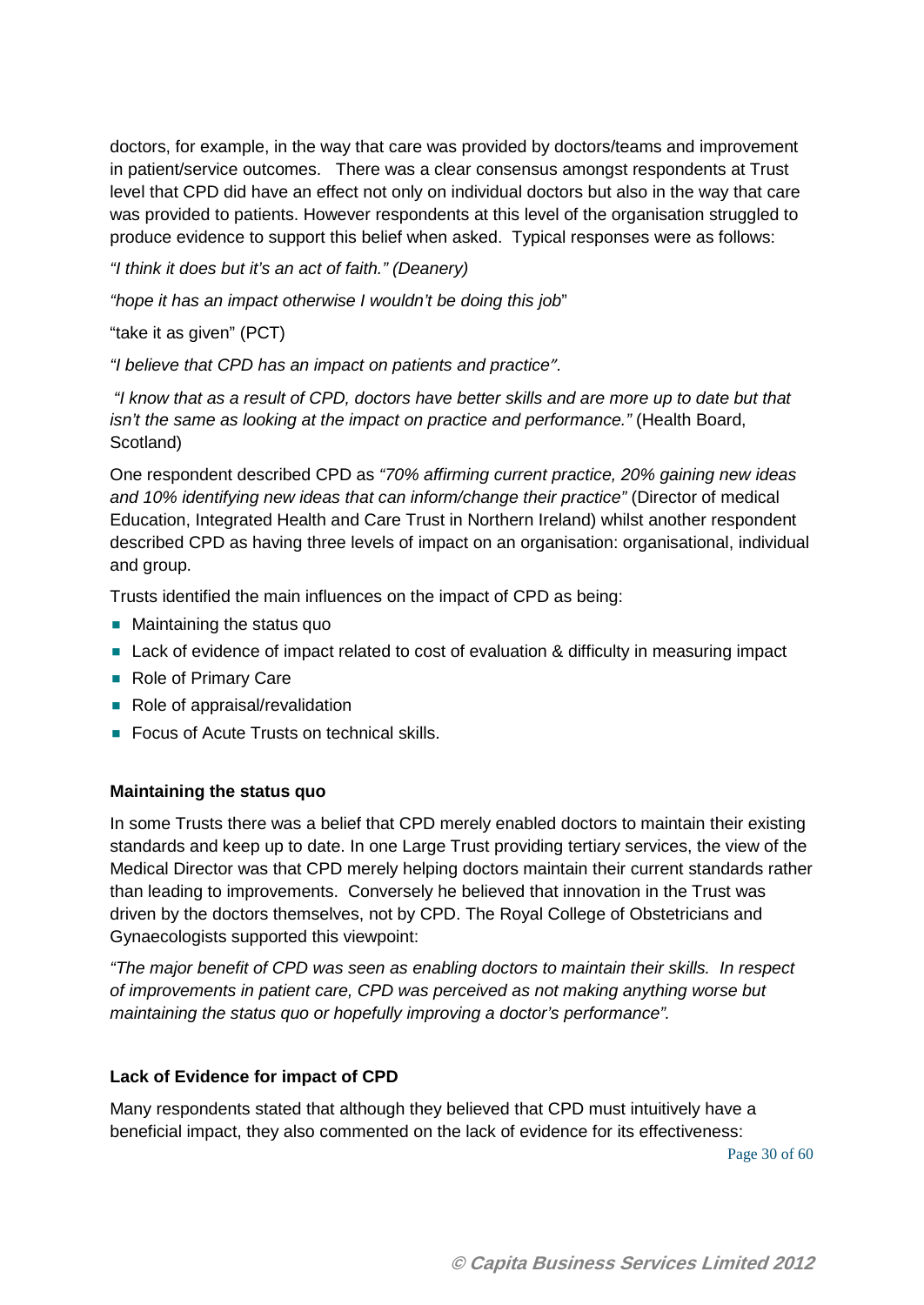doctors, for example, in the way that care was provided by doctors/teams and improvement in patient/service outcomes. There was a clear consensus amongst respondents at Trust level that CPD did have an effect not only on individual doctors but also in the way that care was provided to patients. However respondents at this level of the organisation struggled to produce evidence to support this belief when asked. Typical responses were as follows:

*"I think it does but it's an act of faith." (Deanery)*

*"hope it has an impact otherwise I wouldn't be doing this job*"

"take it as given" (PCT)

*"I believe that CPD has an impact on patients and practice".*

*"I know that as a result of CPD, doctors have better skills and are more up to date but that isn't the same as looking at the impact on practice and performance."* (Health Board, Scotland)

One respondent described CPD as *"70% affirming current practice, 20% gaining new ideas and 10% identifying new ideas that can inform/change their practice"* (Director of medical Education, Integrated Health and Care Trust in Northern Ireland) whilst another respondent described CPD as having three levels of impact on an organisation: organisational, individual and group.

Trusts identified the main influences on the impact of CPD as being:

- Maintaining the status quo
- Lack of evidence of impact related to cost of evaluation & difficulty in measuring impact
- Role of Primary Care
- Role of appraisal/revalidation
- Focus of Acute Trusts on technical skills.

### Maintaining the status quo

In some Trusts there was a belief that CPD merely enabled doctors to maintain their existing standards and keep up to date. In one Large Trust providing tertiary services, the view of the Medical Director was that CPD merely helping doctors maintain their current standards rather than leading to improvements. Conversely he believed that innovation in the Trust was driven by the doctors themselves, not by CPD. The Royal College of Obstetricians and Gynaecologists supported this viewpoint:

*"The major benefit of CPD was seen as enabling doctors to maintain their skills. In respect of improvements in patient care, CPD was perceived as not making anything worse but maintaining the status quo or hopefully improving a doctor's performance".*

### Lack of Evidence for impact of CPD

Many respondents stated that although they believed that CPD must intuitively have a beneficial impact, they also commented on the lack of evidence for its effectiveness: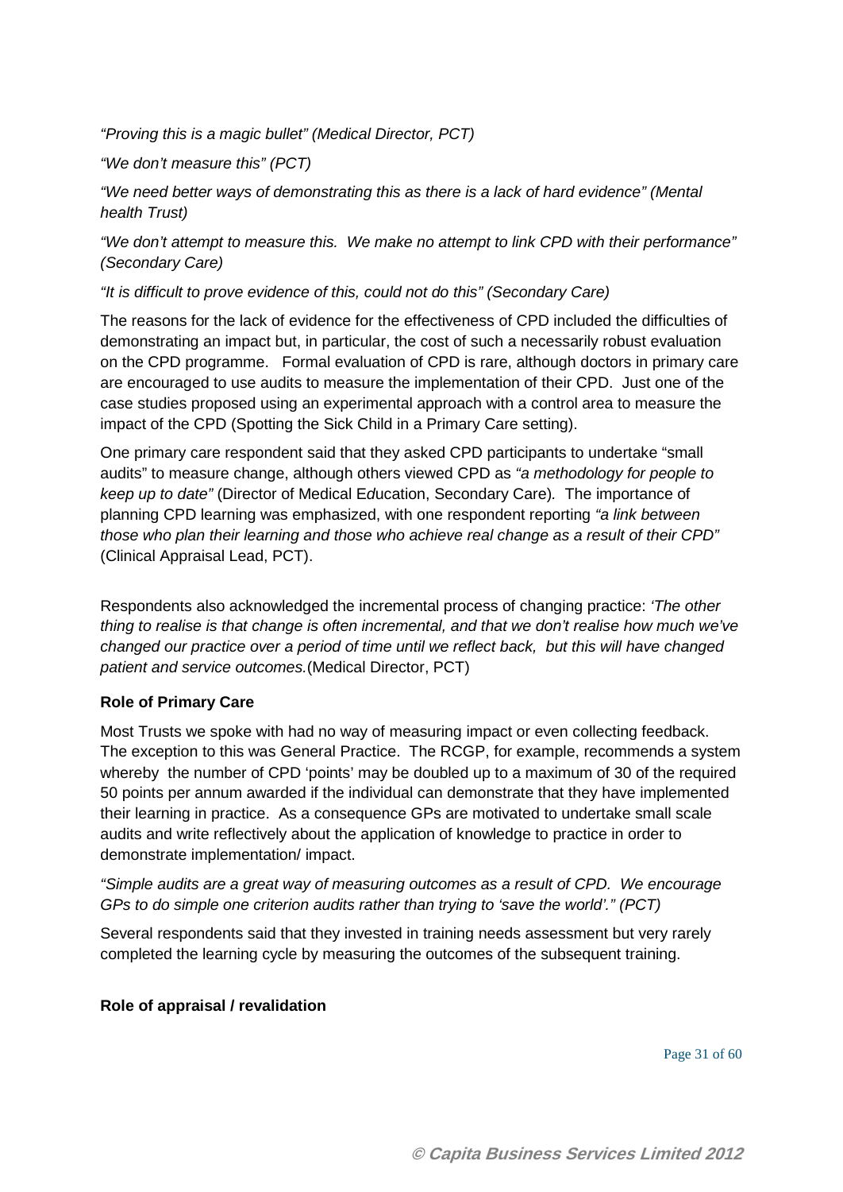*"Proving this is a magic bullet" (Medical Director, PCT)*

*"We don't measure this" (PCT)*

*"We need better ways of demonstrating this as there is a lack of hard evidence" (Mental health Trust)*

*"We don't attempt to measure this. We make no attempt to link CPD with their performance" (Secondary Care)*

*"It is difficult to prove evidence of this, could not do this" (Secondary Care)*

The reasons for the lack of evidence for the effectiveness of CPD included the difficulties of demonstrating an impact but, in particular, the cost of such a necessarily robust evaluation on the CPD programme. Formal evaluation of CPD is rare, although doctors in primary care are encouraged to use audits to measure the implementation of their CPD. Just one of the case studies proposed using an experimental approach with a control area to measure the impact of the CPD (Spotting the Sick Child in a Primary Care setting).

One primary care respondent said that they asked CPD participants to undertake "small audits" to measure change, although others viewed CPD as *"a methodology for people to keep up to date"* (Director of Medical Education, Secondary Care). The importance of planning CPD learning was emphasized, with one respondent reporting *"a link between those who plan their learning and those who achieve real change as a result of their CPD"* (Clinical Appraisal Lead, PCT).

Respondents also acknowledged the incremental process of changing practice: *'The other thing to realise is that change is often incremental, and that we don't realise how much we've changed our practice over a period of time until we reflect back, but this will have changed patient and service outcomes.*(Medical Director, PCT)

**Role of Primary Care**

Most Trusts we spoke with had no way of measuring impact or even collecting feedback. The exception to this was General Practice. The RCGP, for example, recommends a system whereby the number of CPD 'points' may be doubled up to a maximum of 30 of the required 50 points per annum awarded if the individual can demonstrate that they have implemented their learning in practice. As a consequence GPs are motivated to undertake small scale audits and write reflectively about the application of knowledge to practice in order to demonstrate implementation/ impact.

*"Simple audits are a great way of measuring outcomes as a result of CPD. We encourage GPs to do simple one criterion audits rather than trying to 'save the world'." (PCT)*

Several respondents said that they invested in training needs assessment but very rarely completed the learning cycle by measuring the outcomes of the subsequent training.

**Role of appraisal / revalidation**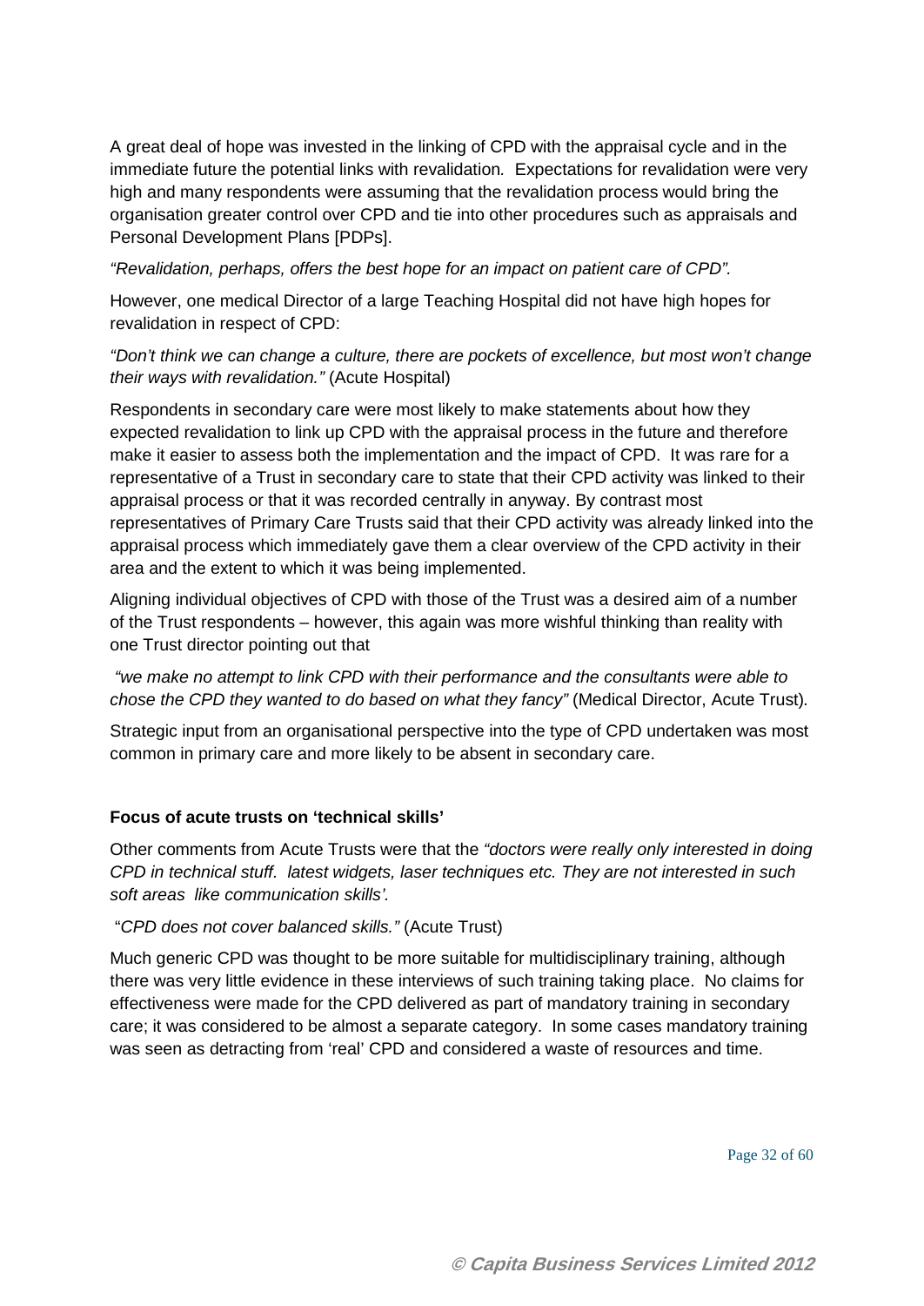A great deal of hope was invested in the linking of CPD with the appraisal cycle and in the immediate future the potential links with revalidation. Expectations for revalidation were very high and many respondents were assuming that the revalidation process would bring the organisation greater control over CPD and tie into other procedures such as appraisals and Personal Development Plans [PDPs].

*"Revalidation, perhaps, offers the best hope for an impact on patient care of CPD".*

However, one medical Director of a large Teaching Hospital did not have high hopes for revalidation in respect of CPD:

*"Don't think we can change a culture, there are pockets of excellence, but most won't change their ways with revalidation."* (Acute Hospital)

Respondents in secondary care were most likely to make statements about how they expected revalidation to link up CPD with the appraisal process in the future and therefore make it easier to assess both the implementation and the impact of CPD. It was rare for a representative of a Trust in secondary care to state that their CPD activity was linked to their appraisal process or that it was recorded centrally in anyway. By contrast most representatives of Primary Care Trusts said that their CPD activity was already linked into the appraisal process which immediately gave them a clear overview of the CPD activity in their area and the extent to which it was being implemented.

Aligning individual objectives of CPD with those of the Trust was a desired aim of a number of the Trust respondents – however, this again was more wishful thinking than reality with one Trust director pointing out that

*"we make no attempt to link CPD with their performance and the consultants were able to chose the CPD they wanted to do based on what they fancy"* (Medical Director, Acute Trust).

Strategic input from an organisational perspective into the type of CPD undertaken was most common in primary care and more likely to be absent in secondary care.

**Focus of acute trusts on 'technical skills'**

Other comments from Acute Trusts were that the *"doctors were really only interested in doing CPD in technical stuff. latest widgets, laser techniques etc. They are not interested in such soft areas like communication skills'.*

"*CPD does not cover balanced skills."* (Acute Trust)

Much generic CPD was thought to be more suitable for multidisciplinary training, although there was very little evidence in these interviews of such training taking place. No claims for effectiveness were made for the CPD delivered as part of mandatory training in secondary care; it was considered to be almost a separate category. In some cases mandatory training was seen as detracting from 'real' CPD and considered a waste of resources and time.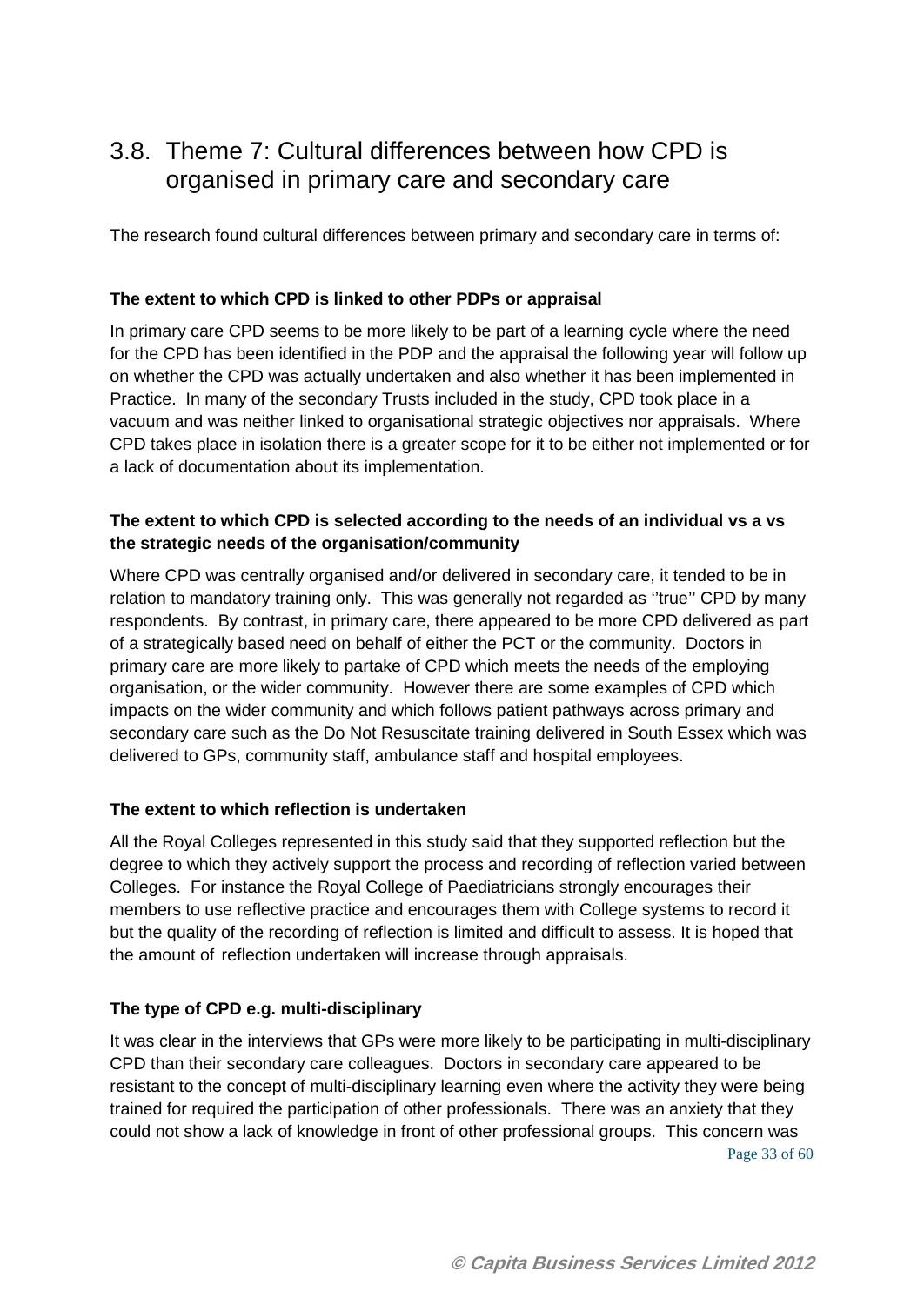## 3.8. Theme 7: Cultural differences between how CPD is organised in primary care and secondary care

The research found cultural differences between primary and secondary care in terms of:

**The extent to which CPD is linked to other PDPs or appraisal**

In primary care CPD seems to be more likely to be part of a learning cycle where the need for the CPD has been identified in the PDP and the appraisal the following year will follow up on whether the CPD was actually undertaken and also whether it has been implemented in Practice. In many of the secondary Trusts included in the study, CPD took place in a vacuum and was neither linked to organisational strategic objectives nor appraisals. Where CPD takes place in isolation there is a greater scope for it to be either not implemented or for a lack of documentation about its implementation.

**The extent to which CPD is selected according to the needs of an individual vs a vs the strategic needs of the organisation/community**

Where CPD was centrally organised and/or delivered in secondary care, it tended to be in relation to mandatory training only. This was generally not regarded as ''true'' CPD by many respondents. By contrast, in primary care, there appeared to be more CPD delivered as part of a strategically based need on behalf of either the PCT or the community. Doctors in primary care are more likely to partake of CPD which meets the needs of the employing organisation, or the wider community. However there are some examples of CPD which impacts on the wider community and which follows patient pathways across primary and secondary care such as the Do Not Resuscitate training delivered in South Essex which was delivered to GPs, community staff, ambulance staff and hospital employees.

**The extent to which reflection is undertaken**

All the Royal Colleges represented in this study said that they supported reflection but the degree to which they actively support the process and recording of reflection varied between Colleges. For instance the Royal College of Paediatricians strongly encourages their members to use reflective practice and encourages them with College systems to record it but the quality of the recording of reflection is limited and difficult to assess. It is hoped that the amount of reflection undertaken will increase through appraisals.

**The type of CPD e.g. multi-disciplinary**

It was clear in the interviews that GPs were more likely to be participating in multi-disciplinary CPD than their secondary care colleagues. Doctors in secondary care appeared to be resistant to the concept of multi-disciplinary learning even where the activity they were being trained for required the participation of other professionals. There was an anxiety that they could not show a lack of knowledge in front of other professional groups. This concern was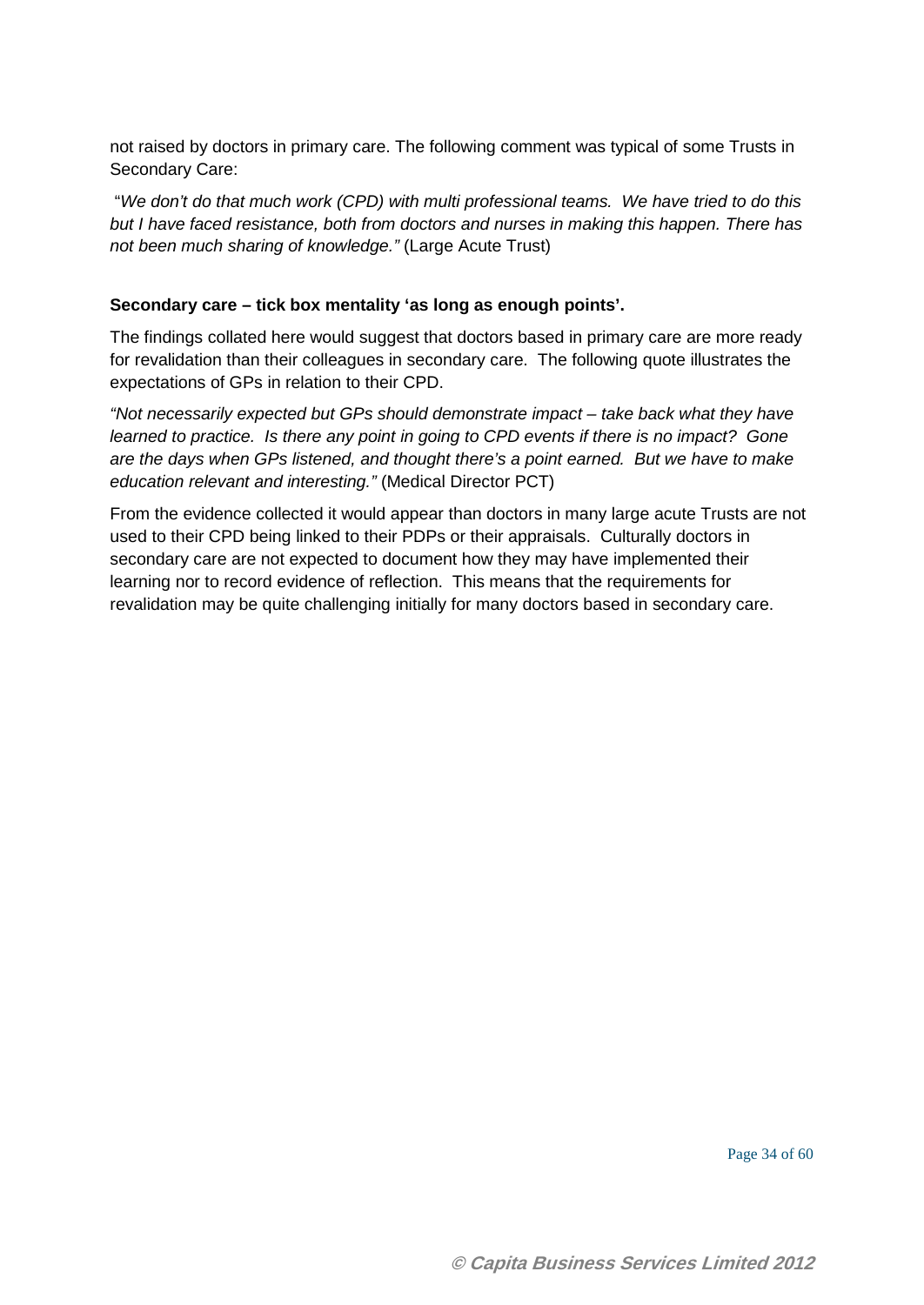not raised by doctors in primary care. The following comment was typical of some Trusts in Secondary Care:

"*We don't do that much work (CPD) with multi professional teams. We have tried to do this but I have faced resistance, both from doctors and nurses in making this happen. There has not been much sharing of knowledge."* (Large Acute Trust)

**Secondary care – tick box mentality 'as long as enough points'.**

The findings collated here would suggest that doctors based in primary care are more ready for revalidation than their colleagues in secondary care. The following quote illustrates the expectations of GPs in relation to their CPD.

*"Not necessarily expected but GPs should demonstrate impact – take back what they have learned to practice. Is there any point in going to CPD events if there is no impact? Gone are the days when GPs listened, and thought there's a point earned. But we have to make education relevant and interesting."* (Medical Director PCT)

From the evidence collected it would appear than doctors in many large acute Trusts are not used to their CPD being linked to their PDPs or their appraisals. Culturally doctors in secondary care are not expected to document how they may have implemented their learning nor to record evidence of reflection. This means that the requirements for revalidation may be quite challenging initially for many doctors based in secondary care.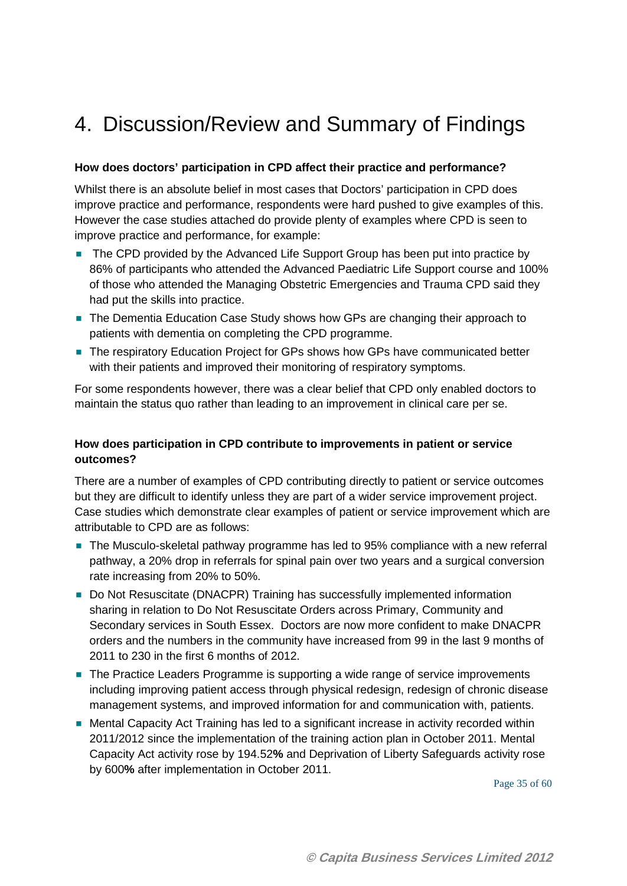# 4. Discussion/Review and Summary of Findings

**How does doctors' participation in CPD affect their practice and performance?**

Whilst there is an absolute belief in most cases that Doctors' participation in CPD does improve practice and performance, respondents were hard pushed to give examples of this. However the case studies attached do provide plenty of examples where CPD is seen to improve practice and performance, for example:

- The CPD provided by the Advanced Life Support Group has been put into practice by 86% of participants who attended the Advanced Paediatric Life Support course and 100% of those who attended the Managing Obstetric Emergencies and Trauma CPD said they had put the skills into practice.
- The Dementia Education Case Study shows how GPs are changing their approach to patients with dementia on completing the CPD programme.
- The respiratory Education Project for GPs shows how GPs have communicated better with their patients and improved their monitoring of respiratory symptoms.

For some respondents however, there was a clear belief that CPD only enabled doctors to maintain the status quo rather than leading to an improvement in clinical care per se.

**How does participation in CPD contribute to improvements in patient or service outcomes?**

There are a number of examples of CPD contributing directly to patient or service outcomes but they are difficult to identify unless they are part of a wider service improvement project. Case studies which demonstrate clear examples of patient or service improvement which are attributable to CPD are as follows:

- The Musculo-skeletal pathway programme has led to 95% compliance with a new referral pathway, a 20% drop in referrals for spinal pain over two years and a surgical conversion rate increasing from 20% to 50%.
- Do Not Resuscitate (DNACPR) Training has successfully implemented information sharing in relation to Do Not Resuscitate Orders across Primary, Community and Secondary services in South Essex. Doctors are now more confident to make DNACPR orders and the numbers in the community have increased from 99 in the last 9 months of 2011 to 230 in the first 6 months of 2012.
- The Practice Leaders Programme is supporting a wide range of service improvements including improving patient access through physical redesign, redesign of chronic disease management systems, and improved information for and communication with, patients.
- Mental Capacity Act Training has led to a significant increase in activity recorded within 2011/2012 since the implementation of the training action plan in October 2011. Mental Capacity Act activity rose by 194.52**%** and Deprivation of Liberty Safeguards activity rose by 600**%** after implementation in October 2011.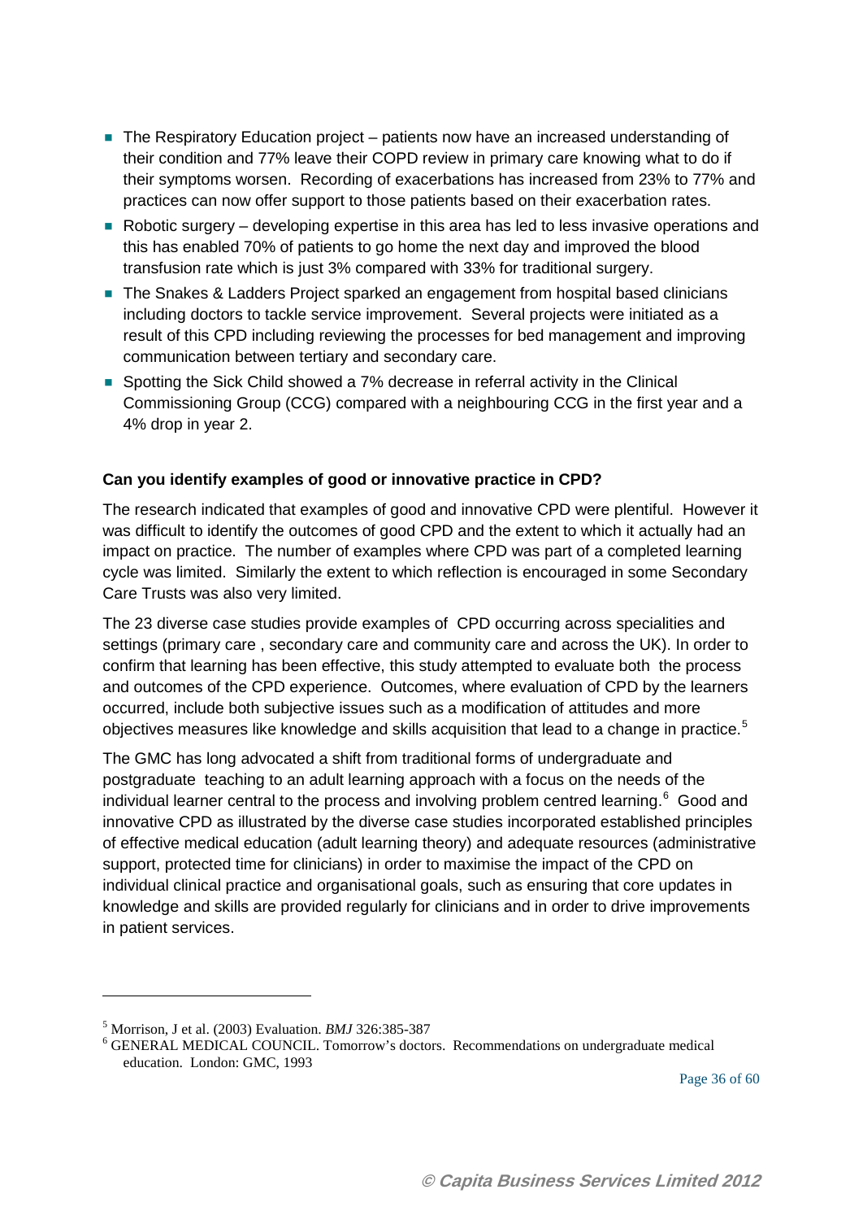- The Respiratory Education project – patients now have an increased understanding of their condition and 77% leave their COPD review in primary care knowing what to do if their symptoms worsen. Recording of exacerbations has increased from 23% to 77% and practices can now offer support to those patients based on their exacerbation rates.
- Robotic surgery – developing expertise in this area has led to less invasive operations and this has enabled 70% of patients to go home the next day and improved the blood transfusion rate which is just 3% compared with 33% for traditional surgery.
- The Snakes & Ladders Project sparked an engagement from hospital based clinicians including doctors to tackle service improvement. Several projects were initiated as a result of this CPD including reviewing the processes for bed management and improving communication between tertiary and secondary care.
- Spotting the Sick Child showed a 7% decrease in referral activity in the Clinical Commissioning Group (CCG) compared with a neighbouring CCG in the first year and a 4% drop in year 2.

**Can you identify examples of good or innovative practice in CPD?**

The research indicated that examples of good and innovative CPD were plentiful. However it was difficult to identify the outcomes of good CPD and the extent to which it actually had an impact on practice. The number of examples where CPD was part of a completed learning cycle was limited. Similarly the extent to which reflection is encouraged in some Secondary Care Trusts was also very limited.

The 23 diverse case studies provide examples of CPD occurring across specialities and settings (primary care , secondary care and community care and across the UK). In order to confirm that learning has been effective, this study attempted to evaluate both the process and outcomes of the CPD experience. Outcomes, where evaluation of CPD by the learners occurred, include both subjective issues such as a modification of attitudes and more objectives measures like knowledge and skills acquisition that lead to a change in practice.[5]

The GMC has long advocated a shift from traditional forms of undergraduate and postgraduate teaching to an adult learning approach with a focus on the needs of the individual learner central to the process and involving problem centred learning.[6] Good and innovative CPD as illustrated by the diverse case studies incorporated established principles of effective medical education (adult learning theory) and adequate resources (administrative support, protected time for clinicians) in order to maximise the impact of the CPD on individual clinical practice and organisational goals, such as ensuring that core updates in knowledge and skills are provided regularly for clinicians and in order to drive improvements in patient services.

---

[5] Morrison, J et al. (2003) Evaluation. *BMJ* 326:385-387

[6] GENERAL MEDICAL COUNCIL. Tomorrow's doctors. Recommendations on undergraduate medical education. London: GMC, 1993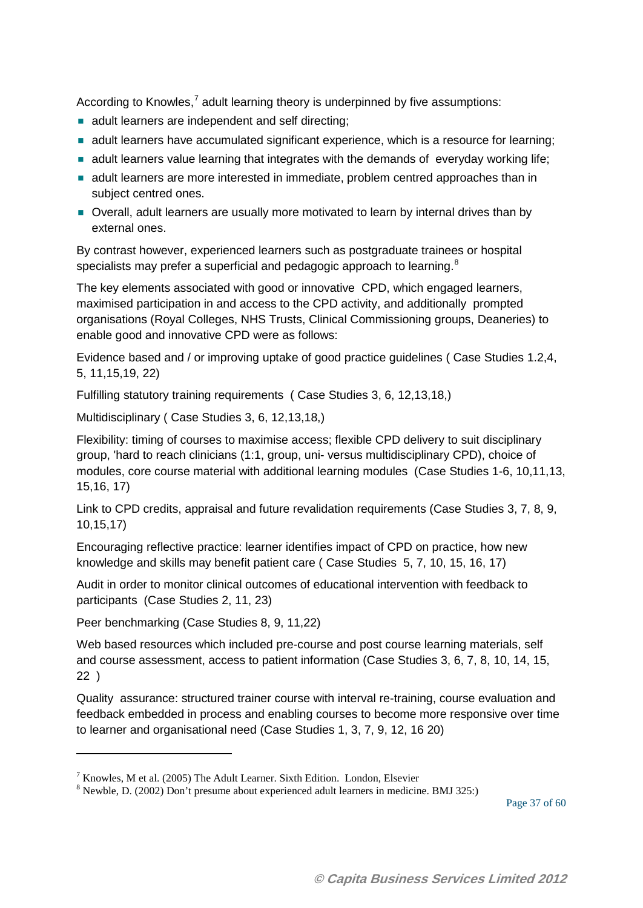According to Knowles,[7] adult learning theory is underpinned by five assumptions:

- adult learners are independent and self directing;
- adult learners have accumulated significant experience, which is a resource for learning;
- adult learners value learning that integrates with the demands of everyday working life;
- adult learners are more interested in immediate, problem centred approaches than in subject centred ones.
- Overall, adult learners are usually more motivated to learn by internal drives than by external ones.

By contrast however, experienced learners such as postgraduate trainees or hospital specialists may prefer a superficial and pedagogic approach to learning.[8]

The key elements associated with good or innovative CPD, which engaged learners, maximised participation in and access to the CPD activity, and additionally prompted organisations (Royal Colleges, NHS Trusts, Clinical Commissioning groups, Deaneries) to enable good and innovative CPD were as follows:

Evidence based and / or improving uptake of good practice guidelines ( Case Studies 1.2,4, 5, 11,15,19, 22)

Fulfilling statutory training requirements ( Case Studies 3, 6, 12,13,18,)

Multidisciplinary ( Case Studies 3, 6, 12,13,18,)

Flexibility: timing of courses to maximise access; flexible CPD delivery to suit disciplinary group, 'hard to reach clinicians (1:1, group, uni- versus multidisciplinary CPD), choice of modules, core course material with additional learning modules (Case Studies 1-6, 10,11,13, 15,16, 17)

Link to CPD credits, appraisal and future revalidation requirements (Case Studies 3, 7, 8, 9, 10,15,17)

Encouraging reflective practice: learner identifies impact of CPD on practice, how new knowledge and skills may benefit patient care ( Case Studies 5, 7, 10, 15, 16, 17)

Audit in order to monitor clinical outcomes of educational intervention with feedback to participants (Case Studies 2, 11, 23)

Peer benchmarking (Case Studies 8, 9, 11,22)

Web based resources which included pre-course and post course learning materials, self and course assessment, access to patient information (Case Studies 3, 6, 7, 8, 10, 14, 15, 22 )

Quality assurance: structured trainer course with interval re-training, course evaluation and feedback embedded in process and enabling courses to become more responsive over time to learner and organisational need (Case Studies 1, 3, 7, 9, 12, 16 20)

---

[7] Knowles, M et al. (2005) The Adult Learner. Sixth Edition. London, Elsevier

[8] Newble, D. (2002) Don't presume about experienced adult learners in medicine. BMJ 325:)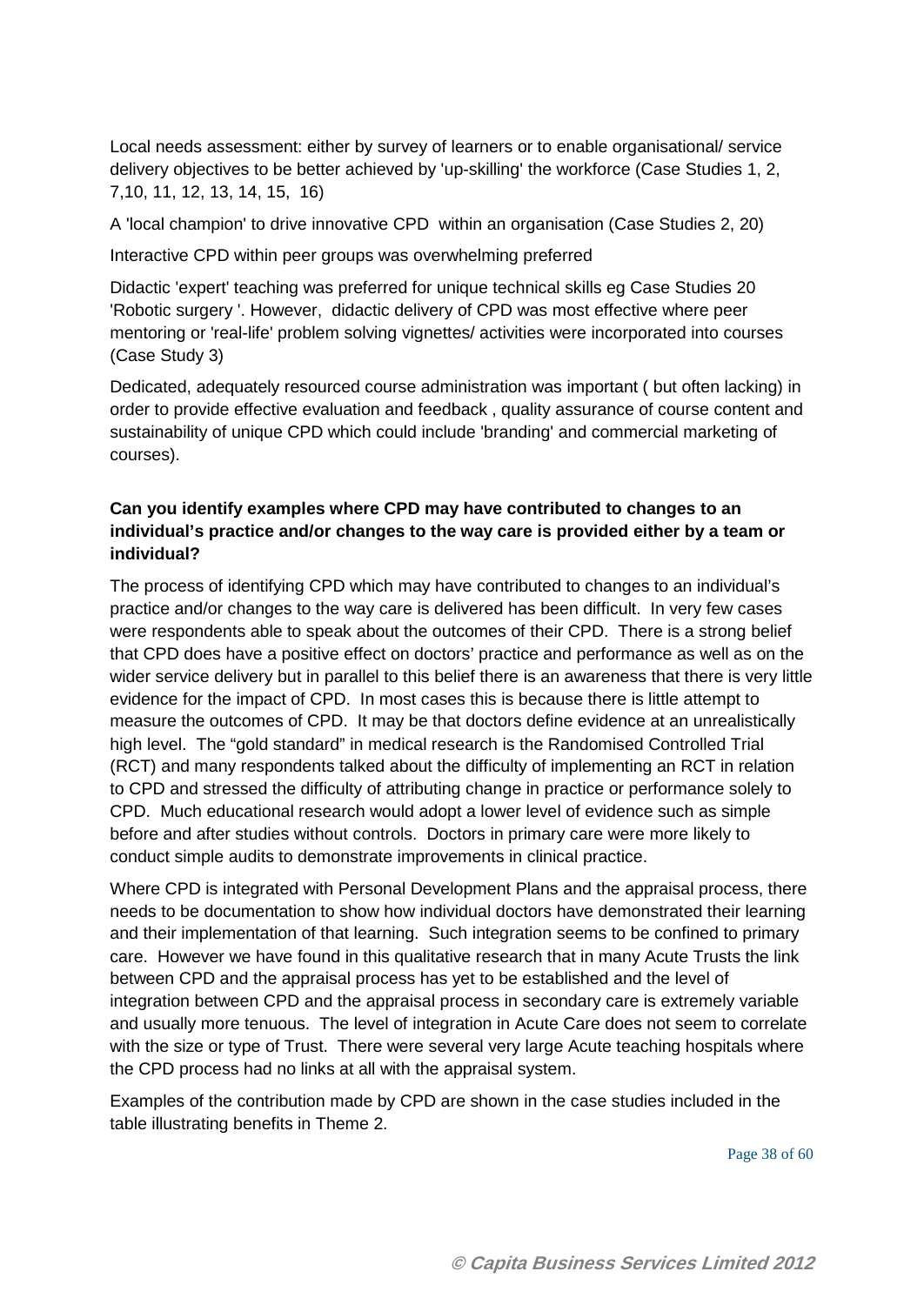Local needs assessment: either by survey of learners or to enable organisational/ service delivery objectives to be better achieved by 'up-skilling' the workforce (Case Studies 1, 2, 7,10, 11, 12, 13, 14, 15, 16)

A 'local champion' to drive innovative CPD within an organisation (Case Studies 2, 20)

Interactive CPD within peer groups was overwhelming preferred

Didactic 'expert' teaching was preferred for unique technical skills eg Case Studies 20 'Robotic surgery '. However, didactic delivery of CPD was most effective where peer mentoring or 'real-life' problem solving vignettes/ activities were incorporated into courses (Case Study 3)

Dedicated, adequately resourced course administration was important ( but often lacking) in order to provide effective evaluation and feedback , quality assurance of course content and sustainability of unique CPD which could include 'branding' and commercial marketing of courses).

**Can you identify examples where CPD may have contributed to changes to an individual's practice and/or changes to the way care is provided either by a team or individual?**

The process of identifying CPD which may have contributed to changes to an individual's practice and/or changes to the way care is delivered has been difficult. In very few cases were respondents able to speak about the outcomes of their CPD. There is a strong belief that CPD does have a positive effect on doctors' practice and performance as well as on the wider service delivery but in parallel to this belief there is an awareness that there is very little evidence for the impact of CPD. In most cases this is because there is little attempt to measure the outcomes of CPD. It may be that doctors define evidence at an unrealistically high level. The "gold standard" in medical research is the Randomised Controlled Trial (RCT) and many respondents talked about the difficulty of implementing an RCT in relation to CPD and stressed the difficulty of attributing change in practice or performance solely to CPD. Much educational research would adopt a lower level of evidence such as simple before and after studies without controls. Doctors in primary care were more likely to conduct simple audits to demonstrate improvements in clinical practice.

Where CPD is integrated with Personal Development Plans and the appraisal process, there needs to be documentation to show how individual doctors have demonstrated their learning and their implementation of that learning. Such integration seems to be confined to primary care. However we have found in this qualitative research that in many Acute Trusts the link between CPD and the appraisal process has yet to be established and the level of integration between CPD and the appraisal process in secondary care is extremely variable and usually more tenuous. The level of integration in Acute Care does not seem to correlate with the size or type of Trust. There were several very large Acute teaching hospitals where the CPD process had no links at all with the appraisal system.

Examples of the contribution made by CPD are shown in the case studies included in the table illustrating benefits in Theme 2.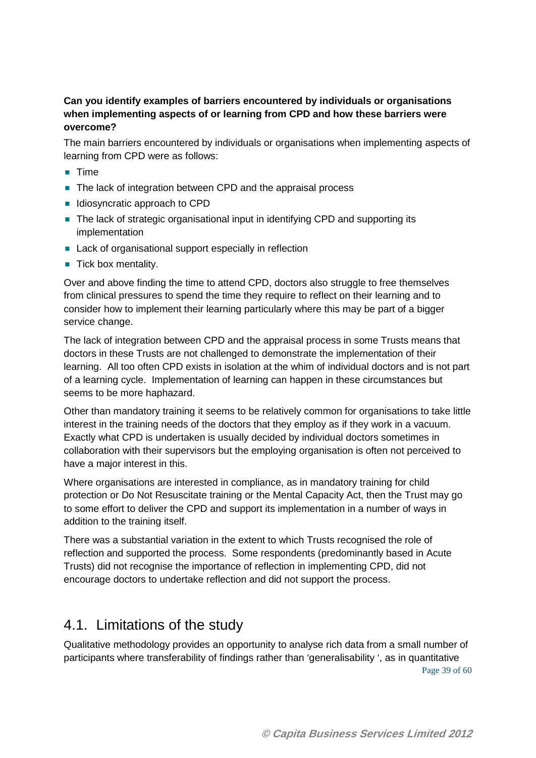**Can you identify examples of barriers encountered by individuals or organisations when implementing aspects of or learning from CPD and how these barriers were overcome?**

The main barriers encountered by individuals or organisations when implementing aspects of learning from CPD were as follows:

- Time
- The lack of integration between CPD and the appraisal process
- Idiosyncratic approach to CPD
- The lack of strategic organisational input in identifying CPD and supporting its implementation
- Lack of organisational support especially in reflection
- Tick box mentality.

Over and above finding the time to attend CPD, doctors also struggle to free themselves from clinical pressures to spend the time they require to reflect on their learning and to consider how to implement their learning particularly where this may be part of a bigger service change.

The lack of integration between CPD and the appraisal process in some Trusts means that doctors in these Trusts are not challenged to demonstrate the implementation of their learning. All too often CPD exists in isolation at the whim of individual doctors and is not part of a learning cycle. Implementation of learning can happen in these circumstances but seems to be more haphazard.

Other than mandatory training it seems to be relatively common for organisations to take little interest in the training needs of the doctors that they employ as if they work in a vacuum. Exactly what CPD is undertaken is usually decided by individual doctors sometimes in collaboration with their supervisors but the employing organisation is often not perceived to have a major interest in this.

Where organisations are interested in compliance, as in mandatory training for child protection or Do Not Resuscitate training or the Mental Capacity Act, then the Trust may go to some effort to deliver the CPD and support its implementation in a number of ways in addition to the training itself.

There was a substantial variation in the extent to which Trusts recognised the role of reflection and supported the process. Some respondents (predominantly based in Acute Trusts) did not recognise the importance of reflection in implementing CPD, did not encourage doctors to undertake reflection and did not support the process.

## 4.1. Limitations of the study

Qualitative methodology provides an opportunity to analyse rich data from a small number of participants where transferability of findings rather than 'generalisability ', as in quantitative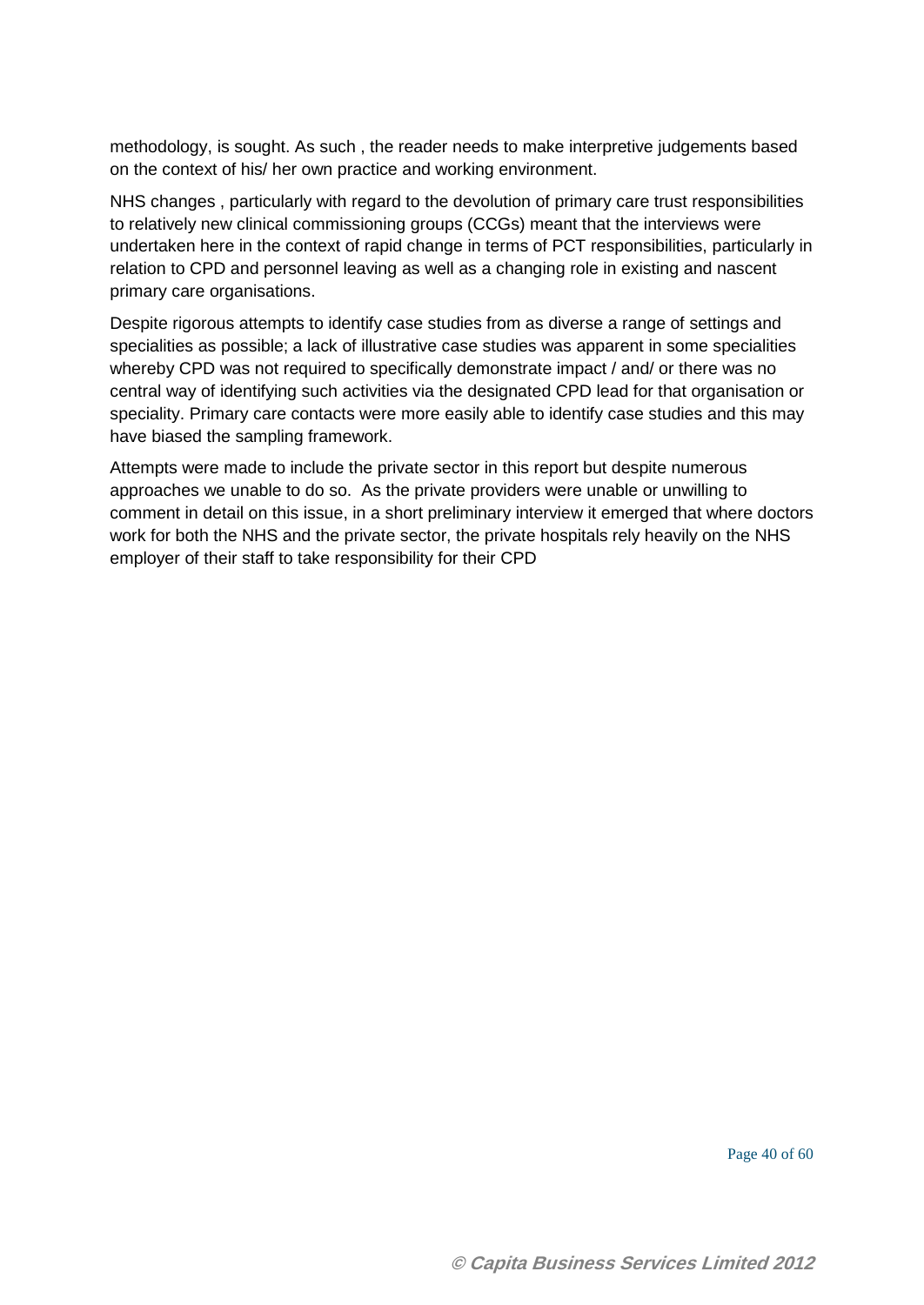methodology, is sought. As such , the reader needs to make interpretive judgements based on the context of his/ her own practice and working environment.

NHS changes , particularly with regard to the devolution of primary care trust responsibilities to relatively new clinical commissioning groups (CCGs) meant that the interviews were undertaken here in the context of rapid change in terms of PCT responsibilities, particularly in relation to CPD and personnel leaving as well as a changing role in existing and nascent primary care organisations.

Despite rigorous attempts to identify case studies from as diverse a range of settings and specialities as possible; a lack of illustrative case studies was apparent in some specialities whereby CPD was not required to specifically demonstrate impact / and/ or there was no central way of identifying such activities via the designated CPD lead for that organisation or speciality. Primary care contacts were more easily able to identify case studies and this may have biased the sampling framework.

Attempts were made to include the private sector in this report but despite numerous approaches we unable to do so. As the private providers were unable or unwilling to comment in detail on this issue, in a short preliminary interview it emerged that where doctors work for both the NHS and the private sector, the private hospitals rely heavily on the NHS employer of their staff to take responsibility for their CPD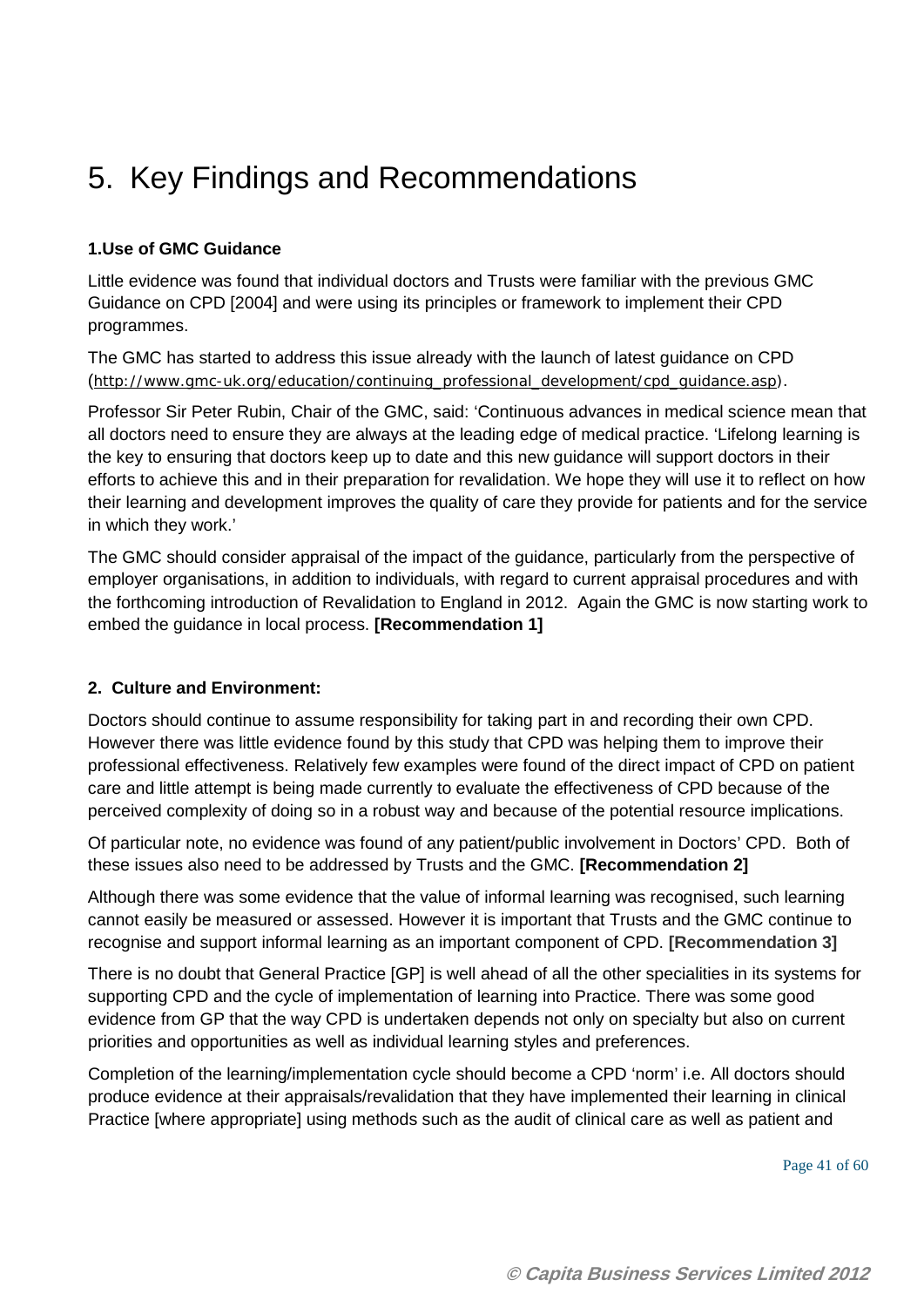# 5. Key Findings and Recommendations

**1.Use of GMC Guidance**

Little evidence was found that individual doctors and Trusts were familiar with the previous GMC Guidance on CPD [2004] and were using its principles or framework to implement their CPD programmes.

The GMC has started to address this issue already with the launch of latest guidance on CPD (http://www.gmc-uk.org/education/continuing_professional_development/cpd_guidance.asp).

Professor Sir Peter Rubin, Chair of the GMC, said: 'Continuous advances in medical science mean that all doctors need to ensure they are always at the leading edge of medical practice. 'Lifelong learning is the key to ensuring that doctors keep up to date and this new guidance will support doctors in their efforts to achieve this and in their preparation for revalidation. We hope they will use it to reflect on how their learning and development improves the quality of care they provide for patients and for the service in which they work.'

The GMC should consider appraisal of the impact of the guidance, particularly from the perspective of employer organisations, in addition to individuals, with regard to current appraisal procedures and with the forthcoming introduction of Revalidation to England in 2012. Again the GMC is now starting work to embed the guidance in local process. **[Recommendation 1]**

**2. Culture and Environment:**

Doctors should continue to assume responsibility for taking part in and recording their own CPD. However there was little evidence found by this study that CPD was helping them to improve their professional effectiveness. Relatively few examples were found of the direct impact of CPD on patient care and little attempt is being made currently to evaluate the effectiveness of CPD because of the perceived complexity of doing so in a robust way and because of the potential resource implications.

Of particular note, no evidence was found of any patient/public involvement in Doctors' CPD. Both of these issues also need to be addressed by Trusts and the GMC. **[Recommendation 2]**

Although there was some evidence that the value of informal learning was recognised, such learning cannot easily be measured or assessed. However it is important that Trusts and the GMC continue to recognise and support informal learning as an important component of CPD. **[Recommendation 3]**

There is no doubt that General Practice [GP] is well ahead of all the other specialities in its systems for supporting CPD and the cycle of implementation of learning into Practice. There was some good evidence from GP that the way CPD is undertaken depends not only on specialty but also on current priorities and opportunities as well as individual learning styles and preferences.

Completion of the learning/implementation cycle should become a CPD 'norm' i.e. All doctors should produce evidence at their appraisals/revalidation that they have implemented their learning in clinical Practice [where appropriate] using methods such as the audit of clinical care as well as patient and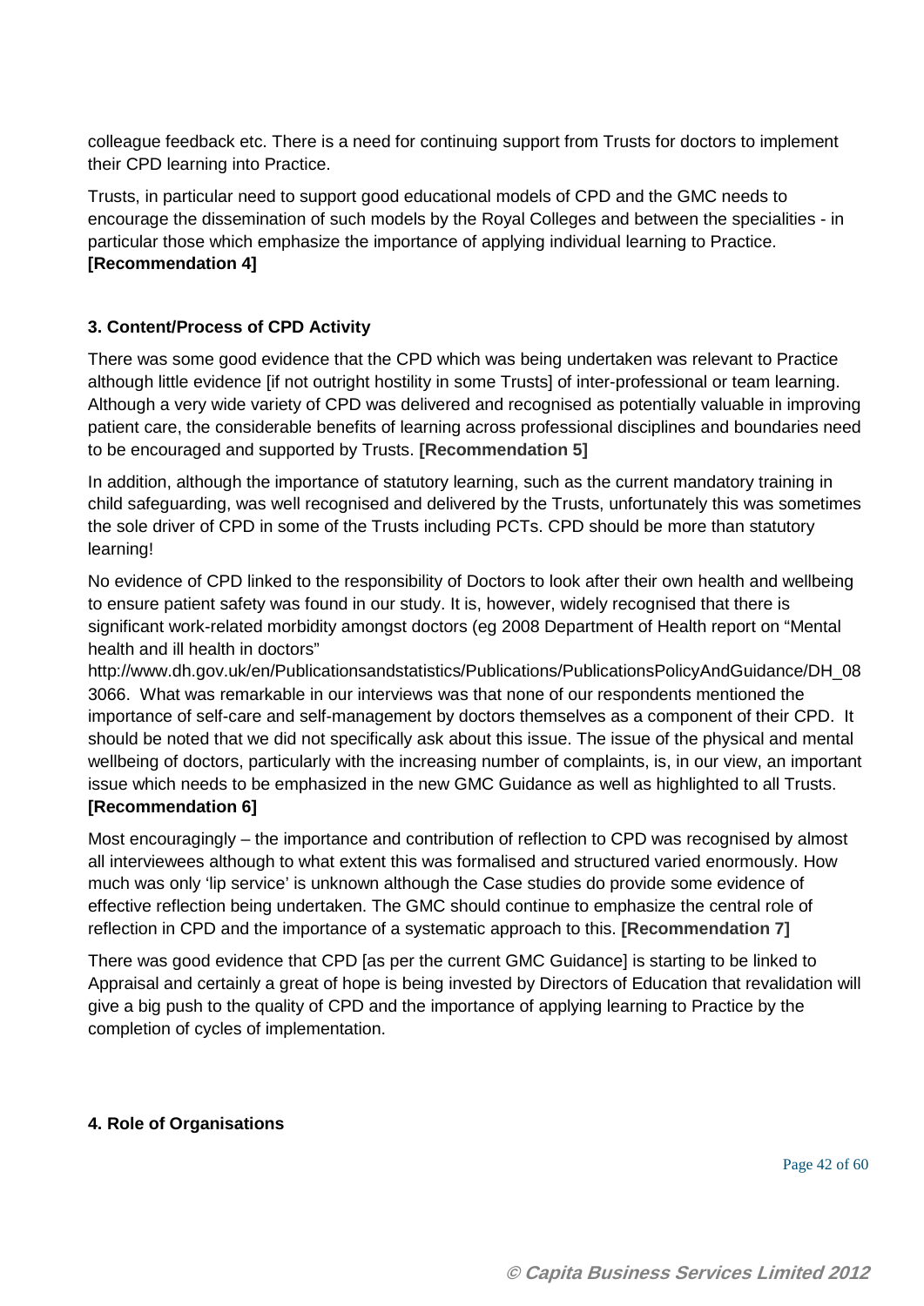colleague feedback etc. There is a need for continuing support from Trusts for doctors to implement their CPD learning into Practice.

Trusts, in particular need to support good educational models of CPD and the GMC needs to encourage the dissemination of such models by the Royal Colleges and between the specialities - in particular those which emphasize the importance of applying individual learning to Practice. **[Recommendation 4]**

### 3. Content/Process of CPD Activity

There was some good evidence that the CPD which was being undertaken was relevant to Practice although little evidence [if not outright hostility in some Trusts] of inter-professional or team learning. Although a very wide variety of CPD was delivered and recognised as potentially valuable in improving patient care, the considerable benefits of learning across professional disciplines and boundaries need to be encouraged and supported by Trusts. **[Recommendation 5]**

In addition, although the importance of statutory learning, such as the current mandatory training in child safeguarding, was well recognised and delivered by the Trusts, unfortunately this was sometimes the sole driver of CPD in some of the Trusts including PCTs. CPD should be more than statutory learning!

No evidence of CPD linked to the responsibility of Doctors to look after their own health and wellbeing to ensure patient safety was found in our study. It is, however, widely recognised that there is significant work-related morbidity amongst doctors (eg 2008 Department of Health report on "Mental health and ill health in doctors" http://www.dh.gov.uk/en/Publicationsandstatistics/Publications/PublicationsPolicyAndGuidance/DH_083066. What was remarkable in our interviews was that none of our respondents mentioned the importance of self-care and self-management by doctors themselves as a component of their CPD. It should be noted that we did not specifically ask about this issue. The issue of the physical and mental wellbeing of doctors, particularly with the increasing number of complaints, is, in our view, an important issue which needs to be emphasized in the new GMC Guidance as well as highlighted to all Trusts. **[Recommendation 6]**

Most encouragingly – the importance and contribution of reflection to CPD was recognised by almost all interviewees although to what extent this was formalised and structured varied enormously. How much was only 'lip service' is unknown although the Case studies do provide some evidence of effective reflection being undertaken. The GMC should continue to emphasize the central role of reflection in CPD and the importance of a systematic approach to this. **[Recommendation 7]**

There was good evidence that CPD [as per the current GMC Guidance] is starting to be linked to Appraisal and certainly a great of hope is being invested by Directors of Education that revalidation will give a big push to the quality of CPD and the importance of applying learning to Practice by the completion of cycles of implementation.

### 4. Role of Organisations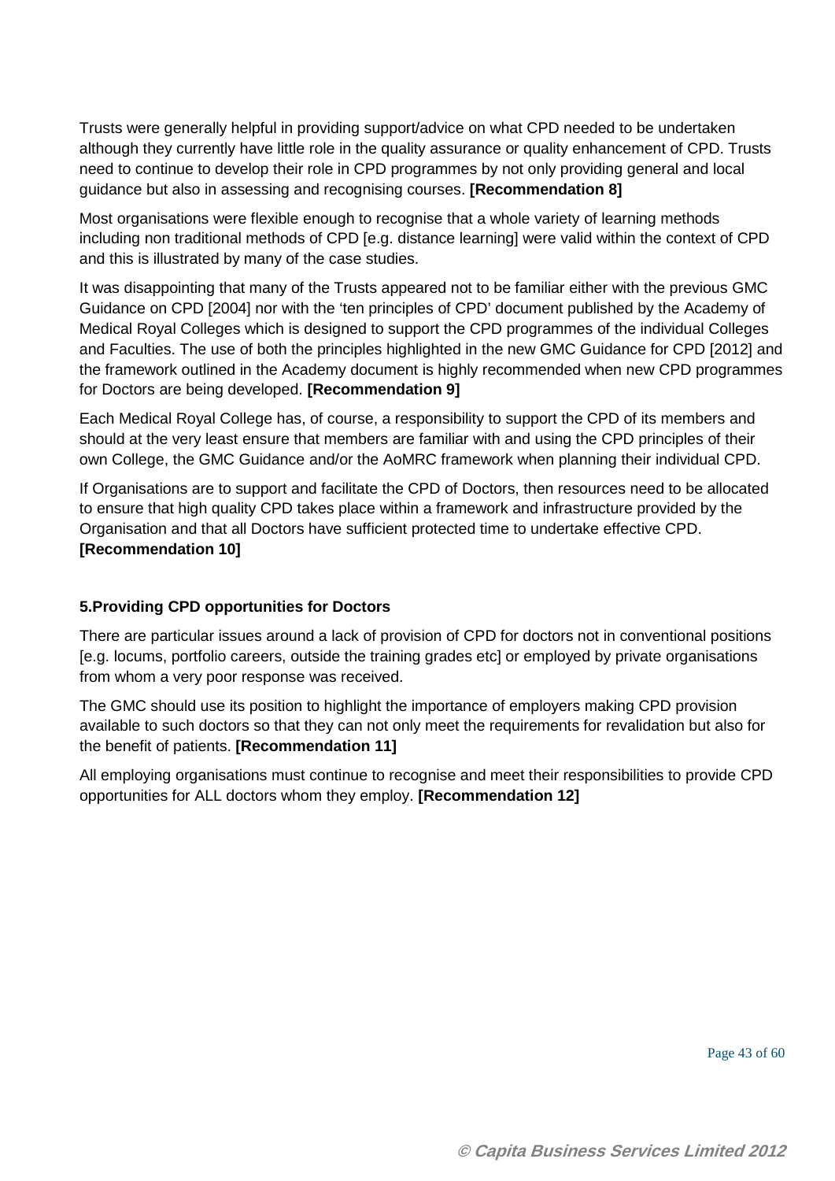Trusts were generally helpful in providing support/advice on what CPD needed to be undertaken although they currently have little role in the quality assurance or quality enhancement of CPD. Trusts need to continue to develop their role in CPD programmes by not only providing general and local guidance but also in assessing and recognising courses. **[Recommendation 8]**

Most organisations were flexible enough to recognise that a whole variety of learning methods including non traditional methods of CPD [e.g. distance learning] were valid within the context of CPD and this is illustrated by many of the case studies.

It was disappointing that many of the Trusts appeared not to be familiar either with the previous GMC Guidance on CPD [2004] nor with the 'ten principles of CPD' document published by the Academy of Medical Royal Colleges which is designed to support the CPD programmes of the individual Colleges and Faculties. The use of both the principles highlighted in the new GMC Guidance for CPD [2012] and the framework outlined in the Academy document is highly recommended when new CPD programmes for Doctors are being developed. **[Recommendation 9]**

Each Medical Royal College has, of course, a responsibility to support the CPD of its members and should at the very least ensure that members are familiar with and using the CPD principles of their own College, the GMC Guidance and/or the AoMRC framework when planning their individual CPD.

If Organisations are to support and facilitate the CPD of Doctors, then resources need to be allocated to ensure that high quality CPD takes place within a framework and infrastructure provided by the Organisation and that all Doctors have sufficient protected time to undertake effective CPD. **[Recommendation 10]**

### 5.Providing CPD opportunities for Doctors

There are particular issues around a lack of provision of CPD for doctors not in conventional positions [e.g. locums, portfolio careers, outside the training grades etc] or employed by private organisations from whom a very poor response was received.

The GMC should use its position to highlight the importance of employers making CPD provision available to such doctors so that they can not only meet the requirements for revalidation but also for the benefit of patients. **[Recommendation 11]**

All employing organisations must continue to recognise and meet their responsibilities to provide CPD opportunities for ALL doctors whom they employ. **[Recommendation 12]**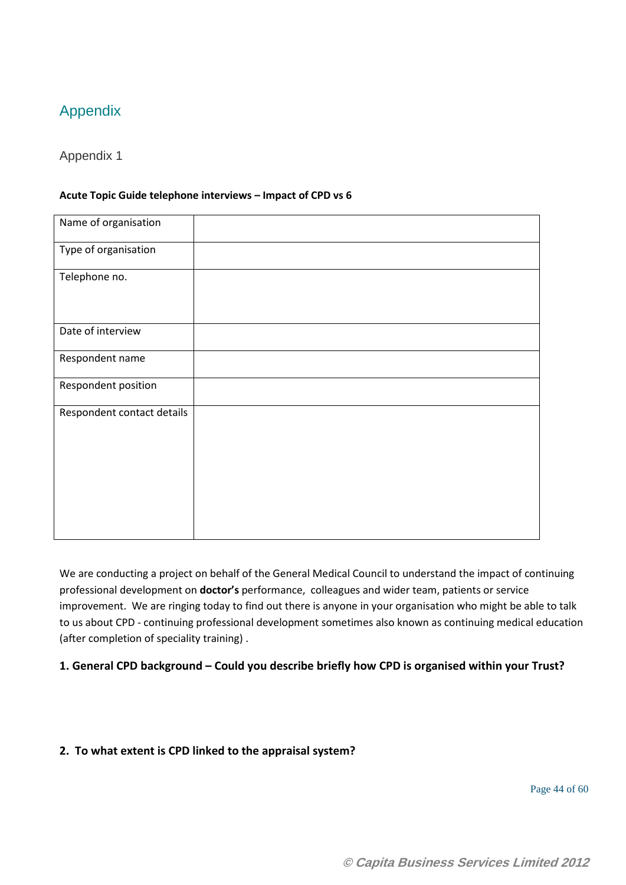# Appendix

## Appendix 1

**Acute Topic Guide telephone interviews – Impact of CPD vs 6**

| Name of organisation | |
|---|---|
| Type of organisation | |
| Telephone no. | |
| Date of interview | |
| Respondent name | |
| Respondent position | |
| Respondent contact details | |

We are conducting a project on behalf of the General Medical Council to understand the impact of continuing professional development on **doctor's** performance, colleagues and wider team, patients or service improvement. We are ringing today to find out there is anyone in your organisation who might be able to talk to us about CPD - continuing professional development sometimes also known as continuing medical education (after completion of speciality training) .

**1. General CPD background – Could you describe briefly how CPD is organised within your Trust?**

**2. To what extent is CPD linked to the appraisal system?**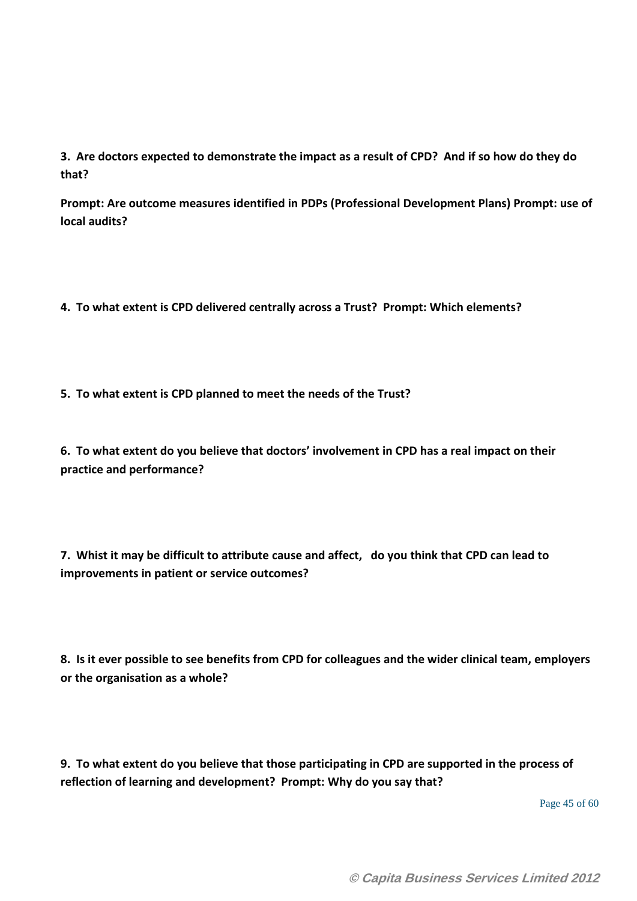**3. Are doctors expected to demonstrate the impact as a result of CPD? And if so how do they do that?**

**Prompt: Are outcome measures identified in PDPs (Professional Development Plans) Prompt: use of local audits?**

**4. To what extent is CPD delivered centrally across a Trust? Prompt: Which elements?**

**5. To what extent is CPD planned to meet the needs of the Trust?**

**6. To what extent do you believe that doctors' involvement in CPD has a real impact on their practice and performance?**

**7. Whist it may be difficult to attribute cause and affect, do you think that CPD can lead to improvements in patient or service outcomes?**

**8. Is it ever possible to see benefits from CPD for colleagues and the wider clinical team, employers or the organisation as a whole?**

**9. To what extent do you believe that those participating in CPD are supported in the process of reflection of learning and development? Prompt: Why do you say that?**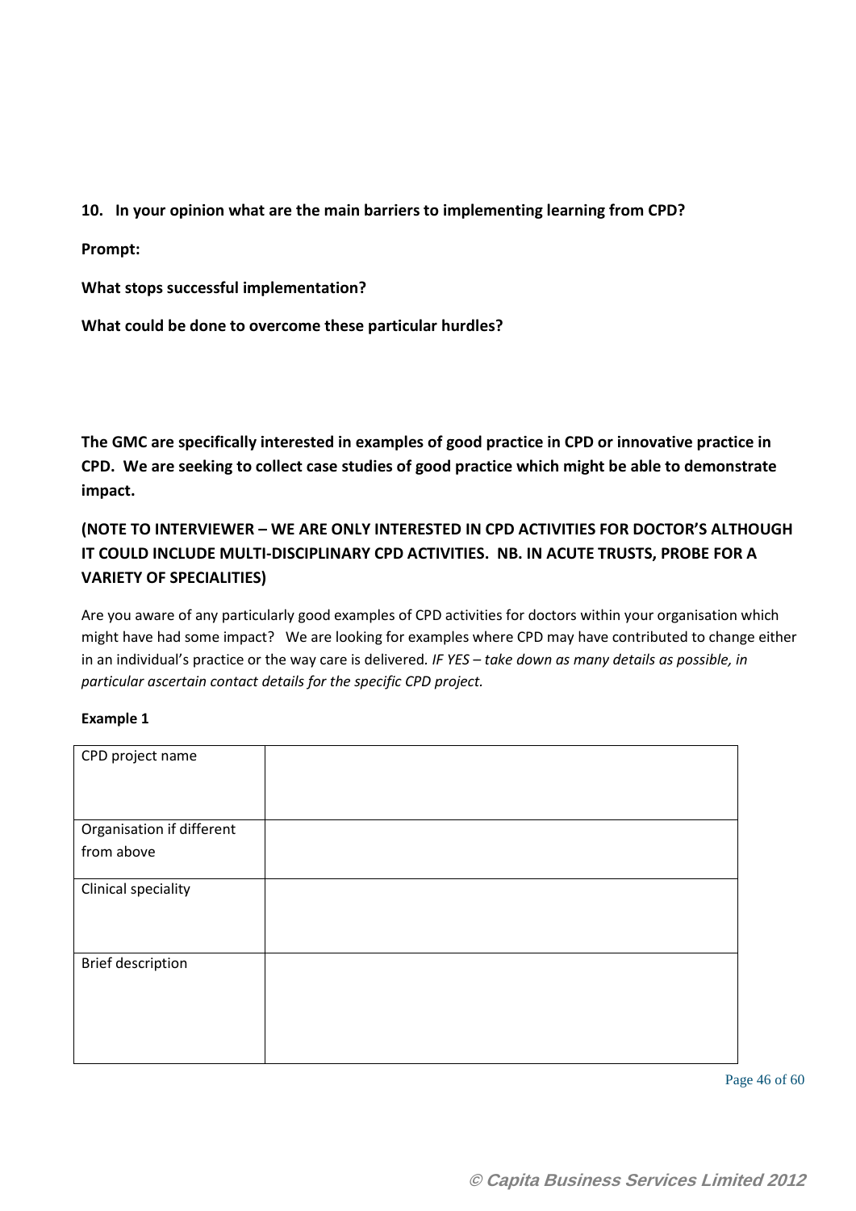**10. In your opinion what are the main barriers to implementing learning from CPD?**

**Prompt:**

**What stops successful implementation?**

**What could be done to overcome these particular hurdles?**

**The GMC are specifically interested in examples of good practice in CPD or innovative practice in CPD. We are seeking to collect case studies of good practice which might be able to demonstrate impact.**

**(NOTE TO INTERVIEWER – WE ARE ONLY INTERESTED IN CPD ACTIVITIES FOR DOCTOR'S ALTHOUGH IT COULD INCLUDE MULTI-DISCIPLINARY CPD ACTIVITIES. NB. IN ACUTE TRUSTS, PROBE FOR A VARIETY OF SPECIALITIES)**

Are you aware of any particularly good examples of CPD activities for doctors within your organisation which might have had some impact? We are looking for examples where CPD may have contributed to change either in an individual's practice or the way care is delivered. *IF YES – take down as many details as possible, in particular ascertain contact details for the specific CPD project.*

**Example 1**

| | |
|---|---|
| CPD project name | |
| Organisation if different from above | |
| Clinical speciality | |
| Brief description | |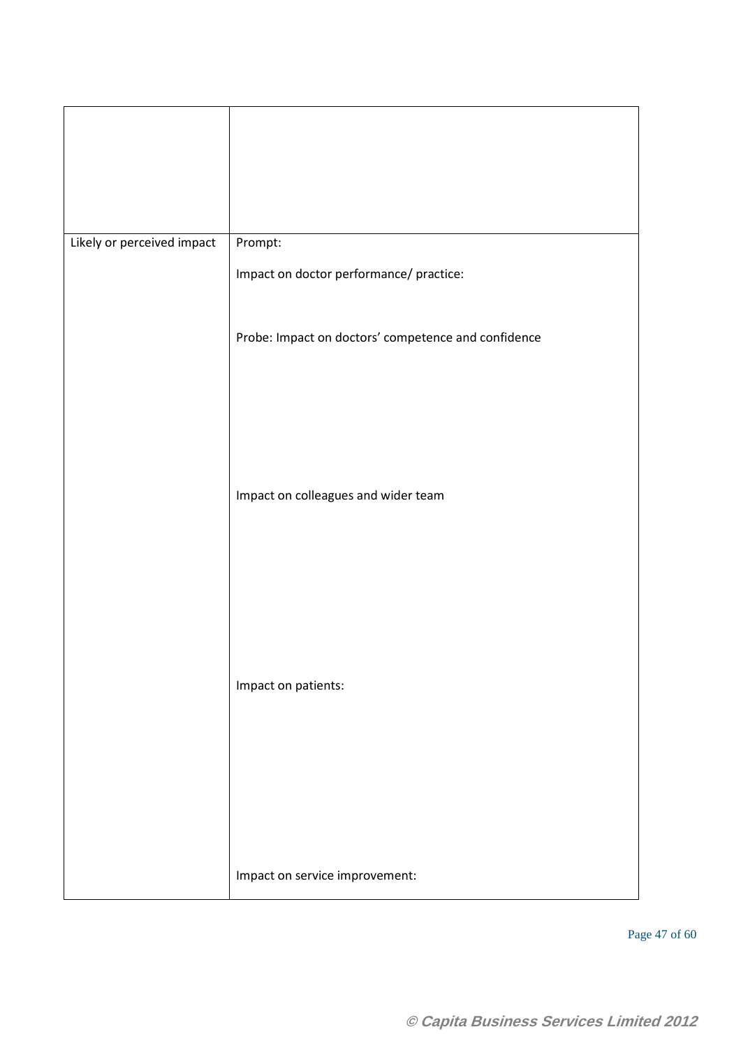| | |
|---|---|
| | |
| Likely or perceived impact | Prompt:<br><br>Impact on doctor performance/ practice:<br><br>Probe: Impact on doctors' competence and confidence<br><br>Impact on colleagues and wider team<br><br>Impact on patients:<br><br>Impact on service improvement: |

© Capita Business Services Limited 2012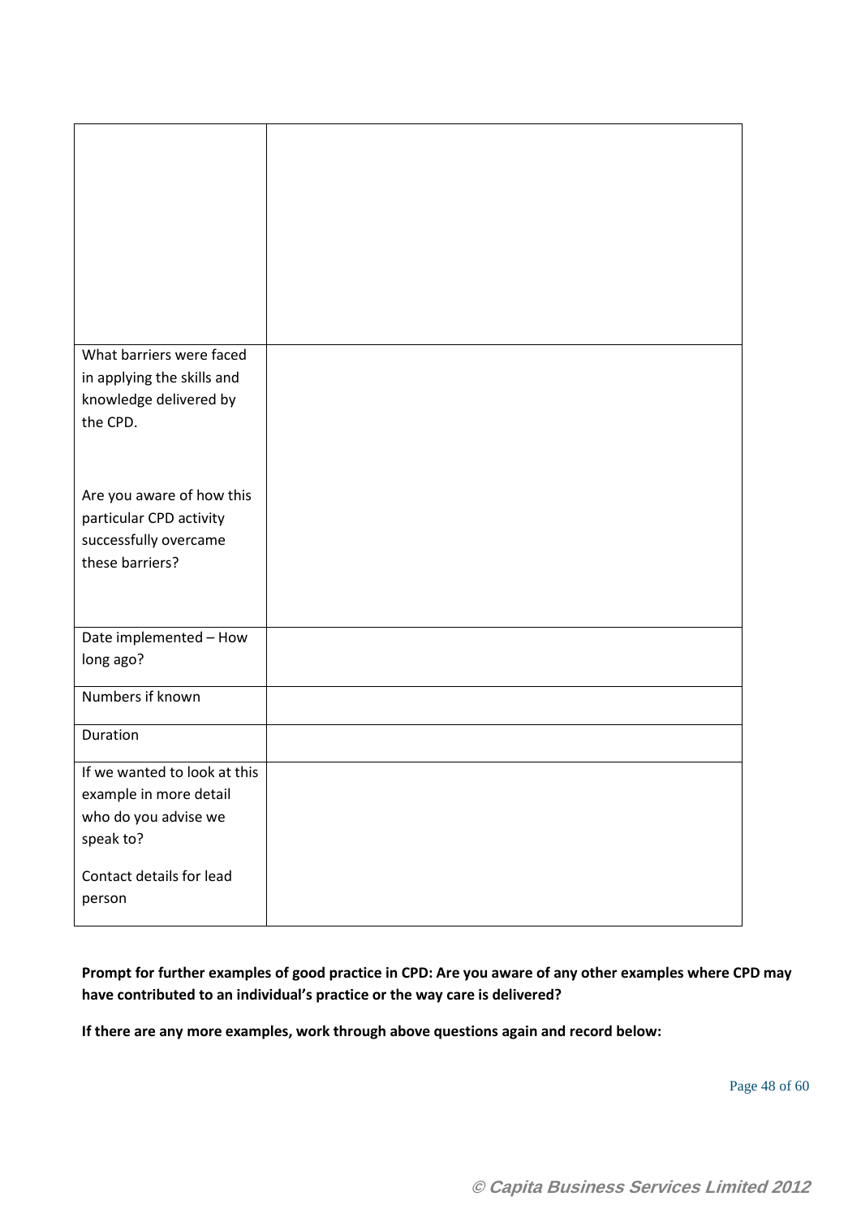| | |
|---|---|
| | |
| What barriers were faced in applying the skills and knowledge delivered by the CPD.<br><br>Are you aware of how this particular CPD activity successfully overcame these barriers? | |
| Date implemented – How long ago? | |
| Numbers if known | |
| Duration | |
| If we wanted to look at this example in more detail who do you advise we speak to?<br><br>Contact details for lead person | |

**Prompt for further examples of good practice in CPD: Are you aware of any other examples where CPD may have contributed to an individual's practice or the way care is delivered?**

**If there are any more examples, work through above questions again and record below:**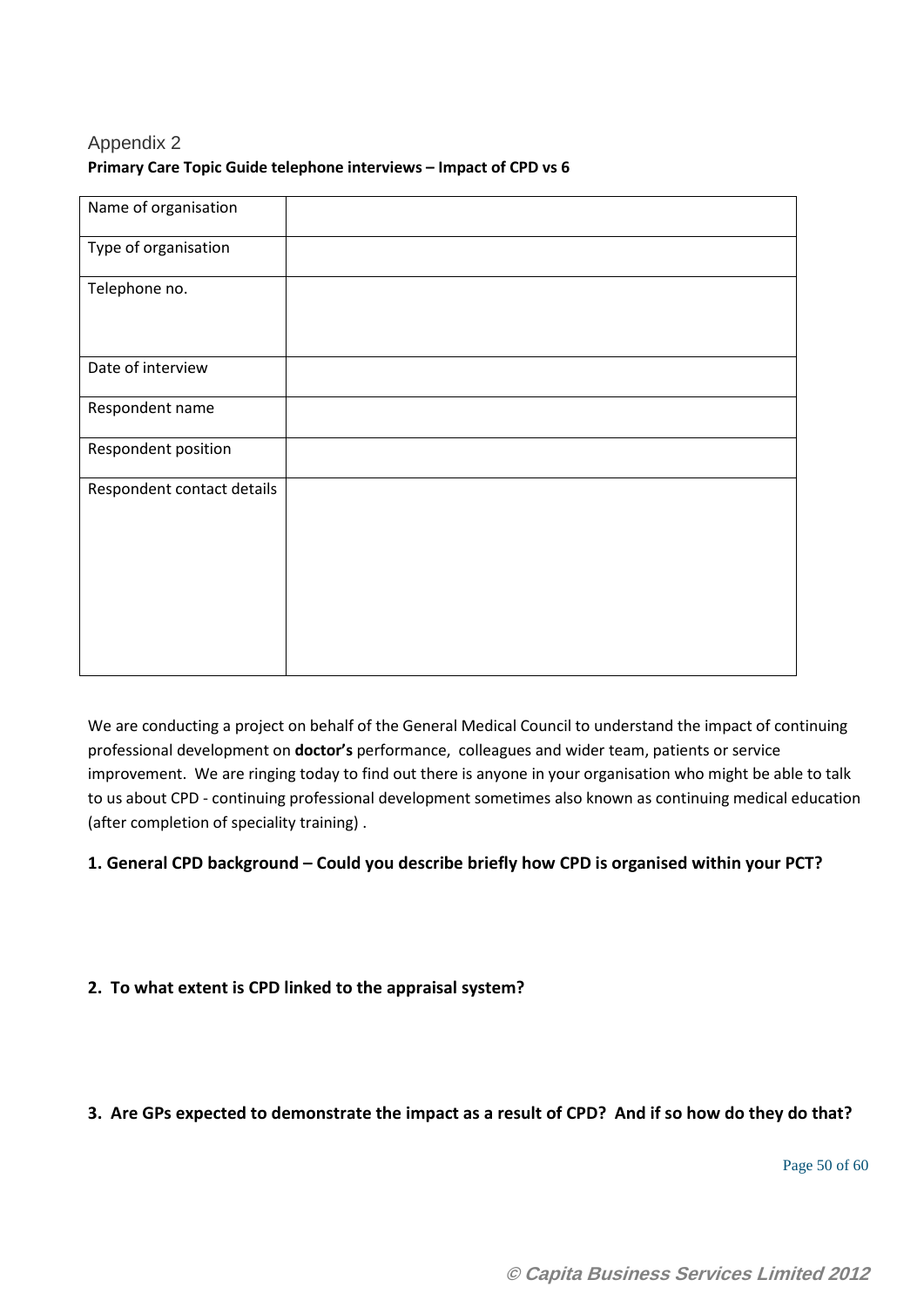## Appendix 2

**Primary Care Topic Guide telephone interviews – Impact of CPD vs 6**

| Name of organisation | |
|---|---|
| Type of organisation | |
| Telephone no. | |
| Date of interview | |
| Respondent name | |
| Respondent position | |
| Respondent contact details | |

We are conducting a project on behalf of the General Medical Council to understand the impact of continuing professional development on **doctor's** performance, colleagues and wider team, patients or service improvement. We are ringing today to find out there is anyone in your organisation who might be able to talk to us about CPD - continuing professional development sometimes also known as continuing medical education (after completion of speciality training) .

**1. General CPD background – Could you describe briefly how CPD is organised within your PCT?**

**2. To what extent is CPD linked to the appraisal system?**

**3. Are GPs expected to demonstrate the impact as a result of CPD? And if so how do they do that?**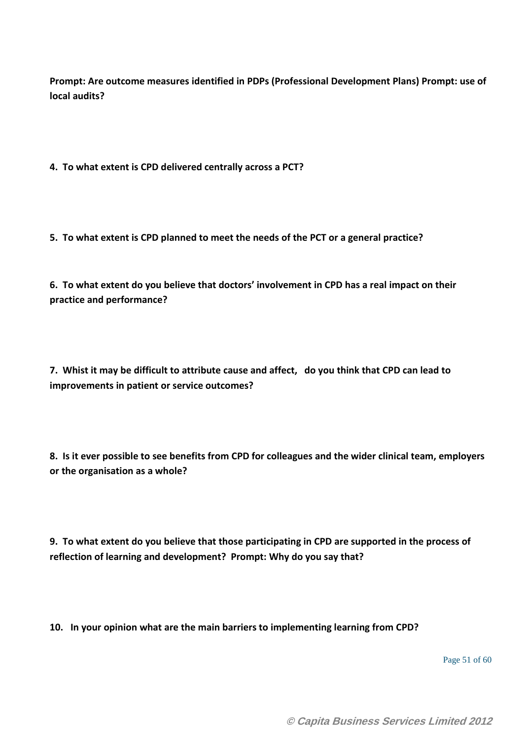**Prompt: Are outcome measures identified in PDPs (Professional Development Plans) Prompt: use of local audits?**

**4. To what extent is CPD delivered centrally across a PCT?**

**5. To what extent is CPD planned to meet the needs of the PCT or a general practice?**

**6. To what extent do you believe that doctors' involvement in CPD has a real impact on their practice and performance?**

**7. Whist it may be difficult to attribute cause and affect, do you think that CPD can lead to improvements in patient or service outcomes?**

**8. Is it ever possible to see benefits from CPD for colleagues and the wider clinical team, employers or the organisation as a whole?**

**9. To what extent do you believe that those participating in CPD are supported in the process of reflection of learning and development? Prompt: Why do you say that?**

**10. In your opinion what are the main barriers to implementing learning from CPD?**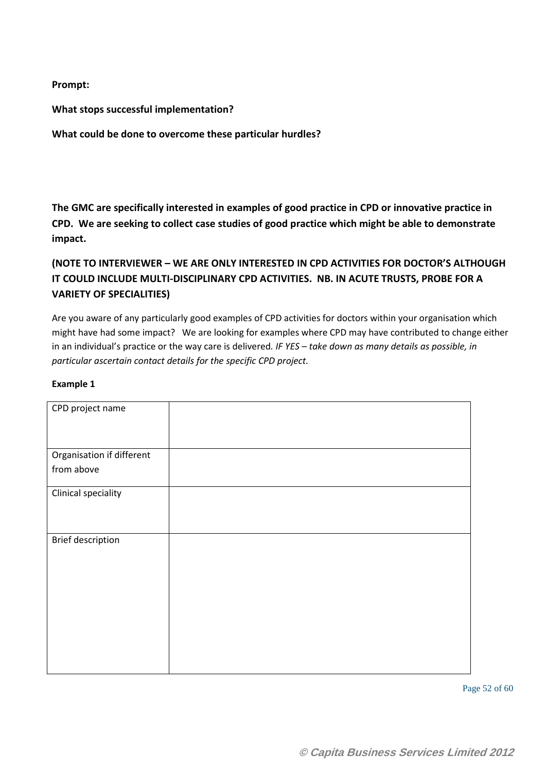**Prompt:**

**What stops successful implementation?**

**What could be done to overcome these particular hurdles?**

**The GMC are specifically interested in examples of good practice in CPD or innovative practice in CPD. We are seeking to collect case studies of good practice which might be able to demonstrate impact.**

**(NOTE TO INTERVIEWER – WE ARE ONLY INTERESTED IN CPD ACTIVITIES FOR DOCTOR'S ALTHOUGH IT COULD INCLUDE MULTI-DISCIPLINARY CPD ACTIVITIES. NB. IN ACUTE TRUSTS, PROBE FOR A VARIETY OF SPECIALITIES)**

Are you aware of any particularly good examples of CPD activities for doctors within your organisation which might have had some impact? We are looking for examples where CPD may have contributed to change either in an individual's practice or the way care is delivered. *IF YES – take down as many details as possible, in particular ascertain contact details for the specific CPD project.*

**Example 1**

| | |
|---|---|
| CPD project name | |
| Organisation if different from above | |
| Clinical speciality | |
| Brief description | |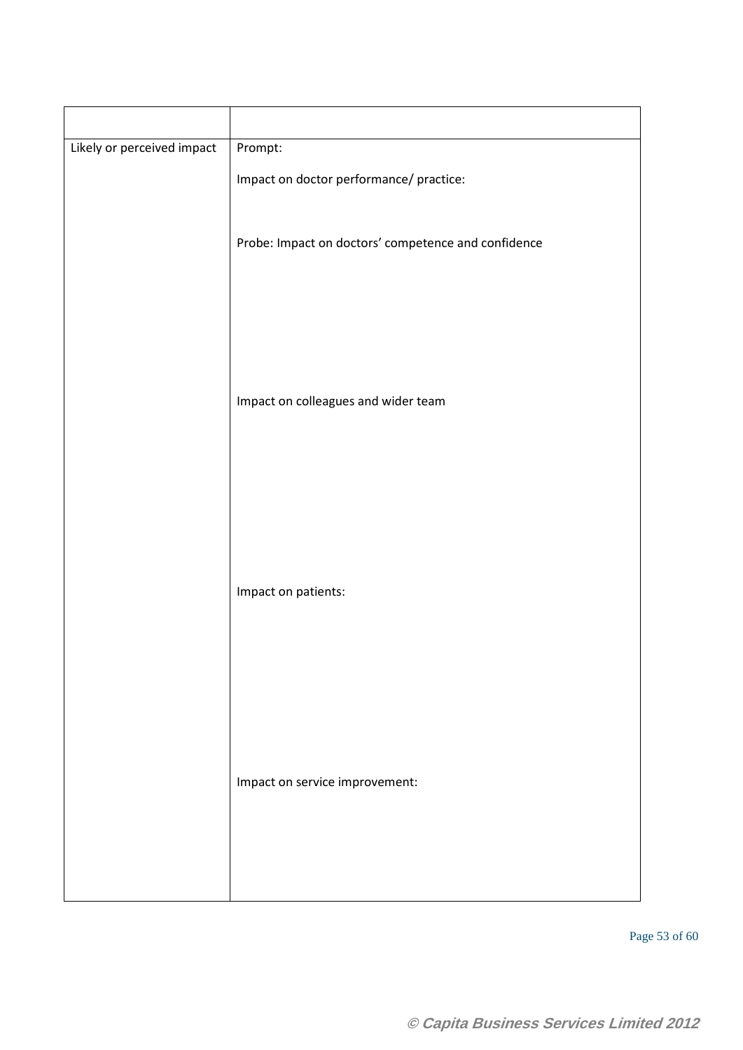| | |
|---|---|
| Likely or perceived impact | Prompt:<br><br>Impact on doctor performance/ practice:<br><br>Probe: Impact on doctors' competence and confidence<br><br>Impact on colleagues and wider team<br><br>Impact on patients:<br><br>Impact on service improvement: |

© Capita Business Services Limited 2012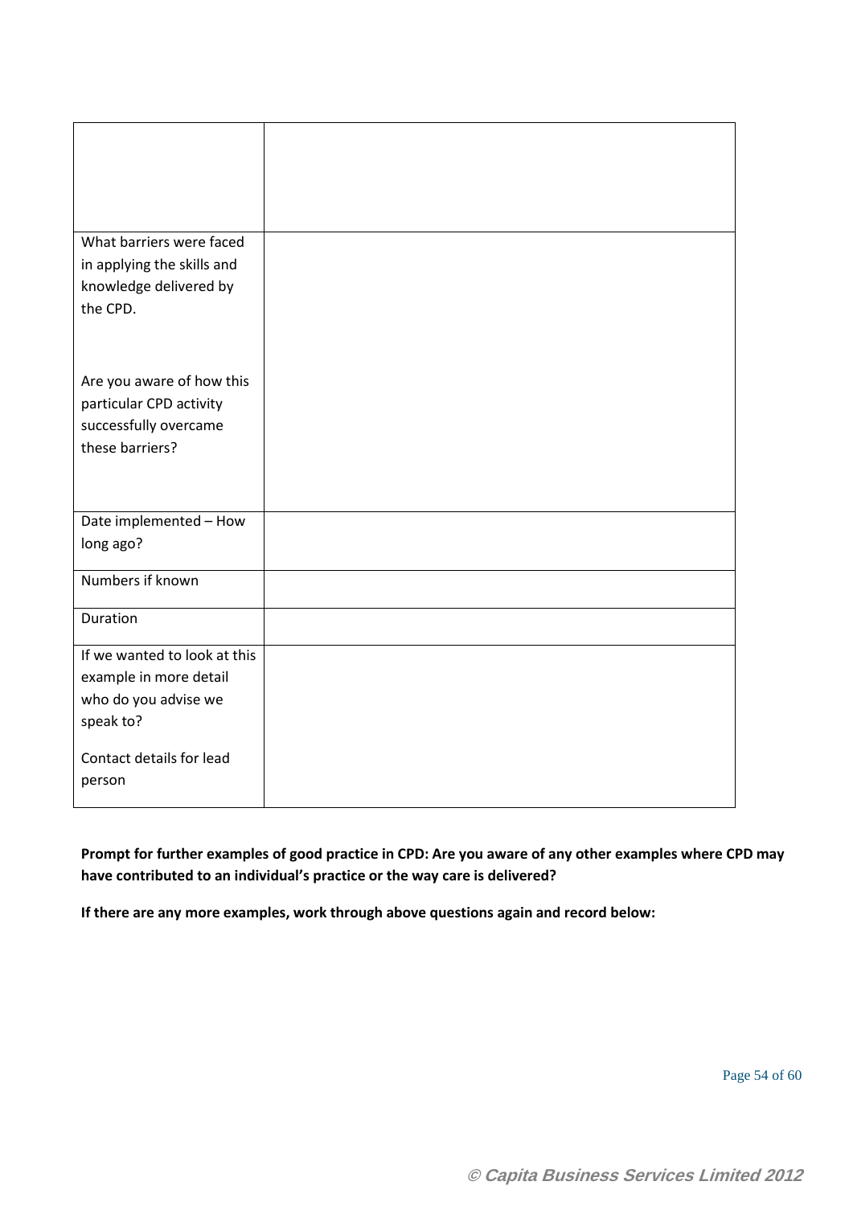| | |
|---|---|
| | |
| What barriers were faced in applying the skills and knowledge delivered by the CPD.<br><br>Are you aware of how this particular CPD activity successfully overcame these barriers? | |
| Date implemented – How long ago? | |
| Numbers if known | |
| Duration | |
| If we wanted to look at this example in more detail who do you advise we speak to?<br><br>Contact details for lead person | |

**Prompt for further examples of good practice in CPD: Are you aware of any other examples where CPD may have contributed to an individual's practice or the way care is delivered?**

**If there are any more examples, work through above questions again and record below:**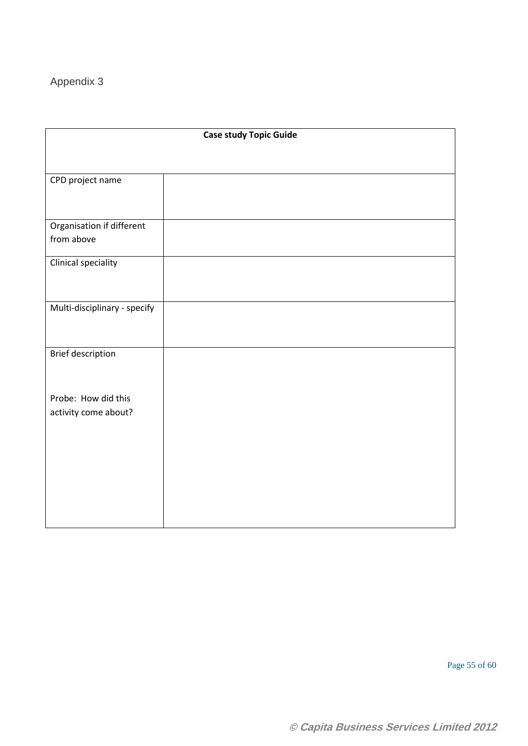Appendix 3

| Case study Topic Guide | |
|---|---|
| CPD project name | |
| Organisation if different from above | |
| Clinical speciality | |
| Multi-disciplinary - specify | |
| Brief description<br><br>Probe: How did this activity come about? | |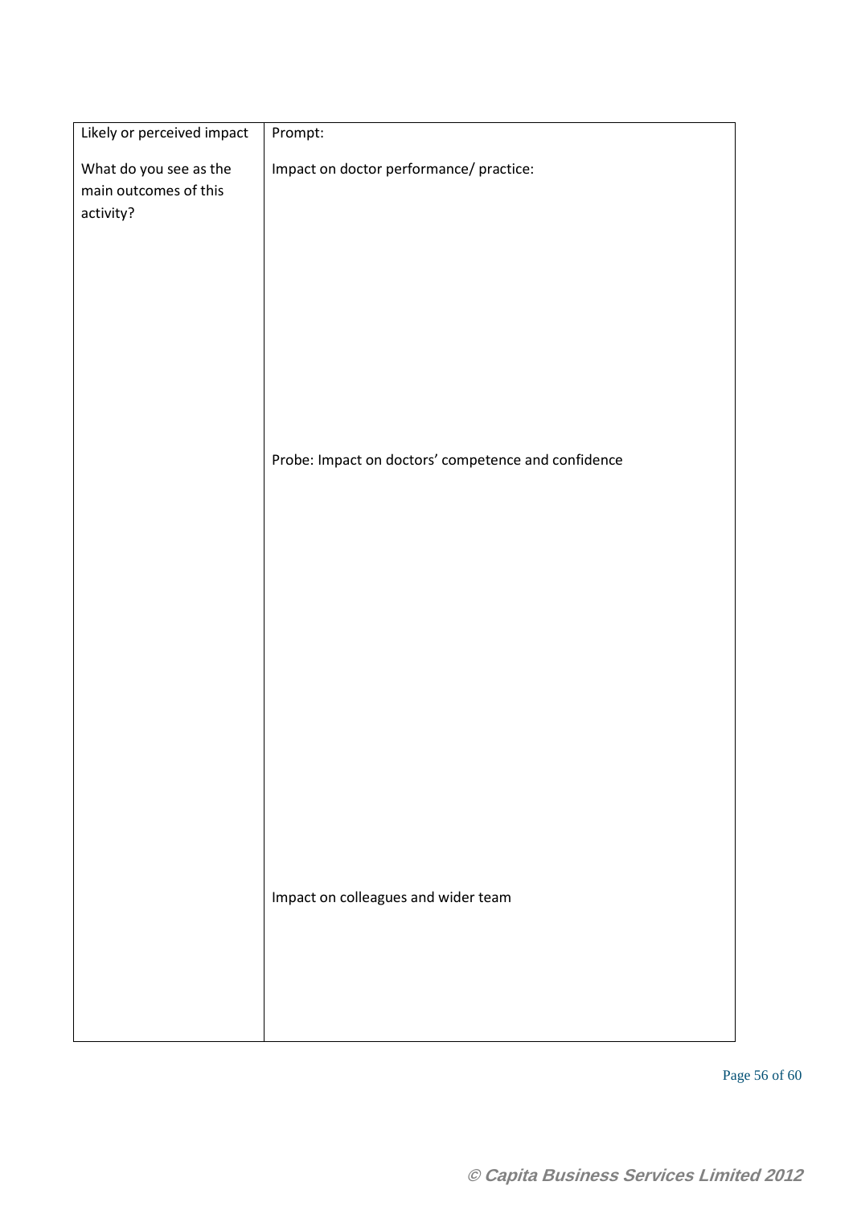| Likely or perceived impact | Prompt: |
| --- | --- |
| What do you see as the main outcomes of this activity? | Impact on doctor performance/ practice:<br><br><br><br><br><br><br><br>Probe: Impact on doctors' competence and confidence<br><br><br><br><br><br><br><br><br><br><br>Impact on colleagues and wider team<br><br><br><br> |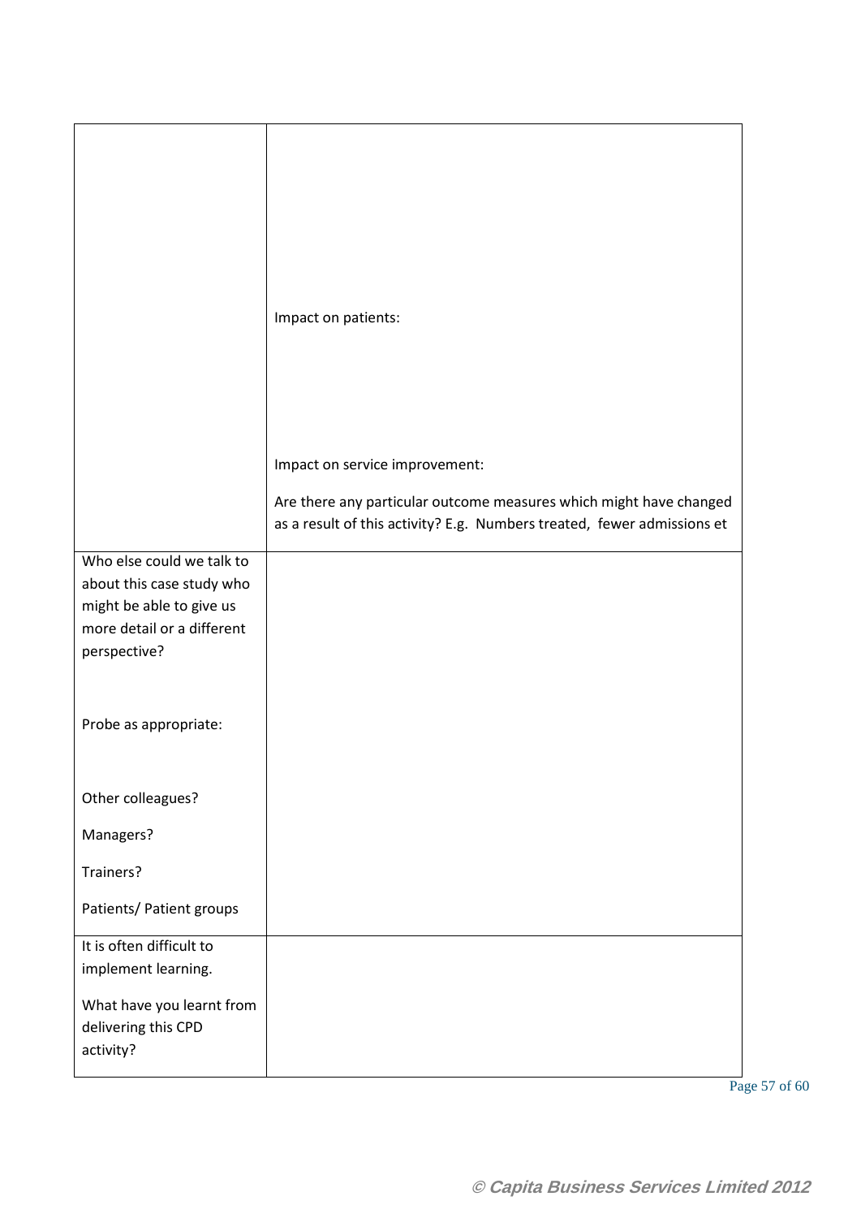| | |
|---|---|
| | Impact on patients:<br><br>Impact on service improvement:<br><br>Are there any particular outcome measures which might have changed as a result of this activity? E.g. Numbers treated, fewer admissions et |
| Who else could we talk to about this case study who might be able to give us more detail or a different perspective?<br><br>Probe as appropriate:<br><br>Other colleagues?<br><br>Managers?<br><br>Trainers?<br><br>Patients/ Patient groups | |
| It is often difficult to implement learning.<br><br>What have you learnt from delivering this CPD activity? | |

© Capita Business Services Limited 2012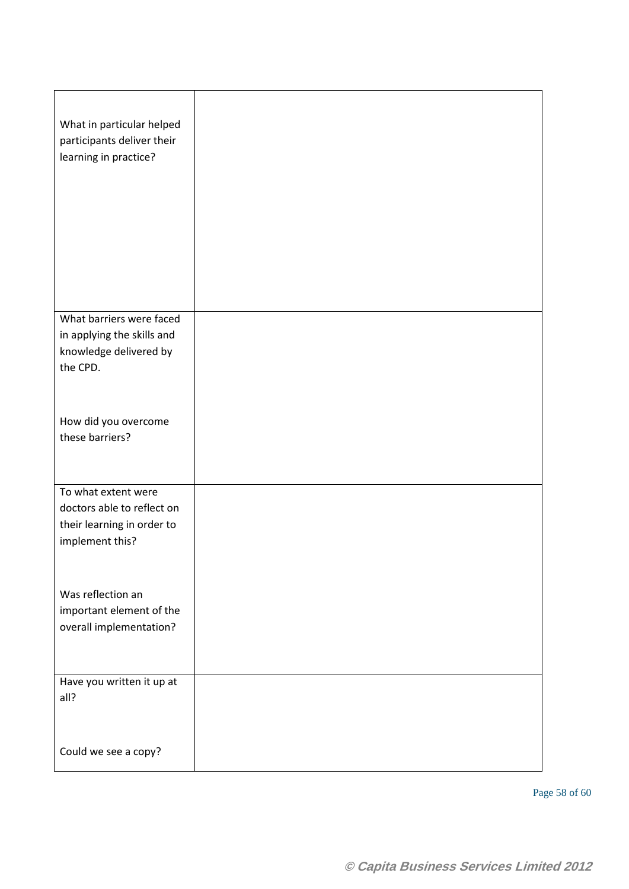| | |
|---|---|
| What in particular helped participants deliver their learning in practice? | |
| What barriers were faced in applying the skills and knowledge delivered by the CPD.<br><br>How did you overcome these barriers? | |
| To what extent were doctors able to reflect on their learning in order to implement this?<br><br>Was reflection an important element of the overall implementation? | |
| Have you written it up at all?<br><br>Could we see a copy? | |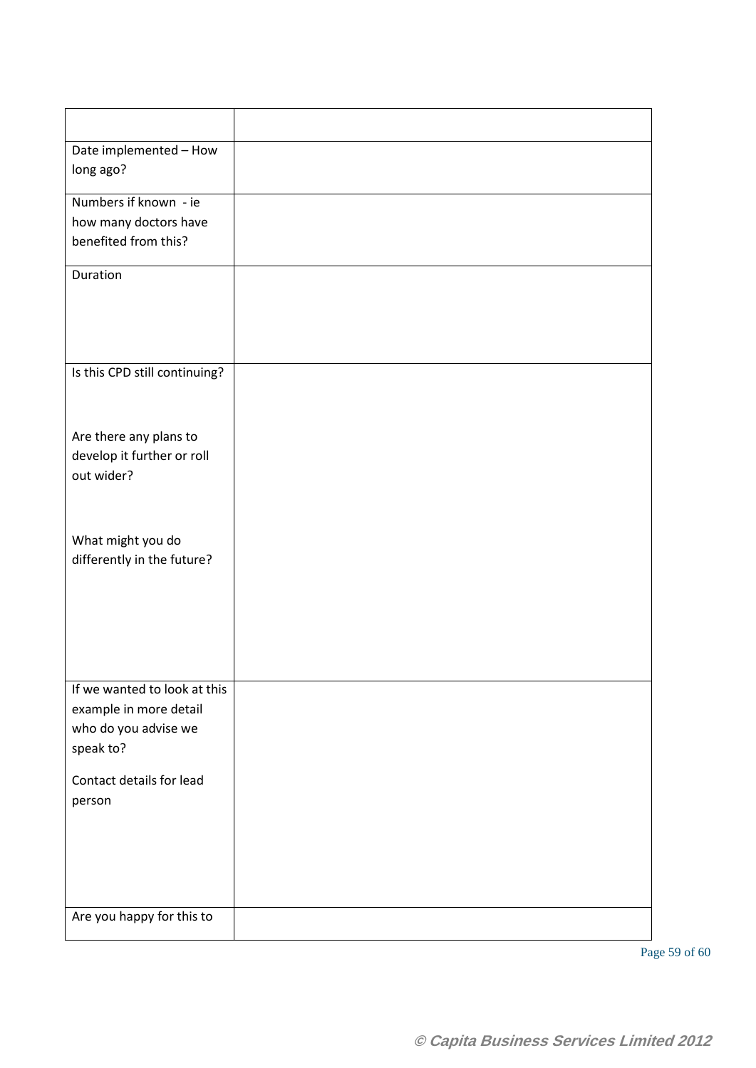| | |
|---|---|
| Date implemented – How long ago? | |
| Numbers if known - ie how many doctors have benefited from this? | |
| Duration | |
| Is this CPD still continuing?<br><br>Are there any plans to develop it further or roll out wider?<br><br>What might you do differently in the future? | |
| If we wanted to look at this example in more detail who do you advise we speak to?<br><br>Contact details for lead person | |
| Are you happy for this to | |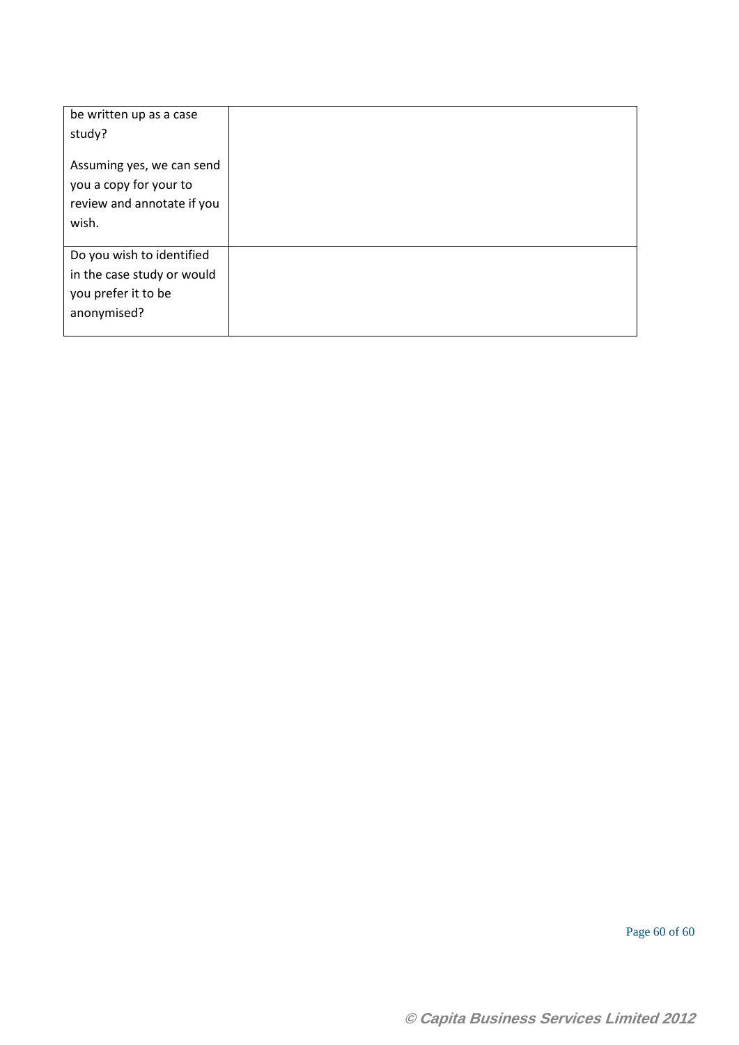| | |
|---|---|
| be written up as a case study?<br><br>Assuming yes, we can send you a copy for your to review and annotate if you wish. | |
| Do you wish to identified in the case study or would you prefer it to be anonymised? | |